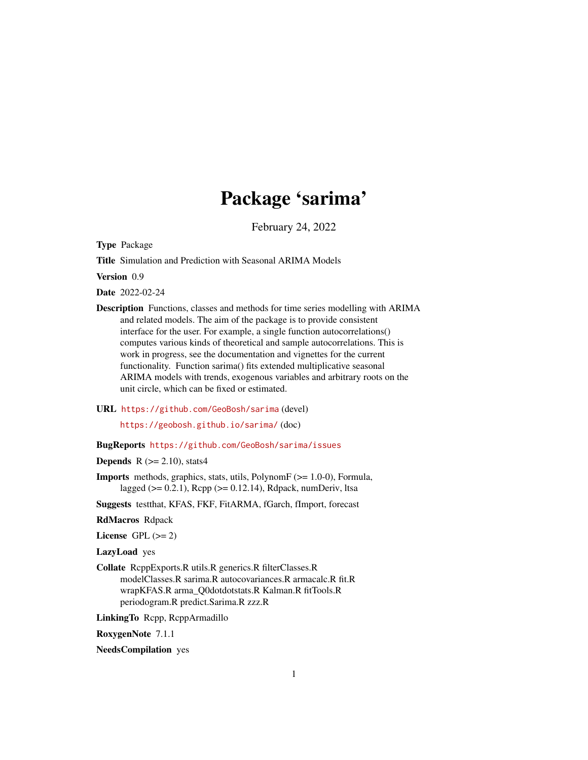# Package 'sarima'

February 24, 2022

**Type** Package

**Title** Simulation and Prediction with Seasonal ARIMA Models

**Version** 0.9

**Date** 2022-02-24

**Description** Functions, classes and methods for time series modelling with ARIMA and related models. The aim of the package is to provide consistent interface for the user. For example, a single function autocorrelations() computes various kinds of theoretical and sample autocorrelations. This is work in progress, see the documentation and vignettes for the current functionality. Function sarima() fits extended multiplicative seasonal ARIMA models with trends, exogenous variables and arbitrary roots on the unit circle, which can be fixed or estimated.

**URL** https://github.com/GeoBosh/sarima (devel)

https://geobosh.github.io/sarima/ (doc)

**BugReports** https://github.com/GeoBosh/sarima/issues

**Depends** R (>= 2.10), stats4

**Imports** methods, graphics, stats, utils, PolynomF (>= 1.0-0), Formula, lagged (>= 0.2.1), Rcpp (>= 0.12.14), Rdpack, numDeriv, ltsa

**Suggests** testthat, KFAS, FKF, FitARMA, fGarch, fImport, forecast

**RdMacros** Rdpack

**License** GPL (>= 2)

**LazyLoad** yes

**Collate** RcppExports.R utils.R generics.R filterClasses.R modelClasses.R sarima.R autocovariances.R armacalc.R fit.R wrapKFAS.R arma_Q0dotdotstats.R Kalman.R fitTools.R periodogram.R predict.Sarima.R zzz.R

**LinkingTo** Rcpp, RcppArmadillo

**RoxygenNote** 7.1.1

**NeedsCompilation** yes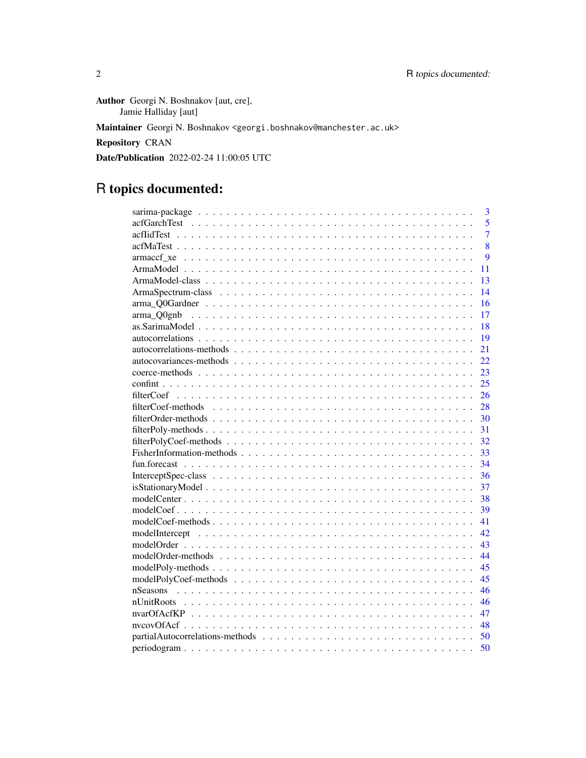**Author** Georgi N. Boshnakov [aut, cre],
Jamie Halliday [aut]

**Maintainer** Georgi N. Boshnakov <georgi.boshnakov@manchester.ac.uk>

**Repository** CRAN

**Date/Publication** 2022-02-24 11:00:05 UTC

# R topics documented:

| | |
|---|---|
| sarima-package | 3 |
| acfGarchTest | 5 |
| acfIidTest | 7 |
| acfMaTest | 8 |
| armaccf_xe | 9 |
| ArmaModel | 11 |
| ArmaModel-class | 13 |
| ArmaSpectrum-class | 14 |
| arma_Q0Gardner | 16 |
| arma_Q0gnb | 17 |
| as.SarimaModel | 18 |
| autocorrelations | 19 |
| autocorrelations-methods | 21 |
| autocovariances-methods | 22 |
| coerce-methods | 23 |
| confint | 25 |
| filterCoef | 26 |
| filterCoef-methods | 28 |
| filterOrder-methods | 30 |
| filterPoly-methods | 31 |
| filterPolyCoef-methods | 32 |
| FisherInformation-methods | 33 |
| fun.forecast | 34 |
| InterceptSpec-class | 36 |
| isStationaryModel | 37 |
| modelCenter | 38 |
| modelCoef | 39 |
| modelCoef-methods | 41 |
| modelIntercept | 42 |
| modelOrder | 43 |
| modelOrder-methods | 44 |
| modelPoly-methods | 45 |
| modelPolyCoef-methods | 45 |
| nSeasons | 46 |
| nUnitRoots | 46 |
| nvarOfAcfKP | 47 |
| nvcovOfAcf | 48 |
| partialAutocorrelations-methods | 50 |
| periodogram | 50 |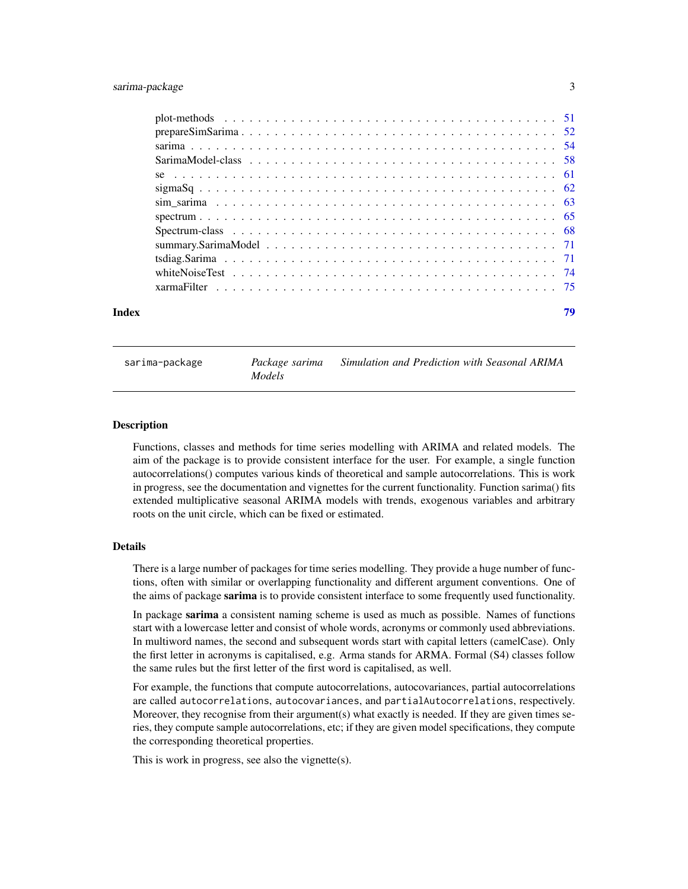plot-methods . . . . . . . . . . . . . . . . . . . . . . . . . . . . . . . . . . . . . . 51
prepareSimSarima . . . . . . . . . . . . . . . . . . . . . . . . . . . . . . . . . . . . 52
sarima . . . . . . . . . . . . . . . . . . . . . . . . . . . . . . . . . . . . . . . . . . 54
SarimaModel-class . . . . . . . . . . . . . . . . . . . . . . . . . . . . . . . . . . . . 58
se . . . . . . . . . . . . . . . . . . . . . . . . . . . . . . . . . . . . . . . . . . . . 61
sigmaSq . . . . . . . . . . . . . . . . . . . . . . . . . . . . . . . . . . . . . . . . . 62
sim_sarima . . . . . . . . . . . . . . . . . . . . . . . . . . . . . . . . . . . . . . . 63
spectrum . . . . . . . . . . . . . . . . . . . . . . . . . . . . . . . . . . . . . . . . 65
Spectrum-class . . . . . . . . . . . . . . . . . . . . . . . . . . . . . . . . . . . . . 68
summary.SarimaModel . . . . . . . . . . . . . . . . . . . . . . . . . . . . . . . . . . 71
tsdiag.Sarima . . . . . . . . . . . . . . . . . . . . . . . . . . . . . . . . . . . . . . 71
whiteNoiseTest . . . . . . . . . . . . . . . . . . . . . . . . . . . . . . . . . . . . . 74
xarmaFilter . . . . . . . . . . . . . . . . . . . . . . . . . . . . . . . . . . . . . . . 75

**Index** 79

---

`sarima-package` *Package sarima Models* *Simulation and Prediction with Seasonal ARIMA*

---

## Description

Functions, classes and methods for time series modelling with ARIMA and related models. The aim of the package is to provide consistent interface for the user. For example, a single function autocorrelations() computes various kinds of theoretical and sample autocorrelations. This is work in progress, see the documentation and vignettes for the current functionality. Function sarima() fits extended multiplicative seasonal ARIMA models with trends, exogenous variables and arbitrary roots on the unit circle, which can be fixed or estimated.

## Details

There is a large number of packages for time series modelling. They provide a huge number of functions, often with similar or overlapping functionality and different argument conventions. One of the aims of package **sarima** is to provide consistent interface to some frequently used functionality.

In package **sarima** a consistent naming scheme is used as much as possible. Names of functions start with a lowercase letter and consist of whole words, acronyms or commonly used abbreviations. In multiword names, the second and subsequent words start with capital letters (camelCase). Only the first letter in acronyms is capitalised, e.g. Arma stands for ARMA. Formal (S4) classes follow the same rules but the first letter of the first word is capitalised, as well.

For example, the functions that compute autocorrelations, autocovariances, partial autocorrelations are called `autocorrelations`, `autocovariances`, and `partialAutocorrelations`, respectively. Moreover, they recognise from their argument(s) what exactly is needed. If they are given times series, they compute sample autocorrelations, etc; if they are given model specifications, they compute the corresponding theoretical properties.

This is work in progress, see also the vignette(s).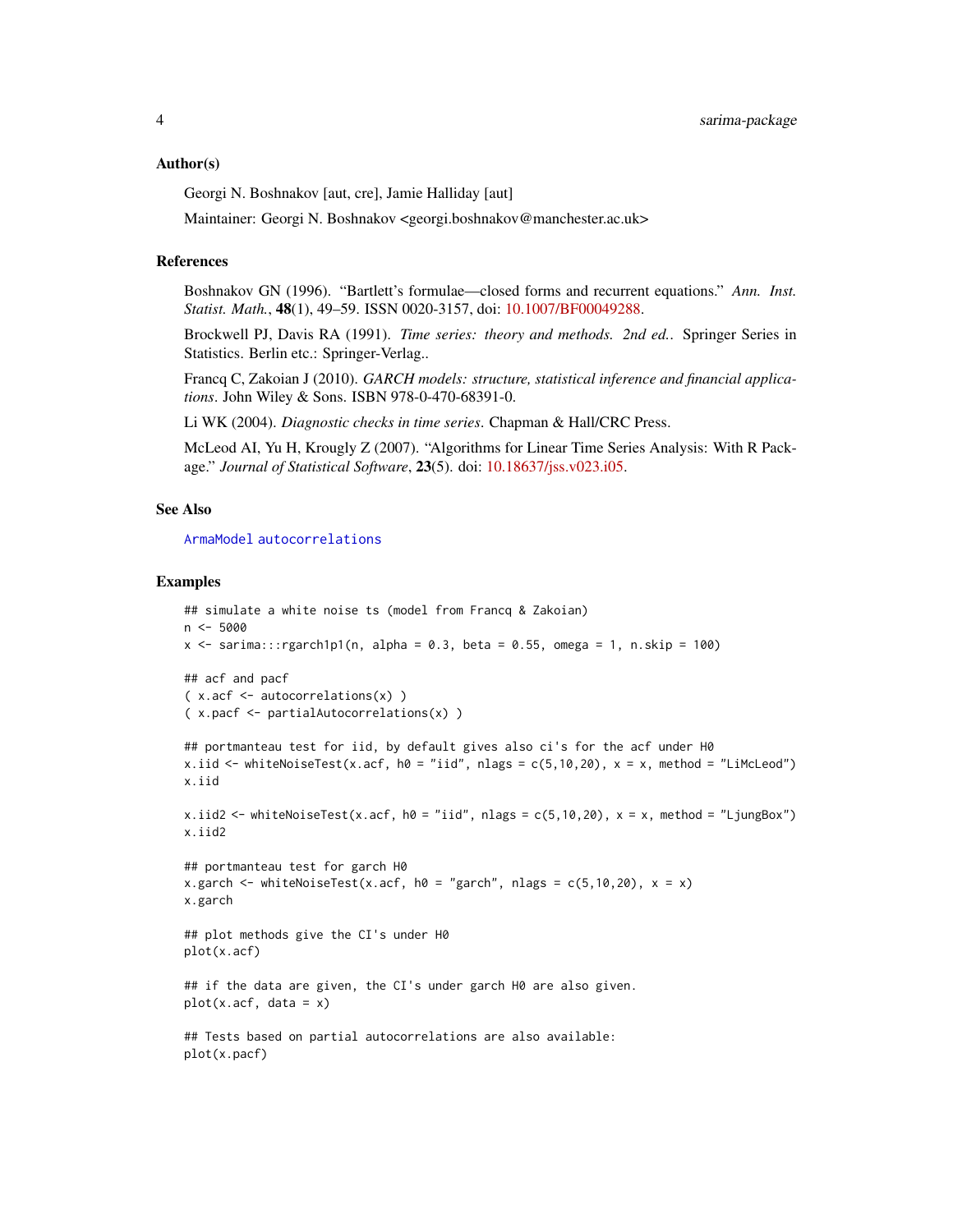### Author(s)

Georgi N. Boshnakov [aut, cre], Jamie Halliday [aut]

Maintainer: Georgi N. Boshnakov <georgi.boshnakov@manchester.ac.uk>

### References

Boshnakov GN (1996). "Bartlett's formulae—closed forms and recurrent equations." *Ann. Inst. Statist. Math.*, **48**(1), 49–59. ISSN 0020-3157, doi: 10.1007/BF00049288.

Brockwell PJ, Davis RA (1991). *Time series: theory and methods. 2nd ed.*. Springer Series in Statistics. Berlin etc.: Springer-Verlag..

Francq C, Zakoian J (2010). *GARCH models: structure, statistical inference and financial applications*. John Wiley & Sons. ISBN 978-0-470-68391-0.

Li WK (2004). *Diagnostic checks in time series*. Chapman & Hall/CRC Press.

McLeod AI, Yu H, Krougly Z (2007). "Algorithms for Linear Time Series Analysis: With R Package." *Journal of Statistical Software*, **23**(5). doi: 10.18637/jss.v023.i05.

### See Also

`ArmaModel` `autocorrelations`

### Examples

```
## simulate a white noise ts (model from Francq & Zakoian)
n <- 5000
x <- sarima:::rgarch1p1(n, alpha = 0.3, beta = 0.55, omega = 1, n.skip = 100)

## acf and pacf
( x.acf <- autocorrelations(x) )
( x.pacf <- partialAutocorrelations(x) )

## portmanteau test for iid, by default gives also ci's for the acf under H0
x.iid <- whiteNoiseTest(x.acf, h0 = "iid", nlags = c(5,10,20), x = x, method = "LiMcLeod")
x.iid

x.iid2 <- whiteNoiseTest(x.acf, h0 = "iid", nlags = c(5,10,20), x = x, method = "LjungBox")
x.iid2

## portmanteau test for garch H0
x.garch <- whiteNoiseTest(x.acf, h0 = "garch", nlags = c(5,10,20), x = x)
x.garch

## plot methods give the CI's under H0
plot(x.acf)

## if the data are given, the CI's under garch H0 are also given.
plot(x.acf, data = x)

## Tests based on partial autocorrelations are also available:
plot(x.pacf)
```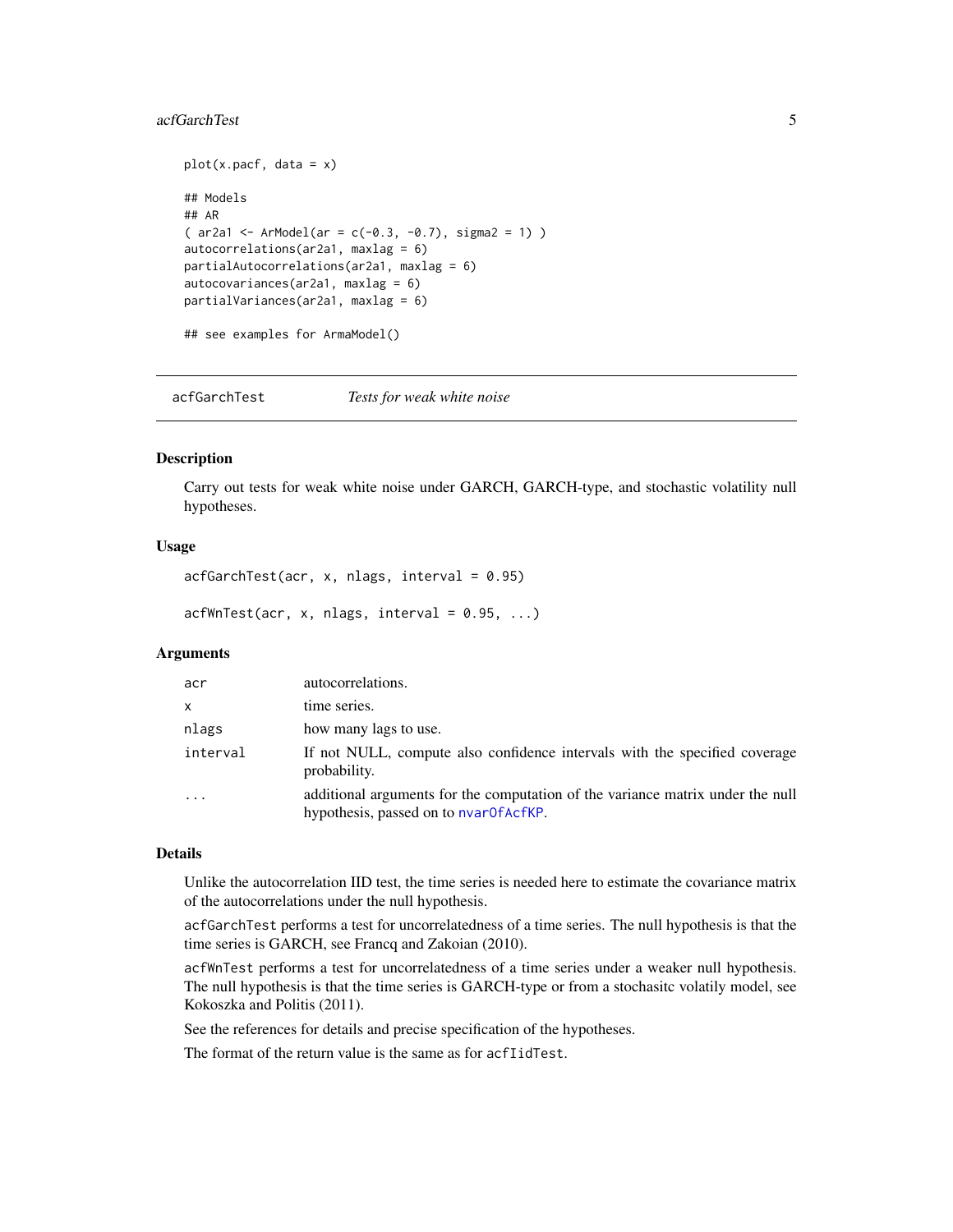```
plot(x.pacf, data = x)

## Models
## AR
( ar2a1 <- ArModel(ar = c(-0.3, -0.7), sigma2 = 1) )
autocorrelations(ar2a1, maxlag = 6)
partialAutocorrelations(ar2a1, maxlag = 6)
autocovariances(ar2a1, maxlag = 6)
partialVariances(ar2a1, maxlag = 6)

## see examples for ArmaModel()
```

---

## acfGarchTest *Tests for weak white noise*

---

### Description

Carry out tests for weak white noise under GARCH, GARCH-type, and stochastic volatility null hypotheses.

### Usage

```
acfGarchTest(acr, x, nlags, interval = 0.95)

acfWnTest(acr, x, nlags, interval = 0.95, ...)
```

### Arguments

| | |
|---|---|
| `acr` | autocorrelations. |
| `x` | time series. |
| `nlags` | how many lags to use. |
| `interval` | If not NULL, compute also confidence intervals with the specified coverage probability. |
| `...` | additional arguments for the computation of the variance matrix under the null hypothesis, passed on to `nvarOfAcfKP`. |

### Details

Unlike the autocorrelation IID test, the time series is needed here to estimate the covariance matrix of the autocorrelations under the null hypothesis.

`acfGarchTest` performs a test for uncorrelatedness of a time series. The null hypothesis is that the time series is GARCH, see Francq and Zakoian (2010).

`acfWnTest` performs a test for uncorrelatedness of a time series under a weaker null hypothesis. The null hypothesis is that the time series is GARCH-type or from a stochasitc volatily model, see Kokoszka and Politis (2011).

See the references for details and precise specification of the hypotheses.

The format of the return value is the same as for `acfIidTest`.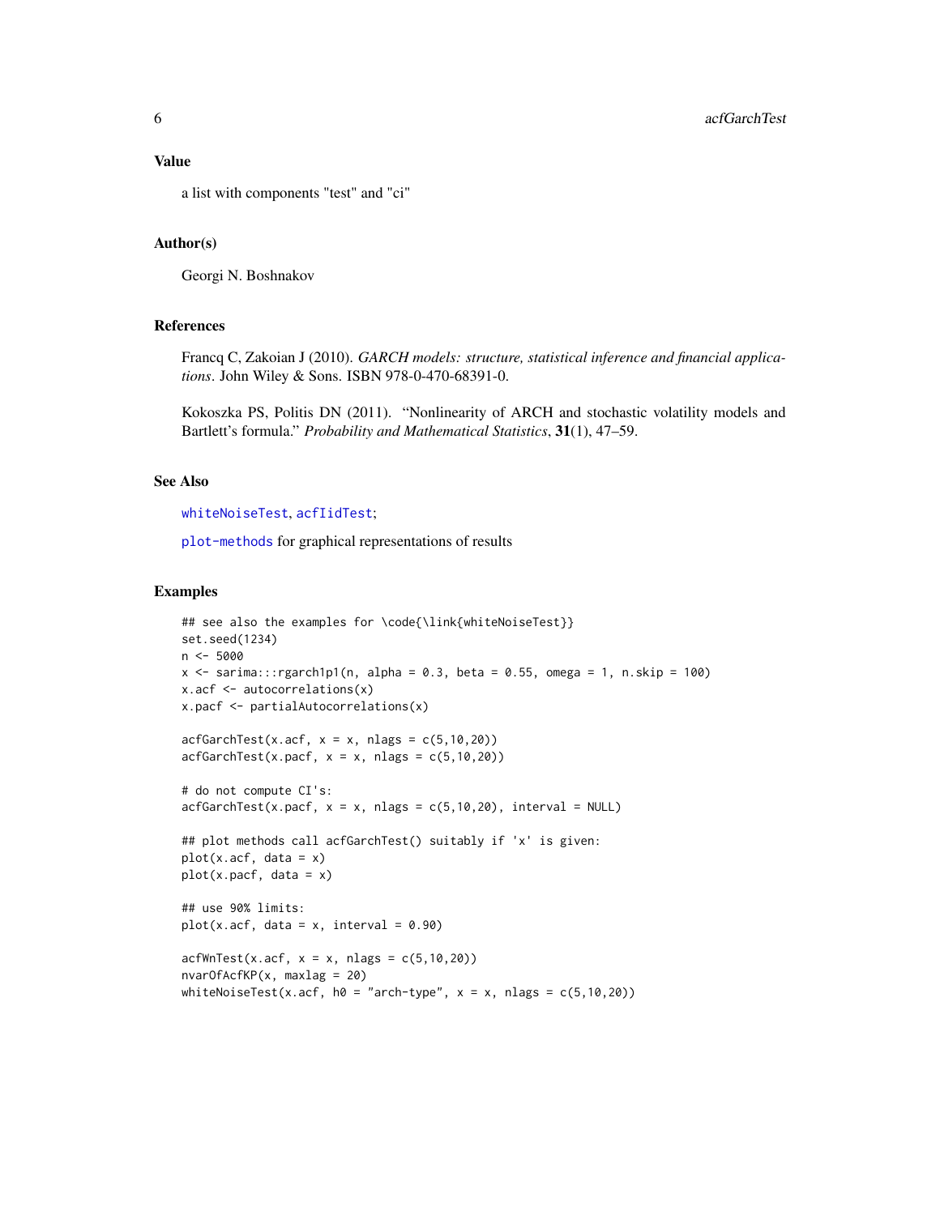## Value

a list with components "test" and "ci"

## Author(s)

Georgi N. Boshnakov

## References

Francq C, Zakoian J (2010). *GARCH models: structure, statistical inference and financial applications*. John Wiley & Sons. ISBN 978-0-470-68391-0.

Kokoszka PS, Politis DN (2011). "Nonlinearity of ARCH and stochastic volatility models and Bartlett's formula." *Probability and Mathematical Statistics*, **31**(1), 47–59.

## See Also

whiteNoiseTest, acfIidTest;

plot-methods for graphical representations of results

## Examples

```
## see also the examples for \code{\link{whiteNoiseTest}}
set.seed(1234)
n <- 5000
x <- sarima:::rgarch1p1(n, alpha = 0.3, beta = 0.55, omega = 1, n.skip = 100)
x.acf <- autocorrelations(x)
x.pacf <- partialAutocorrelations(x)

acfGarchTest(x.acf, x = x, nlags = c(5,10,20))
acfGarchTest(x.pacf, x = x, nlags = c(5,10,20))

# do not compute CI's:
acfGarchTest(x.pacf, x = x, nlags = c(5,10,20), interval = NULL)

## plot methods call acfGarchTest() suitably if 'x' is given:
plot(x.acf, data = x)
plot(x.pacf, data = x)

## use 90% limits:
plot(x.acf, data = x, interval = 0.90)

acfWnTest(x.acf, x = x, nlags = c(5,10,20))
nvarOfAcfKP(x, maxlag = 20)
whiteNoiseTest(x.acf, h0 = "arch-type", x = x, nlags = c(5,10,20))
```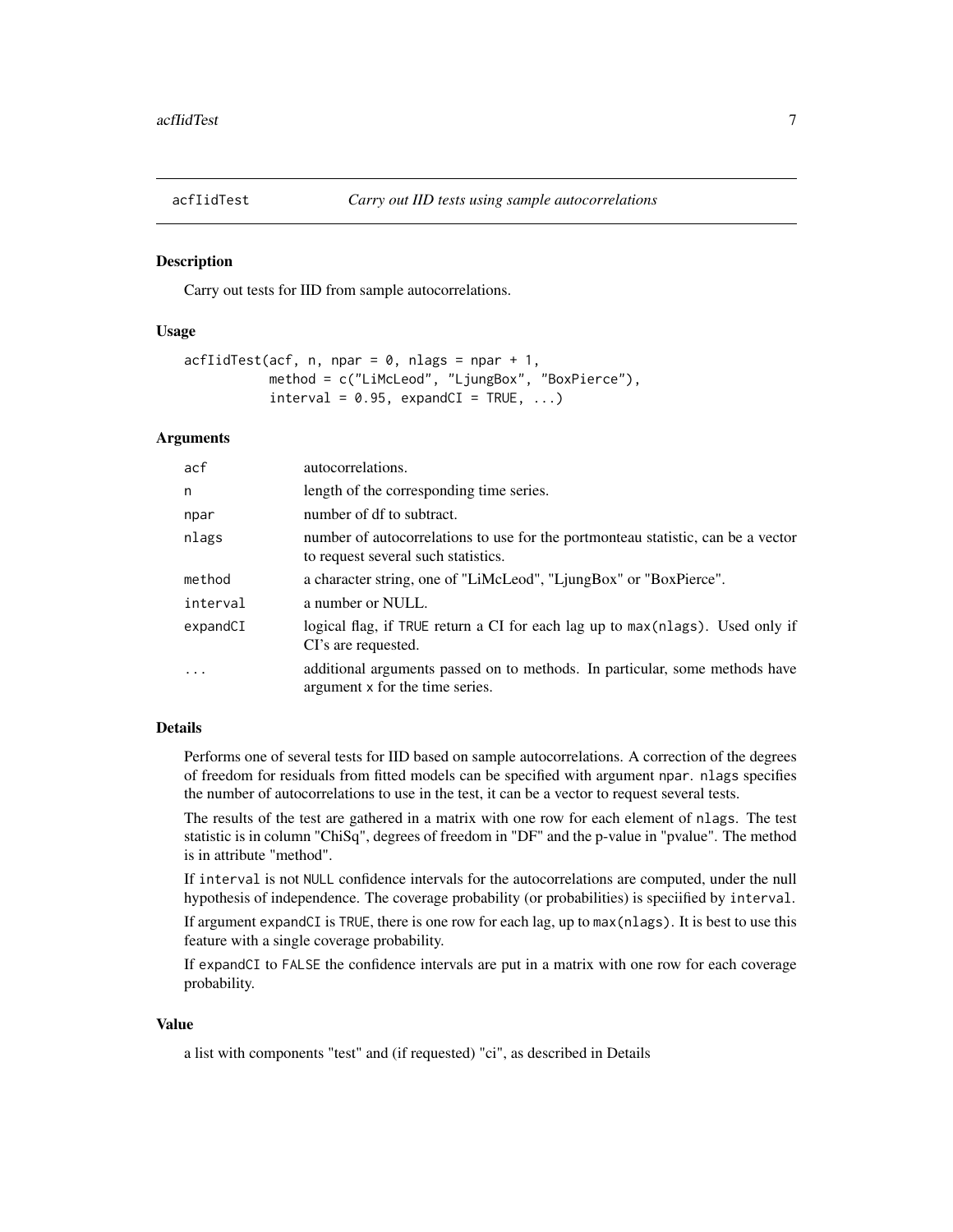# acfIidTest *Carry out IID tests using sample autocorrelations*

## Description

Carry out tests for IID from sample autocorrelations.

## Usage

```
acfIidTest(acf, n, npar = 0, nlags = npar + 1,
           method = c("LiMcLeod", "LjungBox", "BoxPierce"),
           interval = 0.95, expandCI = TRUE, ...)
```

## Arguments

| | |
|---|---|
| `acf` | autocorrelations. |
| `n` | length of the corresponding time series. |
| `npar` | number of df to subtract. |
| `nlags` | number of autocorrelations to use for the portmonteau statistic, can be a vector to request several such statistics. |
| `method` | a character string, one of "LiMcLeod", "LjungBox" or "BoxPierce". |
| `interval` | a number or NULL. |
| `expandCI` | logical flag, if `TRUE` return a CI for each lag up to `max(nlags)`. Used only if CI's are requested. |
| `...` | additional arguments passed on to methods. In particular, some methods have argument `x` for the time series. |

## Details

Performs one of several tests for IID based on sample autocorrelations. A correction of the degrees of freedom for residuals from fitted models can be specified with argument `npar`. `nlags` specifies the number of autocorrelations to use in the test, it can be a vector to request several tests.

The results of the test are gathered in a matrix with one row for each element of `nlags`. The test statistic is in column "ChiSq", degrees of freedom in "DF" and the p-value in "pvalue". The method is in attribute "method".

If `interval` is not `NULL` confidence intervals for the autocorrelations are computed, under the null hypothesis of independence. The coverage probability (or probabilities) is speciified by `interval`.

If argument `expandCI` is `TRUE`, there is one row for each lag, up to `max(nlags)`. It is best to use this feature with a single coverage probability.

If `expandCI` to `FALSE` the confidence intervals are put in a matrix with one row for each coverage probability.

## Value

a list with components "test" and (if requested) "ci", as described in Details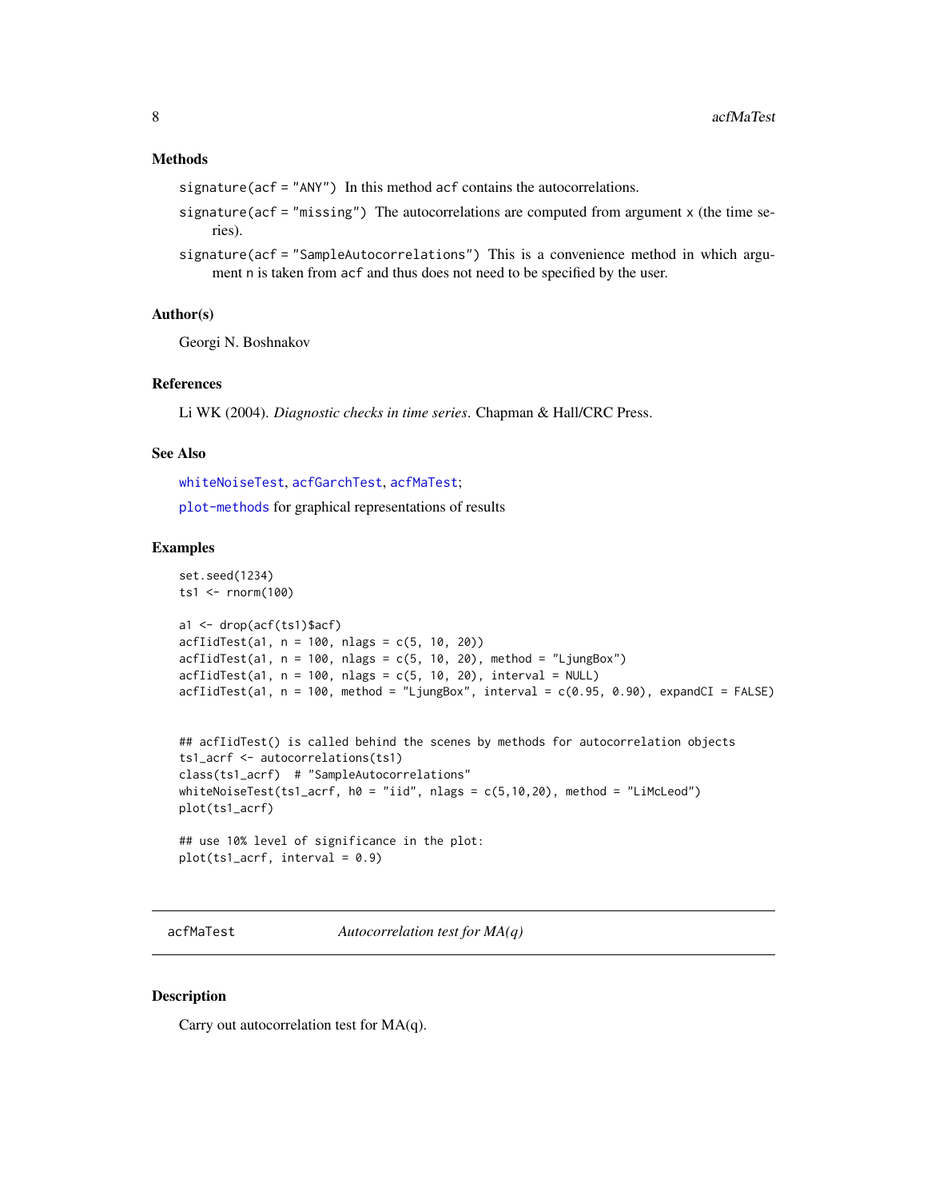### Methods

`signature(acf = "ANY")` In this method `acf` contains the autocorrelations.

`signature(acf = "missing")` The autocorrelations are computed from argument `x` (the time series).

`signature(acf = "SampleAutocorrelations")` This is a convenience method in which argument `n` is taken from `acf` and thus does not need to be specified by the user.

### Author(s)

Georgi N. Boshnakov

### References

Li WK (2004). *Diagnostic checks in time series*. Chapman & Hall/CRC Press.

### See Also

whiteNoiseTest, acfGarchTest, acfMaTest;

plot-methods for graphical representations of results

### Examples

```
set.seed(1234)
ts1 <- rnorm(100)

a1 <- drop(acf(ts1)$acf)
acfIidTest(a1, n = 100, nlags = c(5, 10, 20))
acfIidTest(a1, n = 100, nlags = c(5, 10, 20), method = "LjungBox")
acfIidTest(a1, n = 100, nlags = c(5, 10, 20), interval = NULL)
acfIidTest(a1, n = 100, method = "LjungBox", interval = c(0.95, 0.90), expandCI = FALSE)


## acfIidTest() is called behind the scenes by methods for autocorrelation objects
ts1_acrf <- autocorrelations(ts1)
class(ts1_acrf)  # "SampleAutocorrelations"
whiteNoiseTest(ts1_acrf, h0 = "iid", nlags = c(5,10,20), method = "LiMcLeod")
plot(ts1_acrf)

## use 10% level of significance in the plot:
plot(ts1_acrf, interval = 0.9)
```

---

## acfMaTest — *Autocorrelation test for MA(q)*

### Description

Carry out autocorrelation test for MA(q).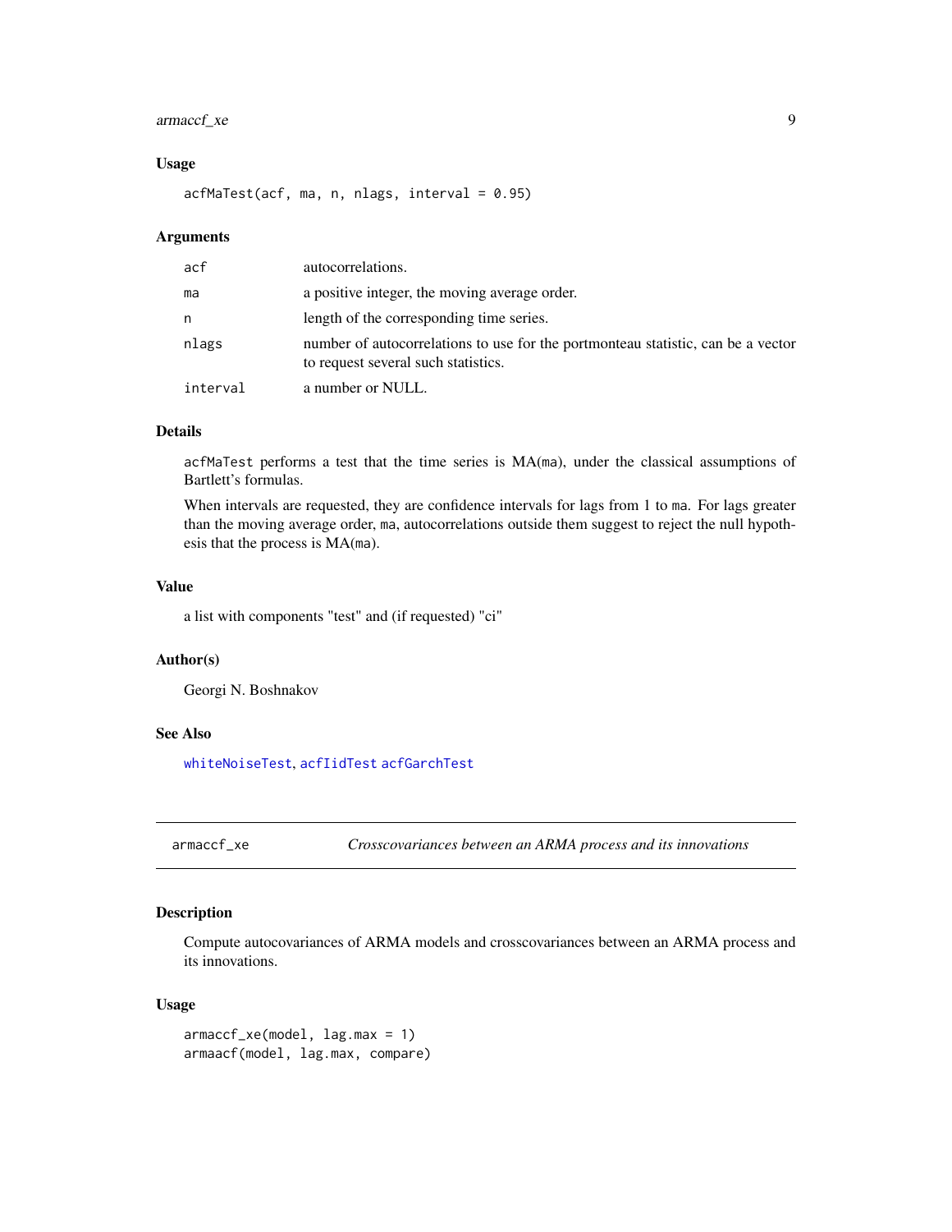## Usage

```
acfMaTest(acf, ma, n, nlags, interval = 0.95)
```

## Arguments

| | |
|---|---|
| `acf` | autocorrelations. |
| `ma` | a positive integer, the moving average order. |
| `n` | length of the corresponding time series. |
| `nlags` | number of autocorrelations to use for the portmonteau statistic, can be a vector to request several such statistics. |
| `interval` | a number or NULL. |

## Details

`acfMaTest` performs a test that the time series is MA(`ma`), under the classical assumptions of Bartlett's formulas.

When intervals are requested, they are confidence intervals for lags from 1 to `ma`. For lags greater than the moving average order, `ma`, autocorrelations outside them suggest to reject the null hypothesis that the process is MA(`ma`).

## Value

a list with components "test" and (if requested) "ci"

## Author(s)

Georgi N. Boshnakov

## See Also

`whiteNoiseTest`, `acfIidTest` `acfGarchTest`

---

# armaccf_xe — *Crosscovariances between an ARMA process and its innovations*

## Description

Compute autocovariances of ARMA models and crosscovariances between an ARMA process and its innovations.

## Usage

```
armaccf_xe(model, lag.max = 1)
armaacf(model, lag.max, compare)
```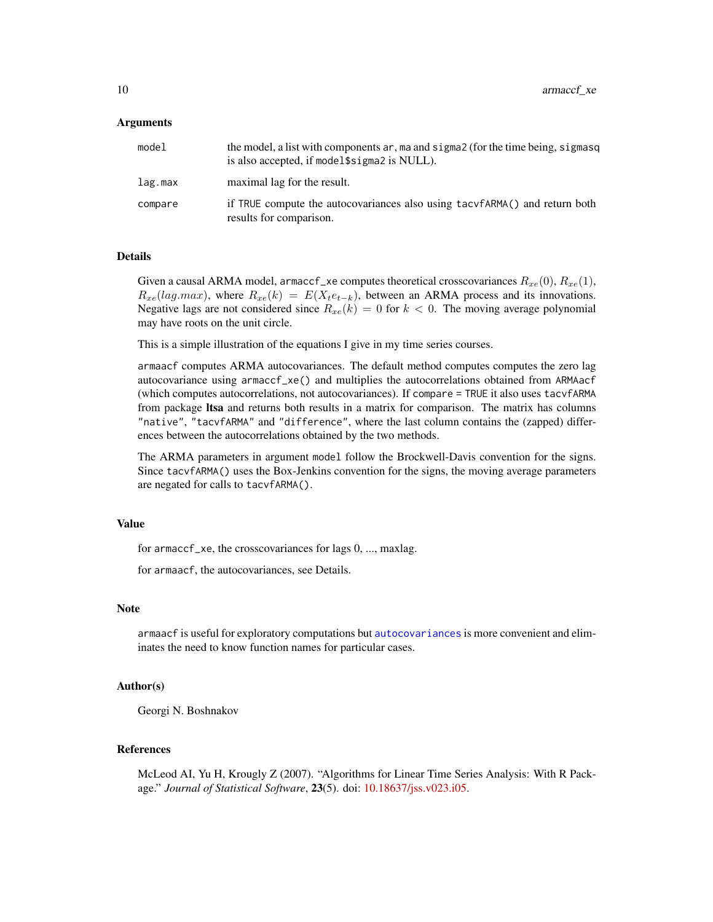### Arguments

| | |
|---|---|
| `model` | the model, a list with components `ar`, `ma` and `sigma2` (for the time being, `sigmasq` is also accepted, if `model$sigma2` is NULL). |
| `lag.max` | maximal lag for the result. |
| `compare` | if `TRUE` compute the autocovariances also using `tacvfARMA()` and return both results for comparison. |

### Details

Given a causal ARMA model, `armaccf_xe` computes theoretical crosscovariances $R_{xe}(0)$, $R_{xe}(1)$, $R_{xe}(lag.max)$, where $R_{xe}(k) = E(X_t e_{t-k})$, between an ARMA process and its innovations. Negative lags are not considered since $R_{xe}(k) = 0$ for $k < 0$. The moving average polynomial may have roots on the unit circle.

This is a simple illustration of the equations I give in my time series courses.

`armaacf` computes ARMA autocovariances. The default method computes computes the zero lag autocovariance using `armaccf_xe()` and multiplies the autocorrelations obtained from `ARMAacf` (which computes autocorrelations, not autocovariances). If `compare = TRUE` it also uses `tacvfARMA` from package **ltsa** and returns both results in a matrix for comparison. The matrix has columns `"native"`, `"tacvfARMA"` and `"difference"`, where the last column contains the (zapped) differences between the autocorrelations obtained by the two methods.

The ARMA parameters in argument `model` follow the Brockwell-Davis convention for the signs. Since `tacvfARMA()` uses the Box-Jenkins convention for the signs, the moving average parameters are negated for calls to `tacvfARMA()`.

### Value

for `armaccf_xe`, the crosscovariances for lags 0, ..., maxlag.

for `armaacf`, the autocovariances, see Details.

### Note

`armaacf` is useful for exploratory computations but `autocovariances` is more convenient and eliminates the need to know function names for particular cases.

### Author(s)

Georgi N. Boshnakov

### References

McLeod AI, Yu H, Krougly Z (2007). "Algorithms for Linear Time Series Analysis: With R Package." *Journal of Statistical Software*, **23**(5). doi: 10.18637/jss.v023.i05.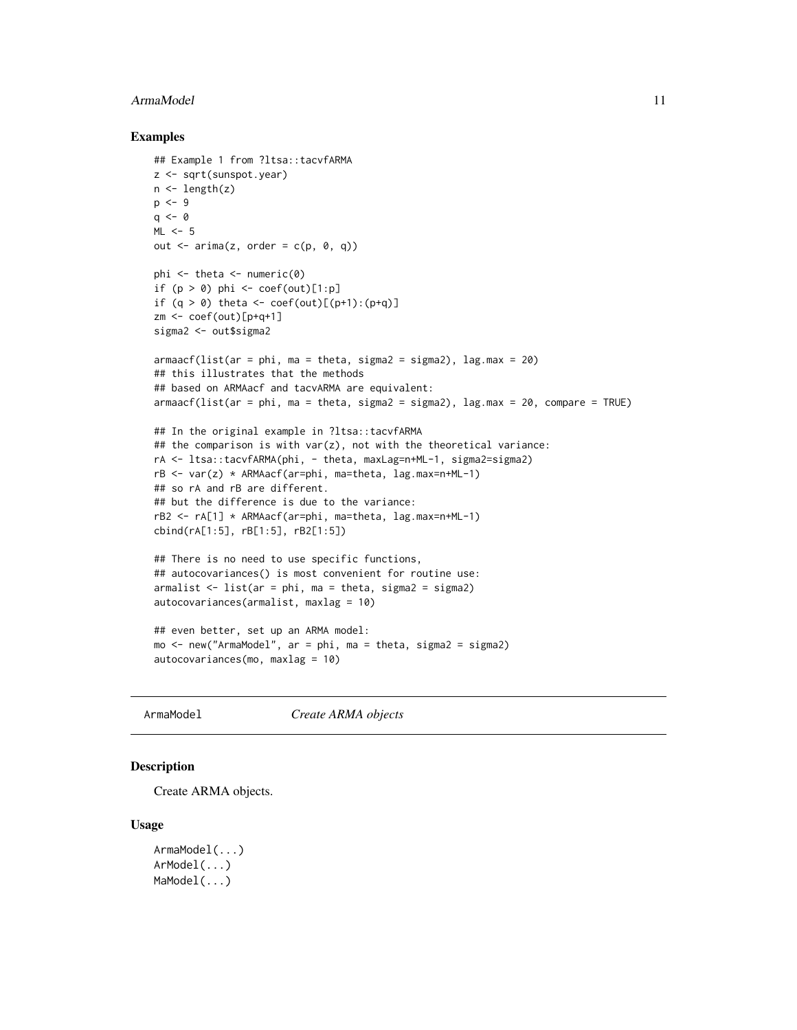### Examples

```
## Example 1 from ?ltsa::tacvfARMA
z <- sqrt(sunspot.year)
n <- length(z)
p <- 9
q <- 0
ML <- 5
out <- arima(z, order = c(p, 0, q))

phi <- theta <- numeric(0)
if (p > 0) phi <- coef(out)[1:p]
if (q > 0) theta <- coef(out)[(p+1):(p+q)]
zm <- coef(out)[p+q+1]
sigma2 <- out$sigma2

armaacf(list(ar = phi, ma = theta, sigma2 = sigma2), lag.max = 20)
## this illustrates that the methods
## based on ARMAacf and tacvARMA are equivalent:
armaacf(list(ar = phi, ma = theta, sigma2 = sigma2), lag.max = 20, compare = TRUE)

## In the original example in ?ltsa::tacvfARMA
## the comparison is with var(z), not with the theoretical variance:
rA <- ltsa::tacvfARMA(phi, - theta, maxLag=n+ML-1, sigma2=sigma2)
rB <- var(z) * ARMAacf(ar=phi, ma=theta, lag.max=n+ML-1)
## so rA and rB are different.
## but the difference is due to the variance:
rB2 <- rA[1] * ARMAacf(ar=phi, ma=theta, lag.max=n+ML-1)
cbind(rA[1:5], rB[1:5], rB2[1:5])

## There is no need to use specific functions,
## autocovariances() is most convenient for routine use:
armalist <- list(ar = phi, ma = theta, sigma2 = sigma2)
autocovariances(armalist, maxlag = 10)

## even better, set up an ARMA model:
mo <- new("ArmaModel", ar = phi, ma = theta, sigma2 = sigma2)
autocovariances(mo, maxlag = 10)
```

---

## ArmaModel — *Create ARMA objects*

### Description

Create ARMA objects.

### Usage

```
ArmaModel(...)
ArModel(...)
MaModel(...)
```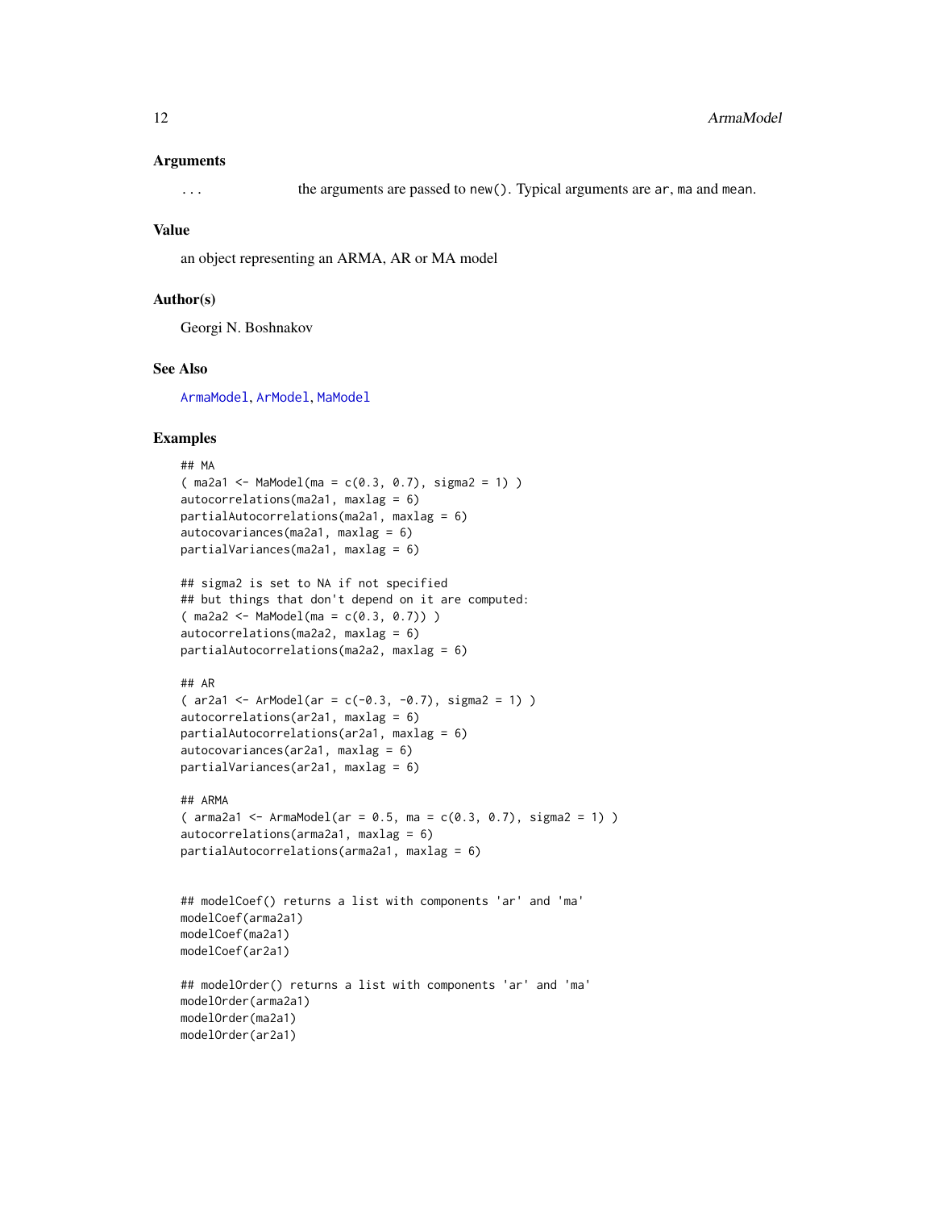### Arguments

`...` the arguments are passed to `new()`. Typical arguments are `ar`, `ma` and `mean`.

### Value

an object representing an ARMA, AR or MA model

### Author(s)

Georgi N. Boshnakov

### See Also

ArmaModel, ArModel, MaModel

### Examples

```
## MA
( ma2a1 <- MaModel(ma = c(0.3, 0.7), sigma2 = 1) )
autocorrelations(ma2a1, maxlag = 6)
partialAutocorrelations(ma2a1, maxlag = 6)
autocovariances(ma2a1, maxlag = 6)
partialVariances(ma2a1, maxlag = 6)

## sigma2 is set to NA if not specified
## but things that don't depend on it are computed:
( ma2a2 <- MaModel(ma = c(0.3, 0.7)) )
autocorrelations(ma2a2, maxlag = 6)
partialAutocorrelations(ma2a2, maxlag = 6)

## AR
( ar2a1 <- ArModel(ar = c(-0.3, -0.7), sigma2 = 1) )
autocorrelations(ar2a1, maxlag = 6)
partialAutocorrelations(ar2a1, maxlag = 6)
autocovariances(ar2a1, maxlag = 6)
partialVariances(ar2a1, maxlag = 6)

## ARMA
( arma2a1 <- ArmaModel(ar = 0.5, ma = c(0.3, 0.7), sigma2 = 1) )
autocorrelations(arma2a1, maxlag = 6)
partialAutocorrelations(arma2a1, maxlag = 6)


## modelCoef() returns a list with components 'ar' and 'ma'
modelCoef(arma2a1)
modelCoef(ma2a1)
modelCoef(ar2a1)

## modelOrder() returns a list with components 'ar' and 'ma'
modelOrder(arma2a1)
modelOrder(ma2a1)
modelOrder(ar2a1)
```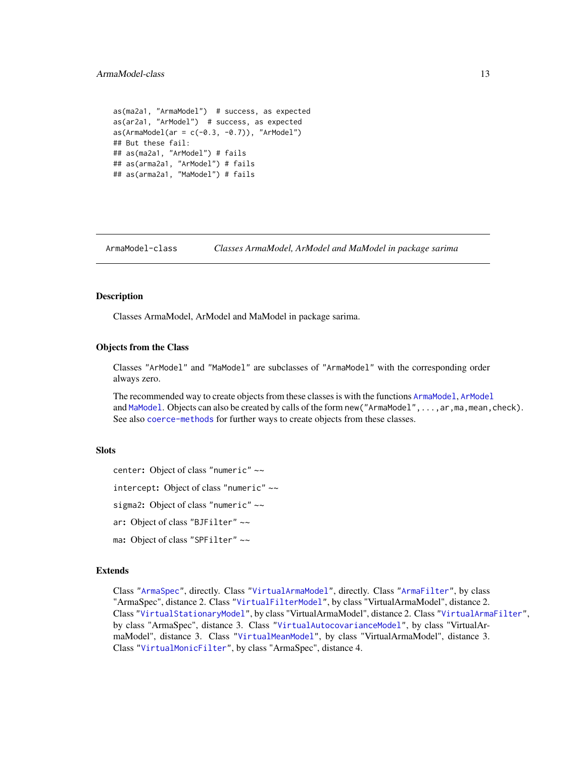```
as(ma2a1, "ArmaModel")  # success, as expected
as(ar2a1, "ArModel")  # success, as expected
as(ArmaModel(ar = c(-0.3, -0.7)), "ArModel")
## But these fail:
## as(ma2a1, "ArModel") # fails
## as(arma2a1, "ArModel") # fails
## as(arma2a1, "MaModel") # fails
```

---

ArmaModel-class    *Classes ArmaModel, ArModel and MaModel in package sarima*

---

### Description

Classes ArmaModel, ArModel and MaModel in package sarima.

### Objects from the Class

Classes "ArModel" and "MaModel" are subclasses of "ArmaModel" with the corresponding order always zero.

The recommended way to create objects from these classes is with the functions ArmaModel, ArModel and MaModel. Objects can also be created by calls of the form `new("ArmaModel",...,ar,ma,mean,check)`. See also coerce-methods for further ways to create objects from these classes.

### Slots

`center`: Object of class "numeric" ~~

`intercept`: Object of class "numeric" ~~

`sigma2`: Object of class "numeric" ~~

`ar`: Object of class "BJFilter" ~~

`ma`: Object of class "SPFilter" ~~

### Extends

Class "ArmaSpec", directly. Class "VirtualArmaModel", directly. Class "ArmaFilter", by class "ArmaSpec", distance 2. Class "VirtualFilterModel", by class "VirtualArmaModel", distance 2. Class "VirtualStationaryModel", by class "VirtualArmaModel", distance 2. Class "VirtualArmaFilter", by class "ArmaSpec", distance 3. Class "VirtualAutocovarianceModel", by class "VirtualArmaModel", distance 3. Class "VirtualMeanModel", by class "VirtualArmaModel", distance 3. Class "VirtualMonicFilter", by class "ArmaSpec", distance 4.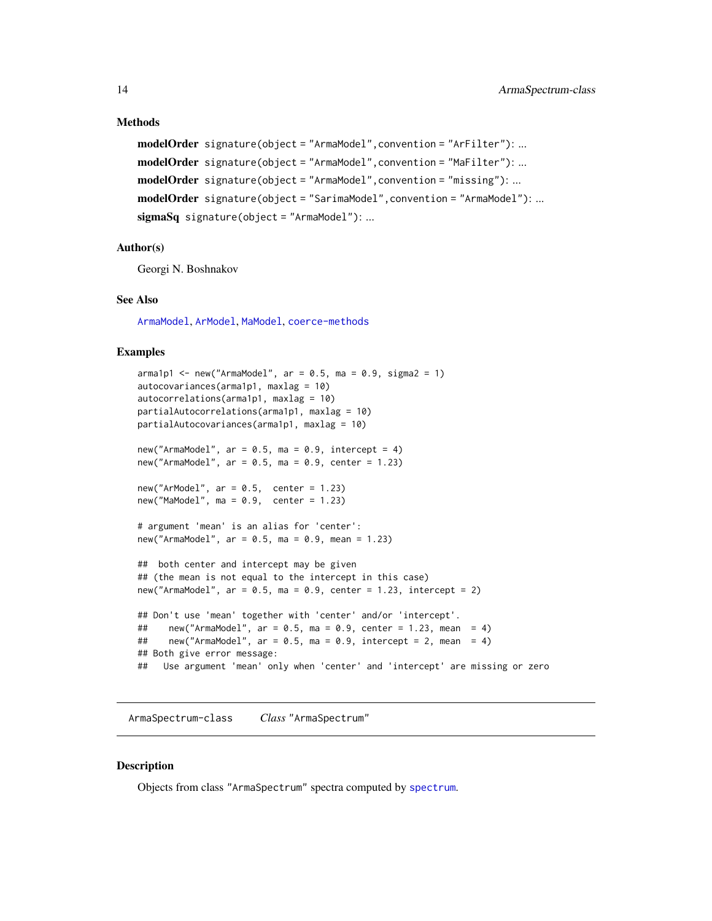### Methods

**modelOrder** `signature(object = "ArmaModel", convention = "ArFilter")`: ...

**modelOrder** `signature(object = "ArmaModel", convention = "MaFilter")`: ...

**modelOrder** `signature(object = "ArmaModel", convention = "missing")`: ...

**modelOrder** `signature(object = "SarimaModel", convention = "ArmaModel")`: ...

**sigmaSq** `signature(object = "ArmaModel")`: ...

### Author(s)

Georgi N. Boshnakov

### See Also

ArmaModel, ArModel, MaModel, coerce-methods

### Examples

```
arma1p1 <- new("ArmaModel", ar = 0.5, ma = 0.9, sigma2 = 1)
autocovariances(arma1p1, maxlag = 10)
autocorrelations(arma1p1, maxlag = 10)
partialAutocorrelations(arma1p1, maxlag = 10)
partialAutocovariances(arma1p1, maxlag = 10)

new("ArmaModel", ar = 0.5, ma = 0.9, intercept = 4)
new("ArmaModel", ar = 0.5, ma = 0.9, center = 1.23)

new("ArModel", ar = 0.5,  center = 1.23)
new("MaModel", ma = 0.9,  center = 1.23)

# argument 'mean' is an alias for 'center':
new("ArmaModel", ar = 0.5, ma = 0.9, mean = 1.23)

##  both center and intercept may be given
## (the mean is not equal to the intercept in this case)
new("ArmaModel", ar = 0.5, ma = 0.9, center = 1.23, intercept = 2)

## Don't use 'mean' together with 'center' and/or 'intercept'.
##    new("ArmaModel", ar = 0.5, ma = 0.9, center = 1.23, mean  = 4)
##    new("ArmaModel", ar = 0.5, ma = 0.9, intercept = 2, mean  = 4)
## Both give error message:
##   Use argument 'mean' only when 'center' and 'intercept' are missing or zero
```

---

## ArmaSpectrum-class &nbsp;&nbsp;&nbsp; *Class* "ArmaSpectrum"

### Description

Objects from class "ArmaSpectrum" spectra computed by spectrum.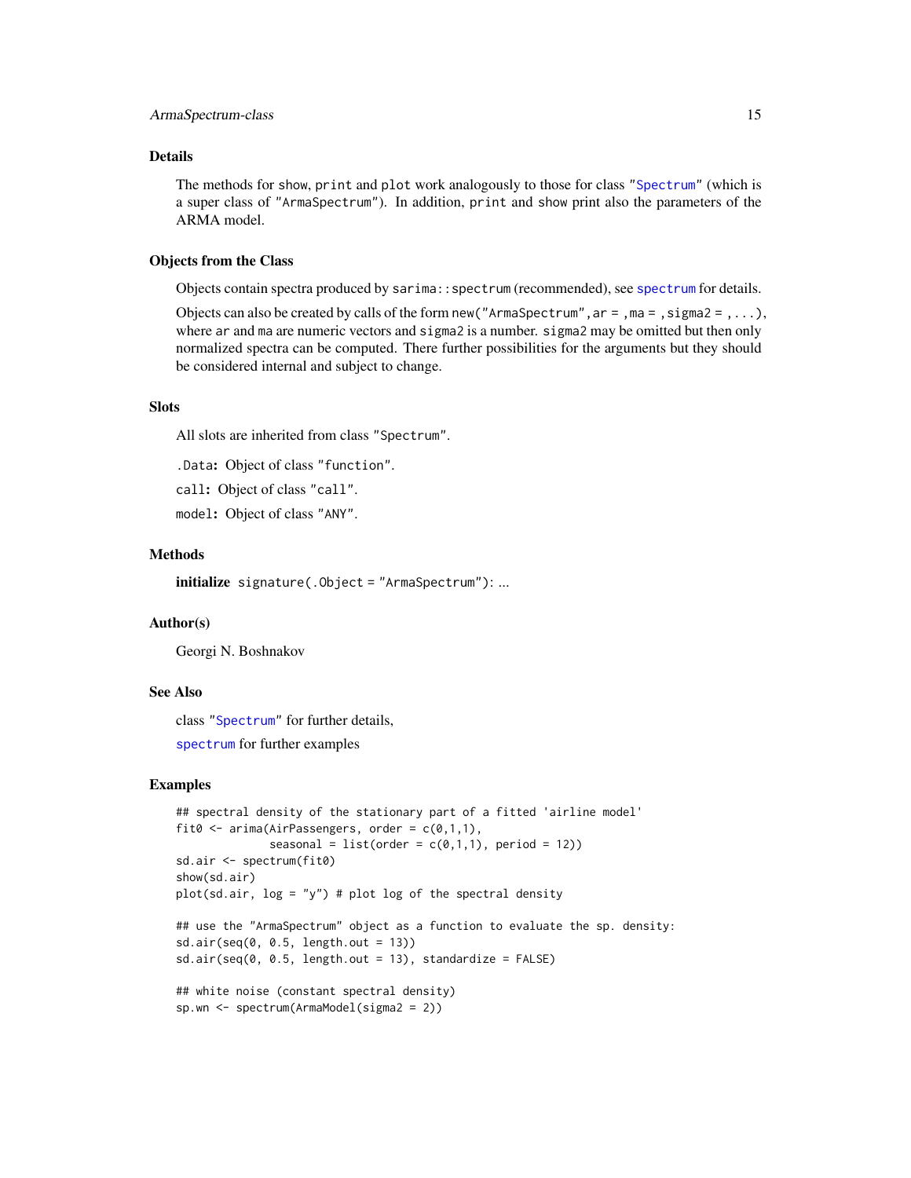### Details

The methods for `show`, `print` and `plot` work analogously to those for class "`Spectrum`" (which is a super class of "`ArmaSpectrum`"). In addition, `print` and `show` print also the parameters of the ARMA model.

### Objects from the Class

Objects contain spectra produced by `sarima::spectrum` (recommended), see `spectrum` for details.

Objects can also be created by calls of the form `new("ArmaSpectrum", ar = , ma = , sigma2 = , ...)`, where `ar` and `ma` are numeric vectors and `sigma2` is a number. `sigma2` may be omitted but then only normalized spectra can be computed. There further possibilities for the arguments but they should be considered internal and subject to change.

### Slots

All slots are inherited from class "`Spectrum`".

`.Data`**:** Object of class "`function`".

`call`**:** Object of class "`call`".

`model`**:** Object of class "`ANY`".

### Methods

**initialize** `signature(.Object = "ArmaSpectrum")`: ...

### Author(s)

Georgi N. Boshnakov

### See Also

class "`Spectrum`" for further details,

`spectrum` for further examples

### Examples

```
## spectral density of the stationary part of a fitted 'airline model'
fit0 <- arima(AirPassengers, order = c(0,1,1),
              seasonal = list(order = c(0,1,1), period = 12))
sd.air <- spectrum(fit0)
show(sd.air)
plot(sd.air, log = "y") # plot log of the spectral density

## use the "ArmaSpectrum" object as a function to evaluate the sp. density:
sd.air(seq(0, 0.5, length.out = 13))
sd.air(seq(0, 0.5, length.out = 13), standardize = FALSE)

## white noise (constant spectral density)
sp.wn <- spectrum(ArmaModel(sigma2 = 2))
```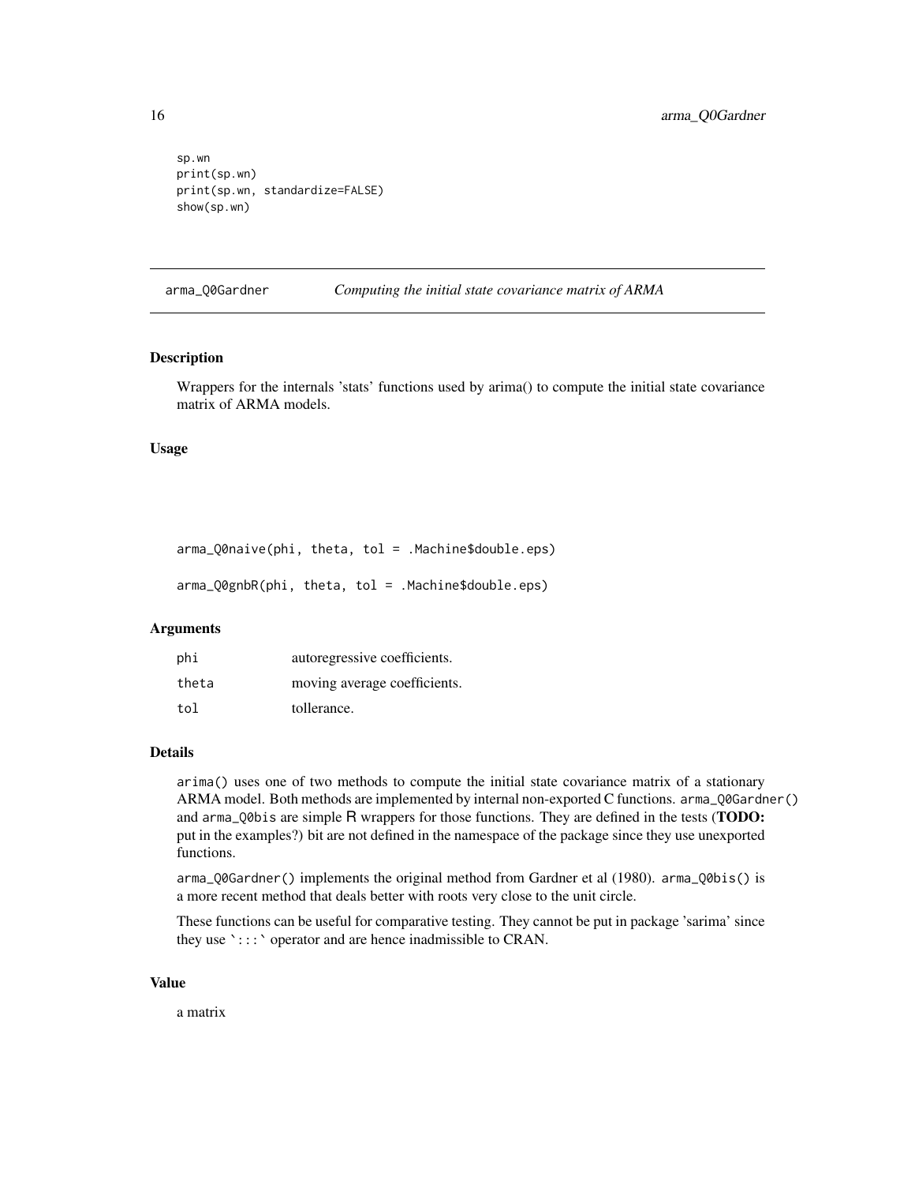```
sp.wn
print(sp.wn)
print(sp.wn, standardize=FALSE)
show(sp.wn)
```

## arma_Q0Gardner — *Computing the initial state covariance matrix of ARMA*

### Description

Wrappers for the internals 'stats' functions used by arima() to compute the initial state covariance matrix of ARMA models.

### Usage

```
arma_Q0naive(phi, theta, tol = .Machine$double.eps)

arma_Q0gnbR(phi, theta, tol = .Machine$double.eps)
```

### Arguments

| | |
|---|---|
| phi | autoregressive coefficients. |
| theta | moving average coefficients. |
| tol | tollerance. |

### Details

`arima()` uses one of two methods to compute the initial state covariance matrix of a stationary ARMA model. Both methods are implemented by internal non-exported C functions. `arma_Q0Gardner()` and `arma_Q0bis` are simple R wrappers for those functions. They are defined in the tests (**TODO:** put in the examples?) bit are not defined in the namespace of the package since they use unexported functions.

`arma_Q0Gardner()` implements the original method from Gardner et al (1980). `arma_Q0bis()` is a more recent method that deals better with roots very close to the unit circle.

These functions can be useful for comparative testing. They cannot be put in package 'sarima' since they use `:::` operator and are hence inadmissible to CRAN.

### Value

a matrix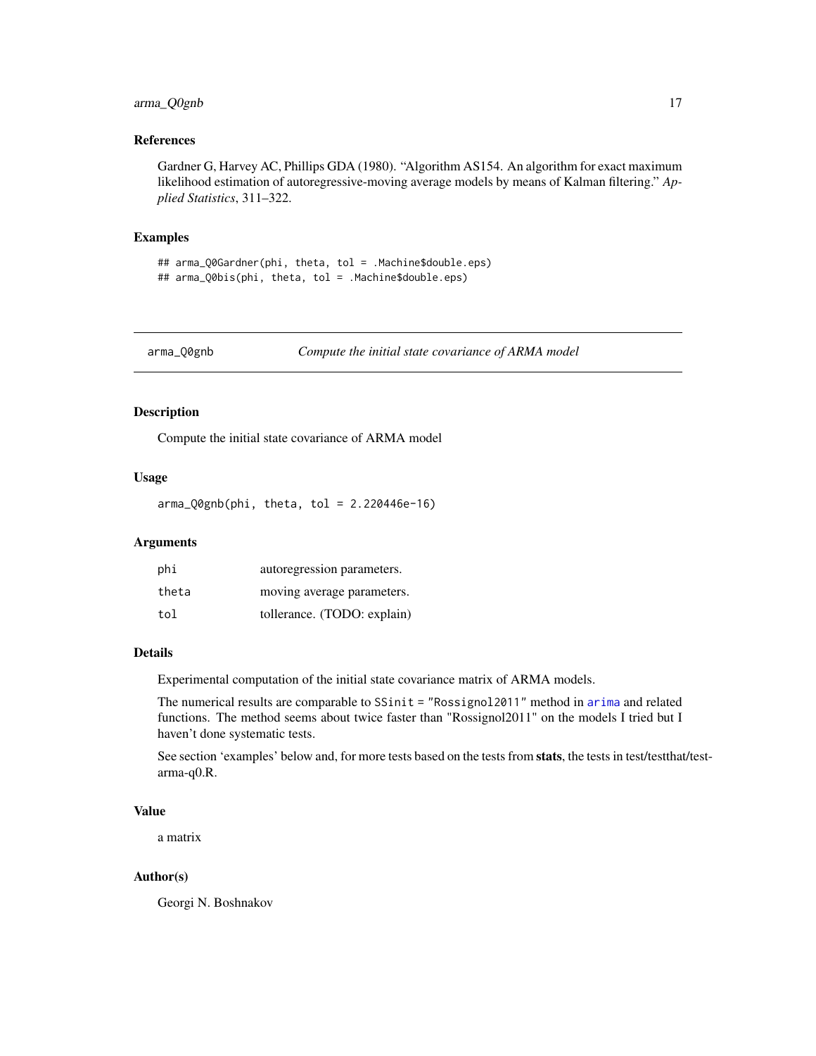### References

Gardner G, Harvey AC, Phillips GDA (1980). "Algorithm AS154. An algorithm for exact maximum likelihood estimation of autoregressive-moving average models by means of Kalman filtering." *Applied Statistics*, 311–322.

### Examples

```
## arma_Q0Gardner(phi, theta, tol = .Machine$double.eps)
## arma_Q0bis(phi, theta, tol = .Machine$double.eps)
```

---

## arma_Q0gnb — *Compute the initial state covariance of ARMA model*

---

### Description

Compute the initial state covariance of ARMA model

### Usage

```
arma_Q0gnb(phi, theta, tol = 2.220446e-16)
```

### Arguments

| | |
|---|---|
| phi | autoregression parameters. |
| theta | moving average parameters. |
| tol | tollerance. (TODO: explain) |

### Details

Experimental computation of the initial state covariance matrix of ARMA models.

The numerical results are comparable to `SSinit = "Rossignol2011"` method in `arima` and related functions. The method seems about twice faster than "Rossignol2011" on the models I tried but I haven't done systematic tests.

See section 'examples' below and, for more tests based on the tests from **stats**, the tests in test/testthat/test-arma-q0.R.

### Value

a matrix

### Author(s)

Georgi N. Boshnakov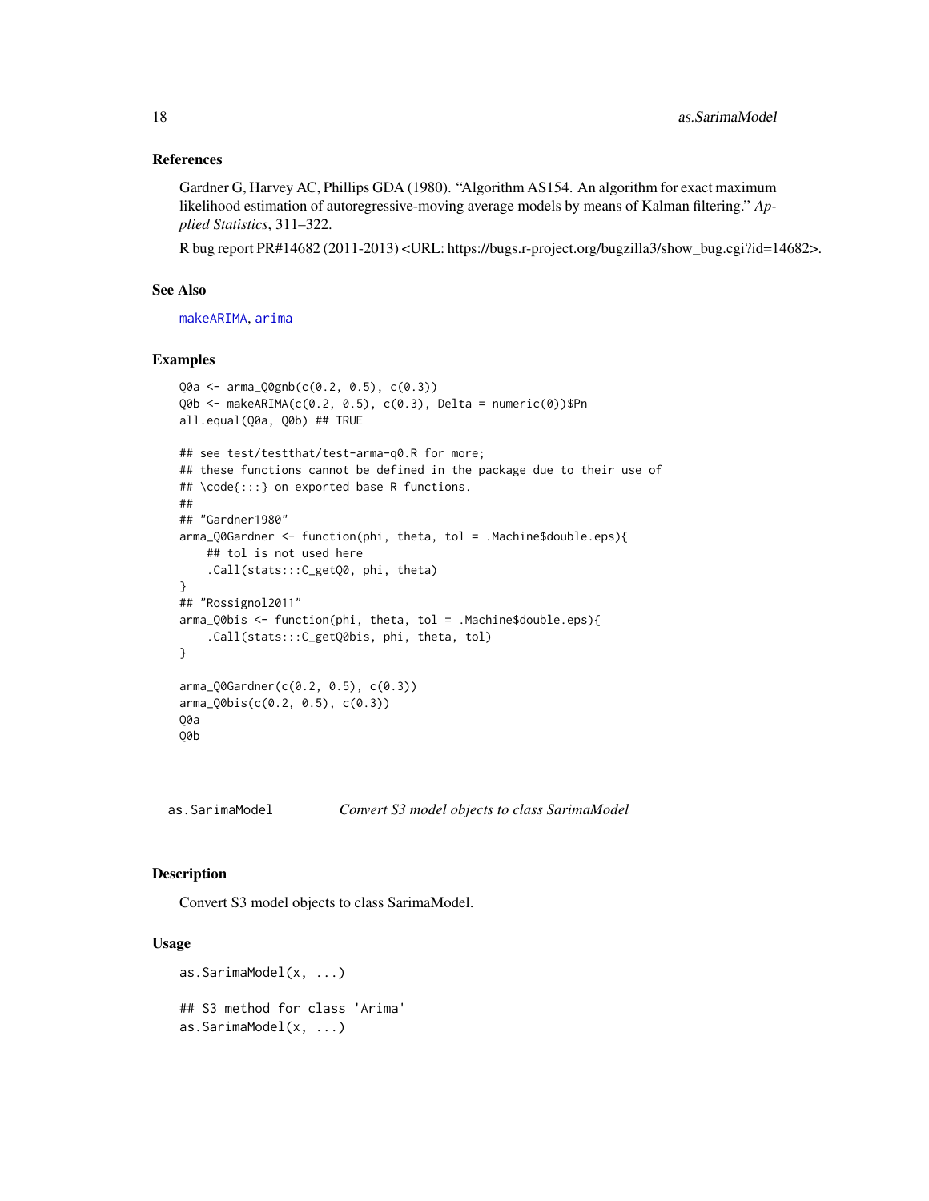### References

Gardner G, Harvey AC, Phillips GDA (1980). "Algorithm AS154. An algorithm for exact maximum likelihood estimation of autoregressive-moving average models by means of Kalman filtering." *Applied Statistics*, 311–322.

R bug report PR#14682 (2011-2013) <URL: https://bugs.r-project.org/bugzilla3/show_bug.cgi?id=14682>.

### See Also

makeARIMA, arima

### Examples

```
Q0a <- arma_Q0gnb(c(0.2, 0.5), c(0.3))
Q0b <- makeARIMA(c(0.2, 0.5), c(0.3), Delta = numeric(0))$Pn
all.equal(Q0a, Q0b) ## TRUE

## see test/testthat/test-arma-q0.R for more;
## these functions cannot be defined in the package due to their use of
## \code{:::} on exported base R functions.
##
## "Gardner1980"
arma_Q0Gardner <- function(phi, theta, tol = .Machine$double.eps){
    ## tol is not used here
    .Call(stats:::C_getQ0, phi, theta)
}
## "Rossignol2011"
arma_Q0bis <- function(phi, theta, tol = .Machine$double.eps){
    .Call(stats:::C_getQ0bis, phi, theta, tol)
}

arma_Q0Gardner(c(0.2, 0.5), c(0.3))
arma_Q0bis(c(0.2, 0.5), c(0.3))
Q0a
Q0b
```

---

## as.SarimaModel — *Convert S3 model objects to class SarimaModel*

### Description

Convert S3 model objects to class SarimaModel.

### Usage

```
as.SarimaModel(x, ...)

## S3 method for class 'Arima'
as.SarimaModel(x, ...)
```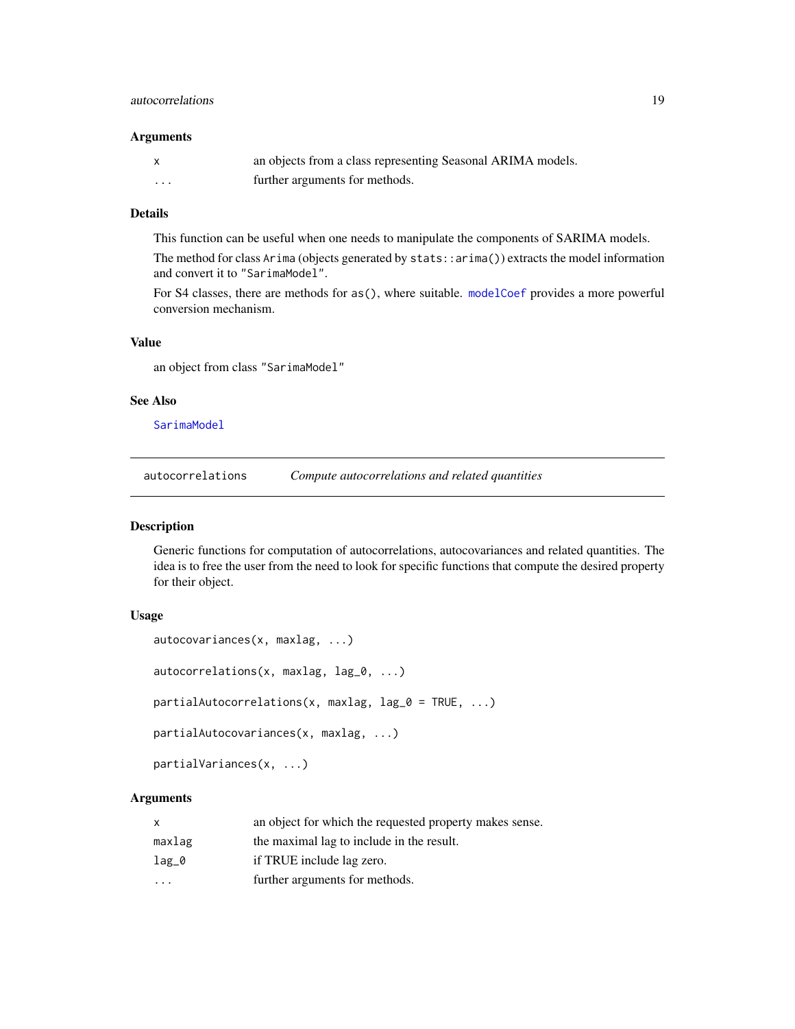### Arguments

| | |
|---|---|
| `x` | an objects from a class representing Seasonal ARIMA models. |
| `...` | further arguments for methods. |

### Details

This function can be useful when one needs to manipulate the components of SARIMA models.

The method for class `Arima` (objects generated by `stats::arima()`) extracts the model information and convert it to `"SarimaModel"`.

For S4 classes, there are methods for `as()`, where suitable. `modelCoef` provides a more powerful conversion mechanism.

### Value

an object from class `"SarimaModel"`

### See Also

`SarimaModel`

---

## autocorrelations &nbsp;&nbsp;&nbsp; *Compute autocorrelations and related quantities*

### Description

Generic functions for computation of autocorrelations, autocovariances and related quantities. The idea is to free the user from the need to look for specific functions that compute the desired property for their object.

### Usage

```
autocovariances(x, maxlag, ...)

autocorrelations(x, maxlag, lag_0, ...)

partialAutocorrelations(x, maxlag, lag_0 = TRUE, ...)

partialAutocovariances(x, maxlag, ...)

partialVariances(x, ...)
```

### Arguments

| | |
|---|---|
| `x` | an object for which the requested property makes sense. |
| `maxlag` | the maximal lag to include in the result. |
| `lag_0` | if TRUE include lag zero. |
| `...` | further arguments for methods. |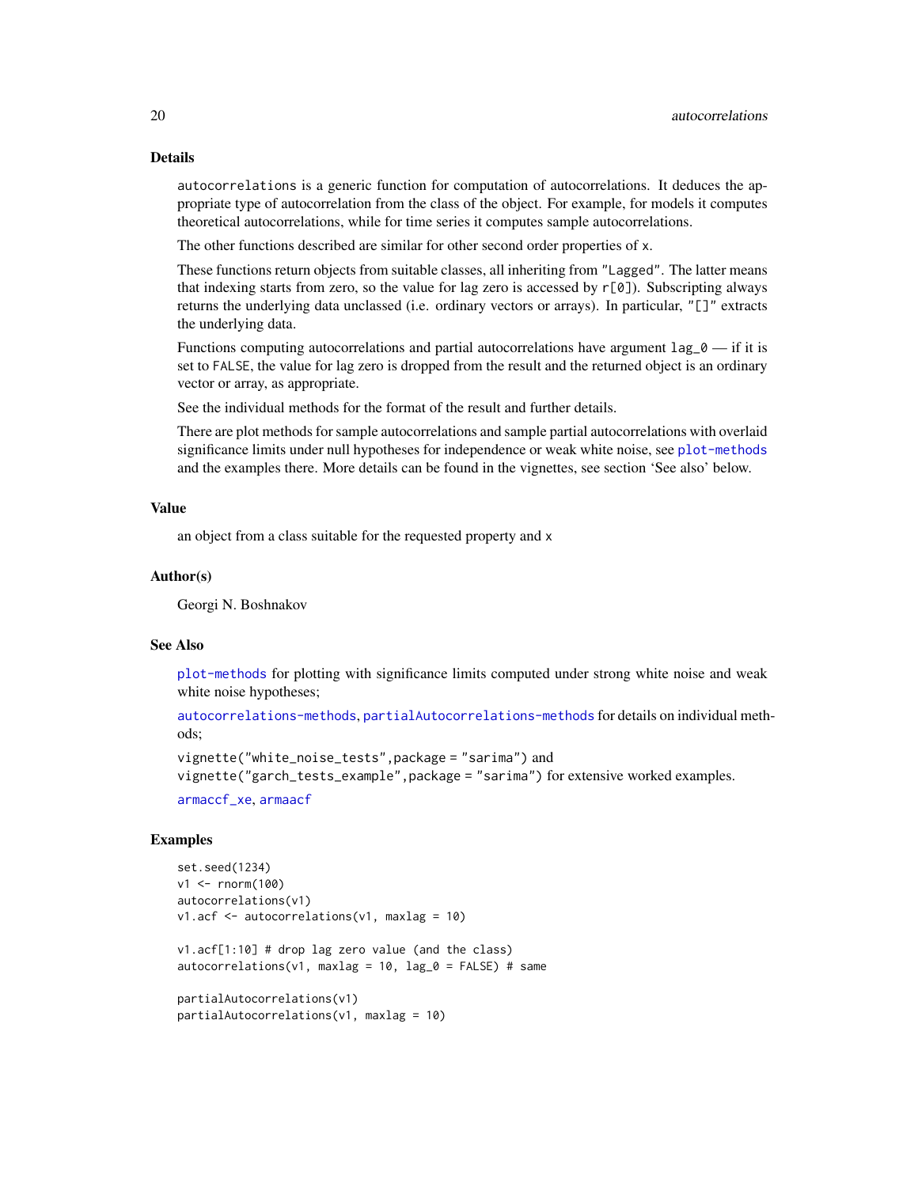### Details

`autocorrelations` is a generic function for computation of autocorrelations. It deduces the appropriate type of autocorrelation from the class of the object. For example, for models it computes theoretical autocorrelations, while for time series it computes sample autocorrelations.

The other functions described are similar for other second order properties of `x`.

These functions return objects from suitable classes, all inheriting from `"Lagged"`. The latter means that indexing starts from zero, so the value for lag zero is accessed by `r[0]`). Subscripting always returns the underlying data unclassed (i.e. ordinary vectors or arrays). In particular, `"[]"` extracts the underlying data.

Functions computing autocorrelations and partial autocorrelations have argument `lag_0` — if it is set to `FALSE`, the value for lag zero is dropped from the result and the returned object is an ordinary vector or array, as appropriate.

See the individual methods for the format of the result and further details.

There are plot methods for sample autocorrelations and sample partial autocorrelations with overlaid significance limits under null hypotheses for independence or weak white noise, see `plot-methods` and the examples there. More details can be found in the vignettes, see section 'See also' below.

### Value

an object from a class suitable for the requested property and `x`

### Author(s)

Georgi N. Boshnakov

### See Also

`plot-methods` for plotting with significance limits computed under strong white noise and weak white noise hypotheses;

`autocorrelations-methods`, `partialAutocorrelations-methods` for details on individual methods;

`vignette("white_noise_tests",package = "sarima")` and
`vignette("garch_tests_example",package = "sarima")` for extensive worked examples.

`armaccf_xe`, `armaacf`

### Examples

```
set.seed(1234)
v1 <- rnorm(100)
autocorrelations(v1)
v1.acf <- autocorrelations(v1, maxlag = 10)

v1.acf[1:10] # drop lag zero value (and the class)
autocorrelations(v1, maxlag = 10, lag_0 = FALSE) # same

partialAutocorrelations(v1)
partialAutocorrelations(v1, maxlag = 10)
```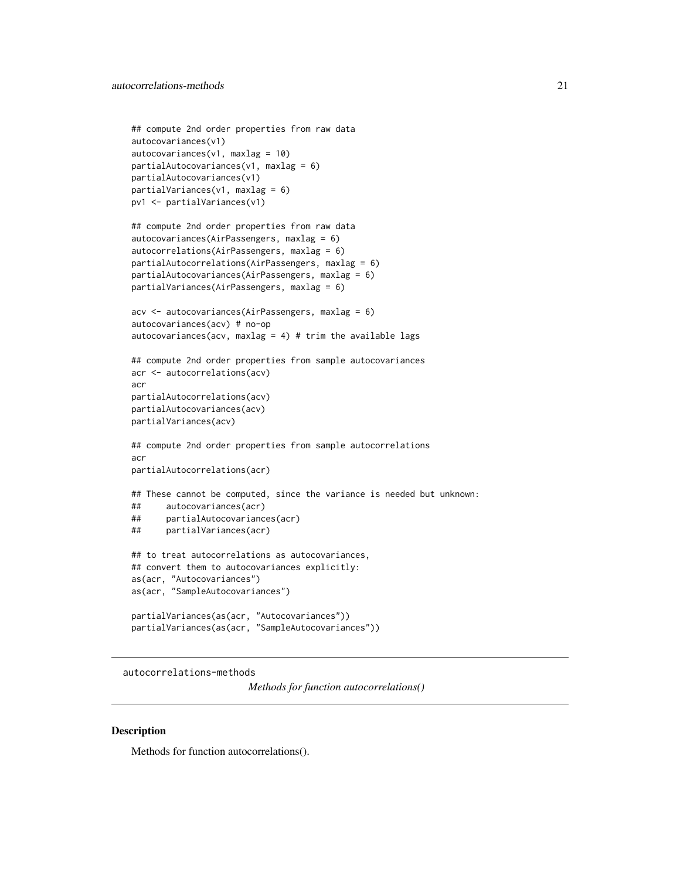```
## compute 2nd order properties from raw data
autocovariances(v1)
autocovariances(v1, maxlag = 10)
partialAutocovariances(v1, maxlag = 6)
partialAutocovariances(v1)
partialVariances(v1, maxlag = 6)
pv1 <- partialVariances(v1)

## compute 2nd order properties from raw data
autocovariances(AirPassengers, maxlag = 6)
autocorrelations(AirPassengers, maxlag = 6)
partialAutocorrelations(AirPassengers, maxlag = 6)
partialAutocovariances(AirPassengers, maxlag = 6)
partialVariances(AirPassengers, maxlag = 6)

acv <- autocovariances(AirPassengers, maxlag = 6)
autocovariances(acv) # no-op
autocovariances(acv, maxlag = 4) # trim the available lags

## compute 2nd order properties from sample autocovariances
acr <- autocorrelations(acv)
acr
partialAutocorrelations(acv)
partialAutocovariances(acv)
partialVariances(acv)

## compute 2nd order properties from sample autocorrelations
acr
partialAutocorrelations(acr)

## These cannot be computed, since the variance is needed but unknown:
##     autocovariances(acr)
##     partialAutocovariances(acr)
##     partialVariances(acr)

## to treat autocorrelations as autocovariances,
## convert them to autocovariances explicitly:
as(acr, "Autocovariances")
as(acr, "SampleAutocovariances")

partialVariances(as(acr, "Autocovariances"))
partialVariances(as(acr, "SampleAutocovariances"))
```

---

autocorrelations-methods

*Methods for function autocorrelations()*

---

## Description

Methods for function autocorrelations().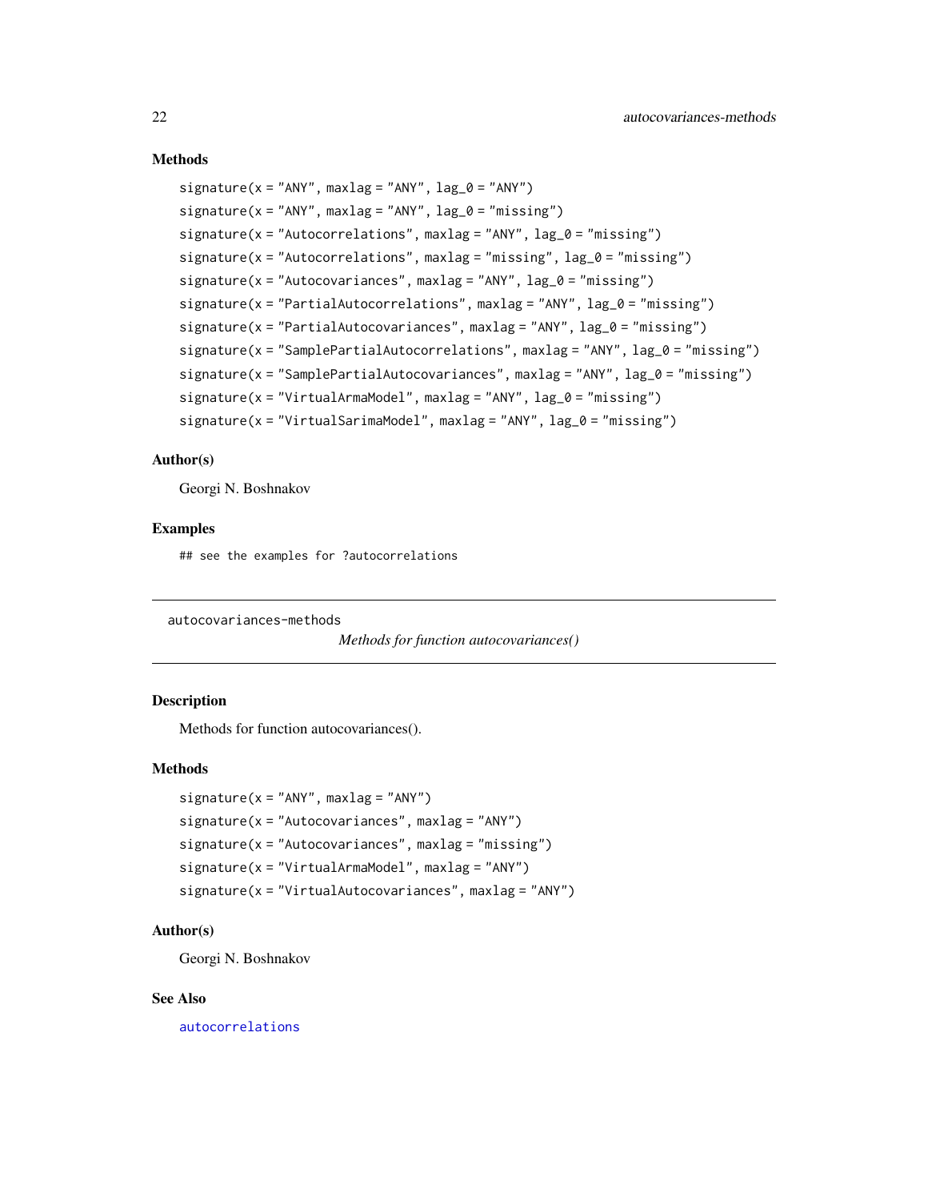### Methods

```
signature(x = "ANY", maxlag = "ANY", lag_0 = "ANY")
signature(x = "ANY", maxlag = "ANY", lag_0 = "missing")
signature(x = "Autocorrelations", maxlag = "ANY", lag_0 = "missing")
signature(x = "Autocorrelations", maxlag = "missing", lag_0 = "missing")
signature(x = "Autocovariances", maxlag = "ANY", lag_0 = "missing")
signature(x = "PartialAutocorrelations", maxlag = "ANY", lag_0 = "missing")
signature(x = "PartialAutocovariances", maxlag = "ANY", lag_0 = "missing")
signature(x = "SamplePartialAutocorrelations", maxlag = "ANY", lag_0 = "missing")
signature(x = "SamplePartialAutocovariances", maxlag = "ANY", lag_0 = "missing")
signature(x = "VirtualArmaModel", maxlag = "ANY", lag_0 = "missing")
signature(x = "VirtualSarimaModel", maxlag = "ANY", lag_0 = "missing")
```

### Author(s)

Georgi N. Boshnakov

### Examples

```
## see the examples for ?autocorrelations
```

---

## autocovariances-methods

*Methods for function autocovariances()*

---

### Description

Methods for function autocovariances().

### Methods

```
signature(x = "ANY", maxlag = "ANY")
signature(x = "Autocovariances", maxlag = "ANY")
signature(x = "Autocovariances", maxlag = "missing")
signature(x = "VirtualArmaModel", maxlag = "ANY")
signature(x = "VirtualAutocovariances", maxlag = "ANY")
```

### Author(s)

Georgi N. Boshnakov

### See Also

autocorrelations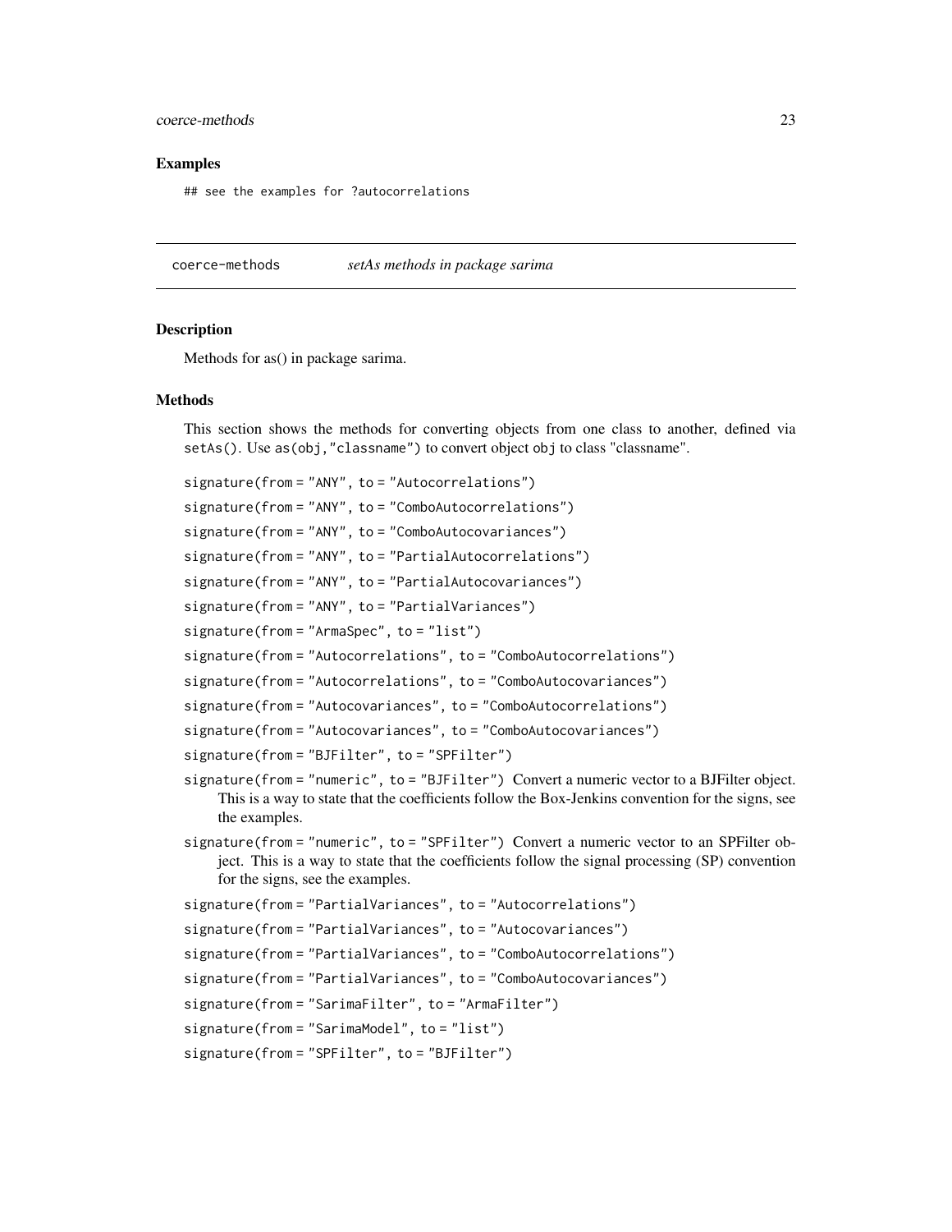## Examples

```
## see the examples for ?autocorrelations
```

---

`coerce-methods` *setAs methods in package sarima*

---

### Description

Methods for as() in package sarima.

### Methods

This section shows the methods for converting objects from one class to another, defined via `setAs()`. Use `as(obj,"classname")` to convert object `obj` to class "classname".

`signature(from = "ANY", to = "Autocorrelations")`

`signature(from = "ANY", to = "ComboAutocorrelations")`

`signature(from = "ANY", to = "ComboAutocovariances")`

`signature(from = "ANY", to = "PartialAutocorrelations")`

`signature(from = "ANY", to = "PartialAutocovariances")`

`signature(from = "ANY", to = "PartialVariances")`

`signature(from = "ArmaSpec", to = "list")`

`signature(from = "Autocorrelations", to = "ComboAutocorrelations")`

`signature(from = "Autocorrelations", to = "ComboAutocovariances")`

`signature(from = "Autocovariances", to = "ComboAutocorrelations")`

`signature(from = "Autocovariances", to = "ComboAutocovariances")`

`signature(from = "BJFilter", to = "SPFilter")`

`signature(from = "numeric", to = "BJFilter")` Convert a numeric vector to a BJFilter object. This is a way to state that the coefficients follow the Box-Jenkins convention for the signs, see the examples.

`signature(from = "numeric", to = "SPFilter")` Convert a numeric vector to an SPFilter object. This is a way to state that the coefficients follow the signal processing (SP) convention for the signs, see the examples.

`signature(from = "PartialVariances", to = "Autocorrelations")`

`signature(from = "PartialVariances", to = "Autocovariances")`

`signature(from = "PartialVariances", to = "ComboAutocorrelations")`

`signature(from = "PartialVariances", to = "ComboAutocovariances")`

`signature(from = "SarimaFilter", to = "ArmaFilter")`

`signature(from = "SarimaModel", to = "list")`

`signature(from = "SPFilter", to = "BJFilter")`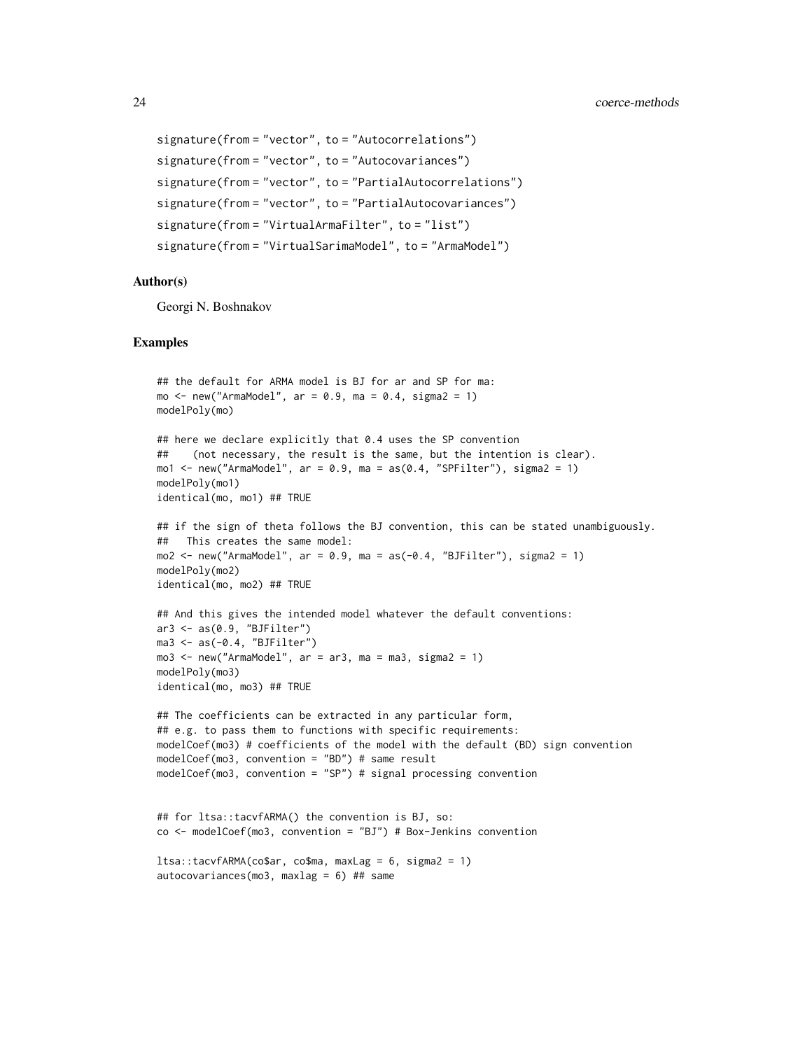```
signature(from = "vector", to = "Autocorrelations")
signature(from = "vector", to = "Autocovariances")
signature(from = "vector", to = "PartialAutocorrelations")
signature(from = "vector", to = "PartialAutocovariances")
signature(from = "VirtualArmaFilter", to = "list")
signature(from = "VirtualSarimaModel", to = "ArmaModel")
```

### Author(s)

Georgi N. Boshnakov

### Examples

```
## the default for ARMA model is BJ for ar and SP for ma:
mo <- new("ArmaModel", ar = 0.9, ma = 0.4, sigma2 = 1)
modelPoly(mo)

## here we declare explicitly that 0.4 uses the SP convention
##    (not necessary, the result is the same, but the intention is clear).
mo1 <- new("ArmaModel", ar = 0.9, ma = as(0.4, "SPFilter"), sigma2 = 1)
modelPoly(mo1)
identical(mo, mo1) ## TRUE

## if the sign of theta follows the BJ convention, this can be stated unambiguously.
##   This creates the same model:
mo2 <- new("ArmaModel", ar = 0.9, ma = as(-0.4, "BJFilter"), sigma2 = 1)
modelPoly(mo2)
identical(mo, mo2) ## TRUE

## And this gives the intended model whatever the default conventions:
ar3 <- as(0.9, "BJFilter")
ma3 <- as(-0.4, "BJFilter")
mo3 <- new("ArmaModel", ar = ar3, ma = ma3, sigma2 = 1)
modelPoly(mo3)
identical(mo, mo3) ## TRUE

## The coefficients can be extracted in any particular form,
## e.g. to pass them to functions with specific requirements:
modelCoef(mo3) # coefficients of the model with the default (BD) sign convention
modelCoef(mo3, convention = "BD") # same result
modelCoef(mo3, convention = "SP") # signal processing convention


## for ltsa::tacvfARMA() the convention is BJ, so:
co <- modelCoef(mo3, convention = "BJ") # Box-Jenkins convention

ltsa::tacvfARMA(co$ar, co$ma, maxLag = 6, sigma2 = 1)
autocovariances(mo3, maxlag = 6) ## same
```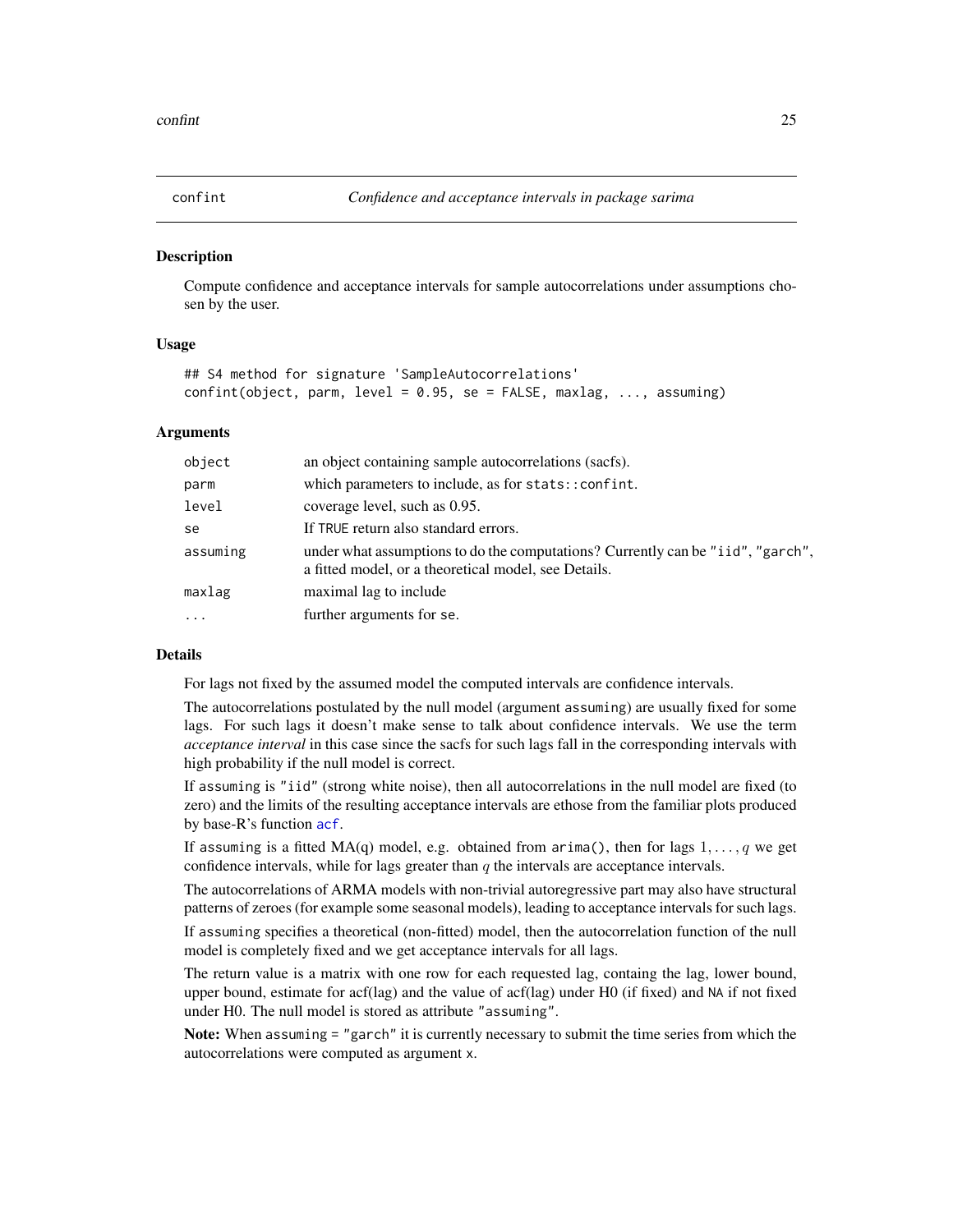# confint — *Confidence and acceptance intervals in package sarima*

## Description

Compute confidence and acceptance intervals for sample autocorrelations under assumptions chosen by the user.

## Usage

```
## S4 method for signature 'SampleAutocorrelations'
confint(object, parm, level = 0.95, se = FALSE, maxlag, ..., assuming)
```

## Arguments

| | |
|---|---|
| `object` | an object containing sample autocorrelations (sacfs). |
| `parm` | which parameters to include, as for `stats::confint`. |
| `level` | coverage level, such as 0.95. |
| `se` | If `TRUE` return also standard errors. |
| `assuming` | under what assumptions to do the computations? Currently can be `"iid"`, `"garch"`, a fitted model, or a theoretical model, see Details. |
| `maxlag` | maximal lag to include |
| `...` | further arguments for `se`. |

## Details

For lags not fixed by the assumed model the computed intervals are confidence intervals.

The autocorrelations postulated by the null model (argument `assuming`) are usually fixed for some lags. For such lags it doesn't make sense to talk about confidence intervals. We use the term *acceptance interval* in this case since the sacfs for such lags fall in the corresponding intervals with high probability if the null model is correct.

If `assuming` is `"iid"` (strong white noise), then all autocorrelations in the null model are fixed (to zero) and the limits of the resulting acceptance intervals are ethose from the familiar plots produced by base-R's function `acf`.

If `assuming` is a fitted MA(q) model, e.g. obtained from `arima()`, then for lags $1, \dots, q$ we get confidence intervals, while for lags greater than $q$ the intervals are acceptance intervals.

The autocorrelations of ARMA models with non-trivial autoregressive part may also have structural patterns of zeroes (for example some seasonal models), leading to acceptance intervals for such lags.

If `assuming` specifies a theoretical (non-fitted) model, then the autocorrelation function of the null model is completely fixed and we get acceptance intervals for all lags.

The return value is a matrix with one row for each requested lag, containg the lag, lower bound, upper bound, estimate for acf(lag) and the value of acf(lag) under H0 (if fixed) and `NA` if not fixed under H0. The null model is stored as attribute `"assuming"`.

**Note:** When `assuming = "garch"` it is currently necessary to submit the time series from which the autocorrelations were computed as argument `x`.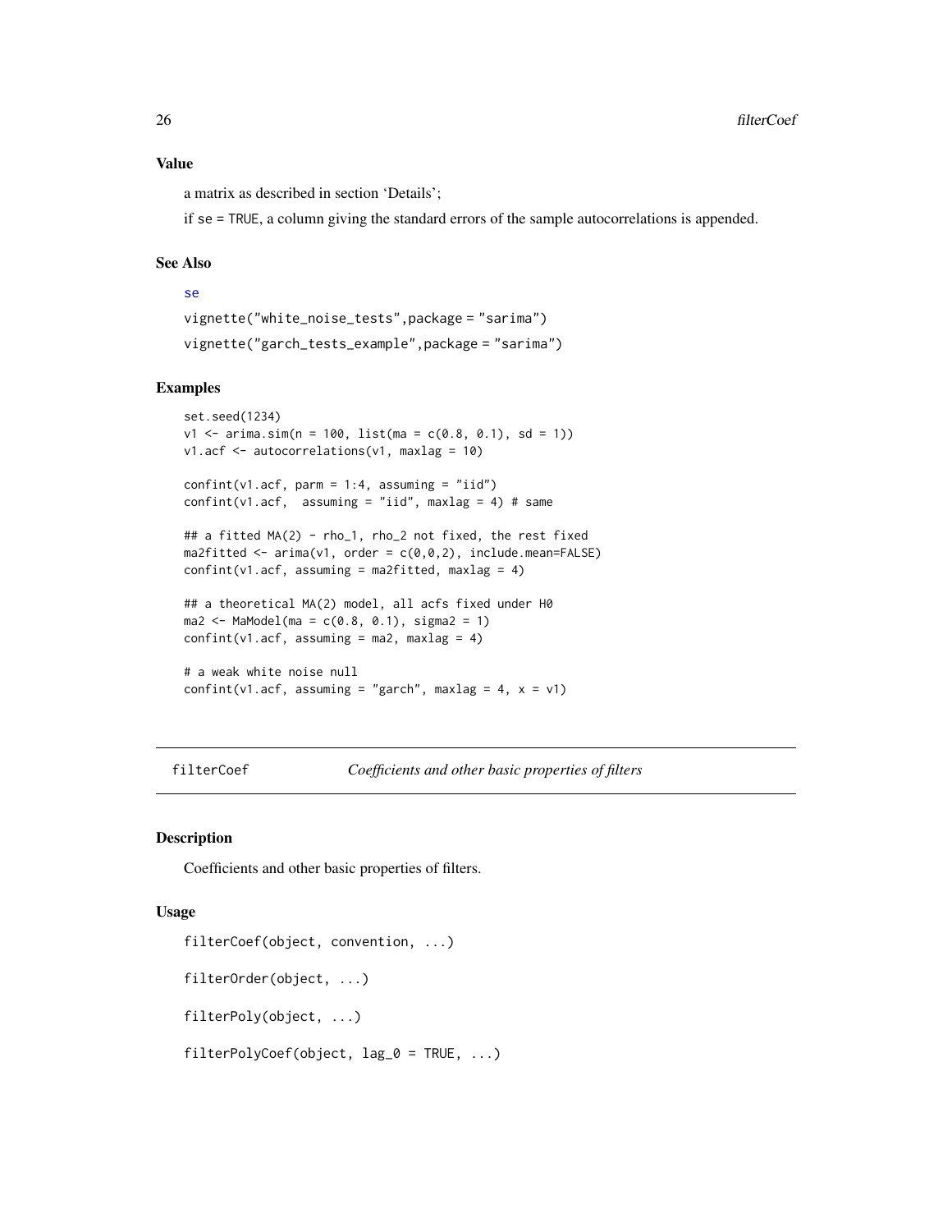### Value

a matrix as described in section 'Details';

if se = TRUE, a column giving the standard errors of the sample autocorrelations is appended.

### See Also

se

vignette("white_noise_tests",package = "sarima")

vignette("garch_tests_example",package = "sarima")

### Examples

```
set.seed(1234)
v1 <- arima.sim(n = 100, list(ma = c(0.8, 0.1), sd = 1))
v1.acf <- autocorrelations(v1, maxlag = 10)

confint(v1.acf, parm = 1:4, assuming = "iid")
confint(v1.acf,  assuming = "iid", maxlag = 4) # same

## a fitted MA(2) - rho_1, rho_2 not fixed, the rest fixed
ma2fitted <- arima(v1, order = c(0,0,2), include.mean=FALSE)
confint(v1.acf, assuming = ma2fitted, maxlag = 4)

## a theoretical MA(2) model, all acfs fixed under H0
ma2 <- MaModel(ma = c(0.8, 0.1), sigma2 = 1)
confint(v1.acf, assuming = ma2, maxlag = 4)

# a weak white noise null
confint(v1.acf, assuming = "garch", maxlag = 4, x = v1)
```

---

## filterCoef — *Coefficients and other basic properties of filters*

---

### Description

Coefficients and other basic properties of filters.

### Usage

```
filterCoef(object, convention, ...)

filterOrder(object, ...)

filterPoly(object, ...)

filterPolyCoef(object, lag_0 = TRUE, ...)
```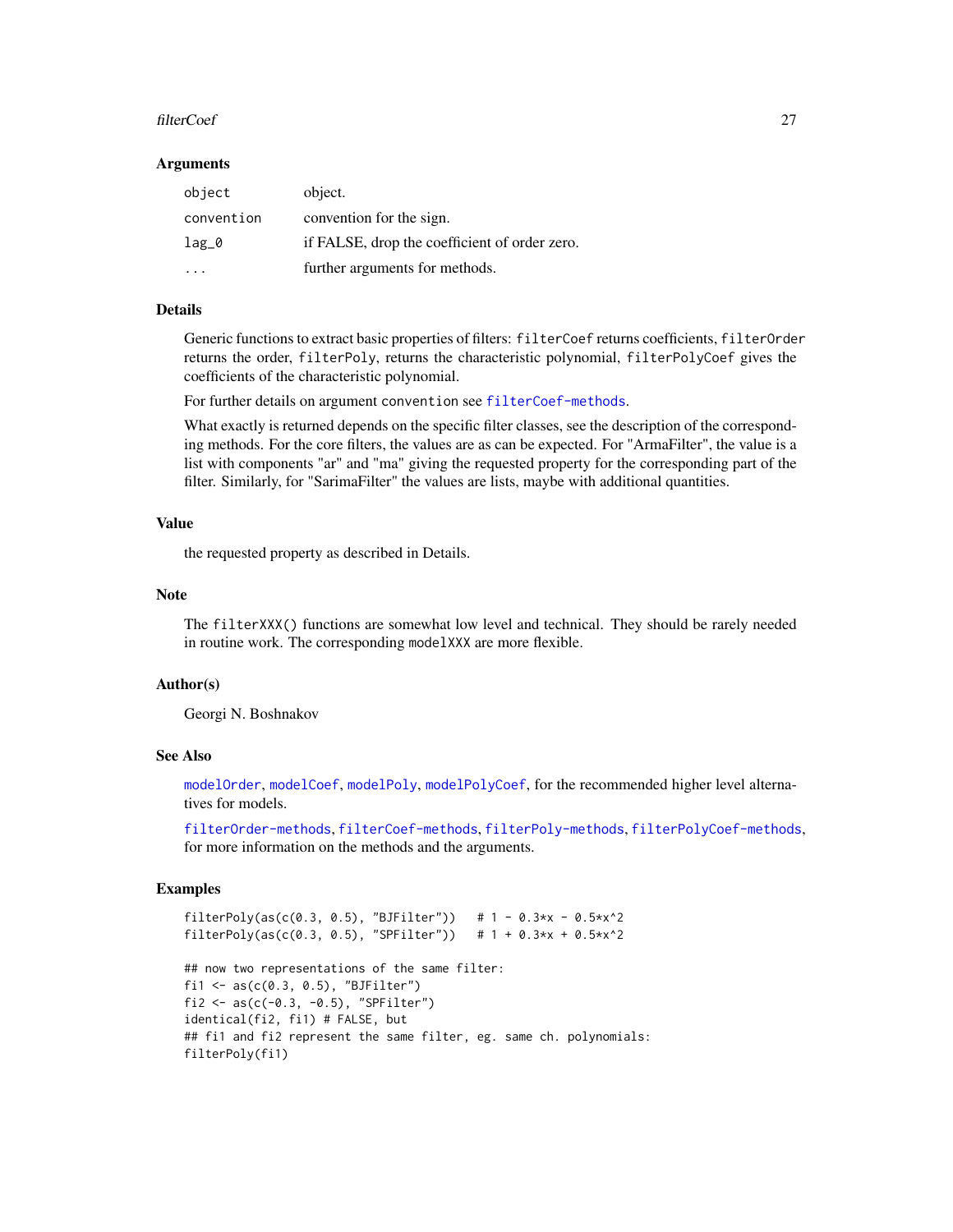## Arguments

| | |
|---|---|
| `object` | object. |
| `convention` | convention for the sign. |
| `lag_0` | if FALSE, drop the coefficient of order zero. |
| `...` | further arguments for methods. |

## Details

Generic functions to extract basic properties of filters: `filterCoef` returns coefficients, `filterOrder` returns the order, `filterPoly`, returns the characteristic polynomial, `filterPolyCoef` gives the coefficients of the characteristic polynomial.

For further details on argument `convention` see `filterCoef-methods`.

What exactly is returned depends on the specific filter classes, see the description of the corresponding methods. For the core filters, the values are as can be expected. For "ArmaFilter", the value is a list with components "ar" and "ma" giving the requested property for the corresponding part of the filter. Similarly, for "SarimaFilter" the values are lists, maybe with additional quantities.

## Value

the requested property as described in Details.

## Note

The `filterXXX()` functions are somewhat low level and technical. They should be rarely needed in routine work. The corresponding `modelXXX` are more flexible.

## Author(s)

Georgi N. Boshnakov

## See Also

`modelOrder`, `modelCoef`, `modelPoly`, `modelPolyCoef`, for the recommended higher level alternatives for models.

`filterOrder-methods`, `filterCoef-methods`, `filterPoly-methods`, `filterPolyCoef-methods`, for more information on the methods and the arguments.

## Examples

```
filterPoly(as(c(0.3, 0.5), "BJFilter"))   # 1 - 0.3*x - 0.5*x^2
filterPoly(as(c(0.3, 0.5), "SPFilter"))   # 1 + 0.3*x + 0.5*x^2

## now two representations of the same filter:
fi1 <- as(c(0.3, 0.5), "BJFilter")
fi2 <- as(c(-0.3, -0.5), "SPFilter")
identical(fi2, fi1) # FALSE, but
## fi1 and fi2 represent the same filter, eg. same ch. polynomials:
filterPoly(fi1)
```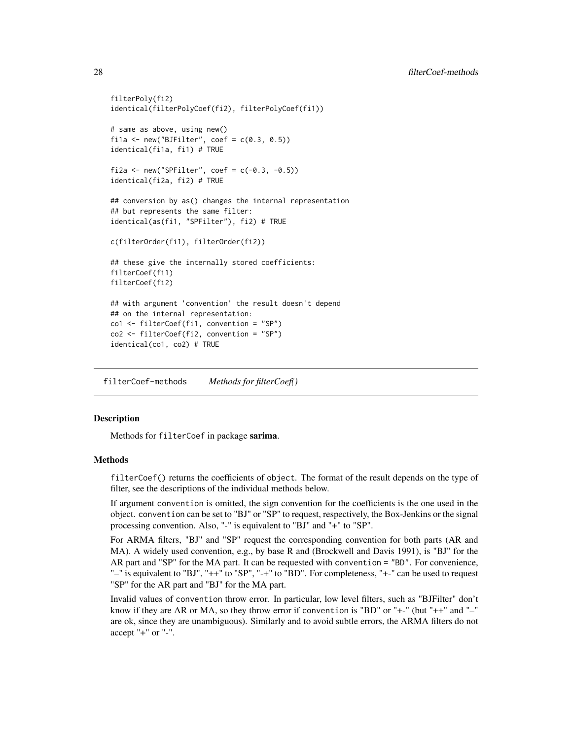```
filterPoly(fi2)
identical(filterPolyCoef(fi2), filterPolyCoef(fi1))

# same as above, using new()
fi1a <- new("BJFilter", coef = c(0.3, 0.5))
identical(fi1a, fi1) # TRUE

fi2a <- new("SPFilter", coef = c(-0.3, -0.5))
identical(fi2a, fi2) # TRUE

## conversion by as() changes the internal representation
## but represents the same filter:
identical(as(fi1, "SPFilter"), fi2) # TRUE

c(filterOrder(fi1), filterOrder(fi2))

## these give the internally stored coefficients:
filterCoef(fi1)
filterCoef(fi2)

## with argument 'convention' the result doesn't depend
## on the internal representation:
co1 <- filterCoef(fi1, convention = "SP")
co2 <- filterCoef(fi2, convention = "SP")
identical(co1, co2) # TRUE
```

## filterCoef-methods *Methods for filterCoef()*

### Description

Methods for `filterCoef` in package **sarima**.

### Methods

`filterCoef()` returns the coefficients of `object`. The format of the result depends on the type of filter, see the descriptions of the individual methods below.

If argument `convention` is omitted, the sign convention for the coefficients is the one used in the object. `convention` can be set to "BJ" or "SP" to request, respectively, the Box-Jenkins or the signal processing convention. Also, "-" is equivalent to "BJ" and "+" to "SP".

For ARMA filters, "BJ" and "SP" request the corresponding convention for both parts (AR and MA). A widely used convention, e.g., by base R and (Brockwell and Davis 1991), is "BJ" for the AR part and "SP" for the MA part. It can be requested with `convention = "BD"`. For convenience, "–" is equivalent to "BJ", "++" to "SP", "-+" to "BD". For completeness, "+-" can be used to request "SP" for the AR part and "BJ" for the MA part.

Invalid values of `convention` throw error. In particular, low level filters, such as "BJFilter" don't know if they are AR or MA, so they throw error if `convention` is "BD" or "+-" (but "++" and "–" are ok, since they are unambiguous). Similarly and to avoid subtle errors, the ARMA filters do not accept "+" or "-".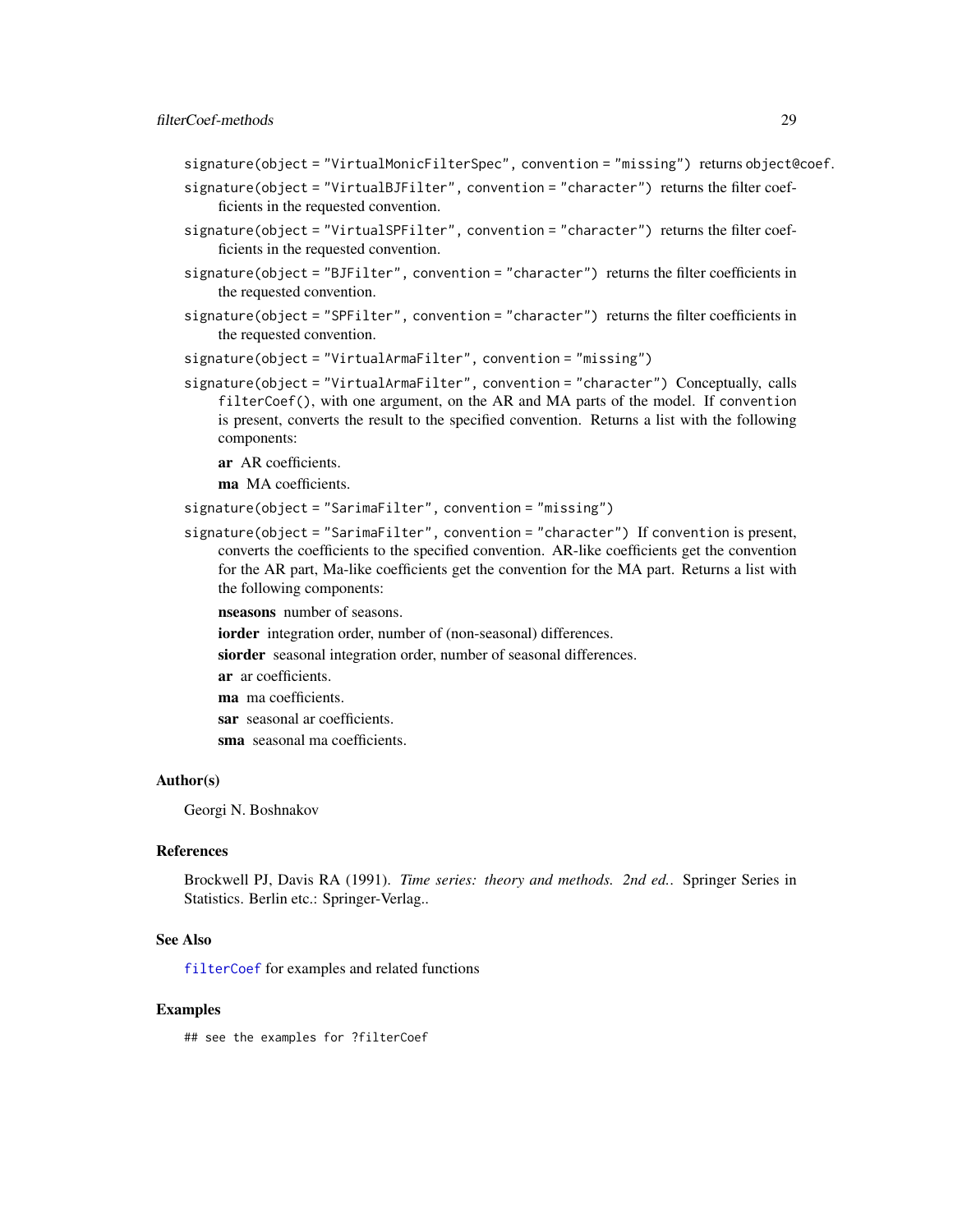`signature(object = "VirtualMonicFilterSpec", convention = "missing")` returns `object@coef`.

`signature(object = "VirtualBJFilter", convention = "character")` returns the filter coefficients in the requested convention.

`signature(object = "VirtualSPFilter", convention = "character")` returns the filter coefficients in the requested convention.

`signature(object = "BJFilter", convention = "character")` returns the filter coefficients in the requested convention.

`signature(object = "SPFilter", convention = "character")` returns the filter coefficients in the requested convention.

`signature(object = "VirtualArmaFilter", convention = "missing")`

`signature(object = "VirtualArmaFilter", convention = "character")` Conceptually, calls `filterCoef()`, with one argument, on the AR and MA parts of the model. If `convention` is present, converts the result to the specified convention. Returns a list with the following components:

- **ar** AR coefficients.
- **ma** MA coefficients.

`signature(object = "SarimaFilter", convention = "missing")`

`signature(object = "SarimaFilter", convention = "character")` If `convention` is present, converts the coefficients to the specified convention. AR-like coefficients get the convention for the AR part, Ma-like coefficients get the convention for the MA part. Returns a list with the following components:

- **nseasons** number of seasons.
- **iorder** integration order, number of (non-seasonal) differences.
- **siorder** seasonal integration order, number of seasonal differences.
- **ar** ar coefficients.
- **ma** ma coefficients.
- **sar** seasonal ar coefficients.
- **sma** seasonal ma coefficients.

## Author(s)

Georgi N. Boshnakov

## References

Brockwell PJ, Davis RA (1991). *Time series: theory and methods. 2nd ed.*. Springer Series in Statistics. Berlin etc.: Springer-Verlag..

## See Also

`filterCoef` for examples and related functions

## Examples

```
## see the examples for ?filterCoef
```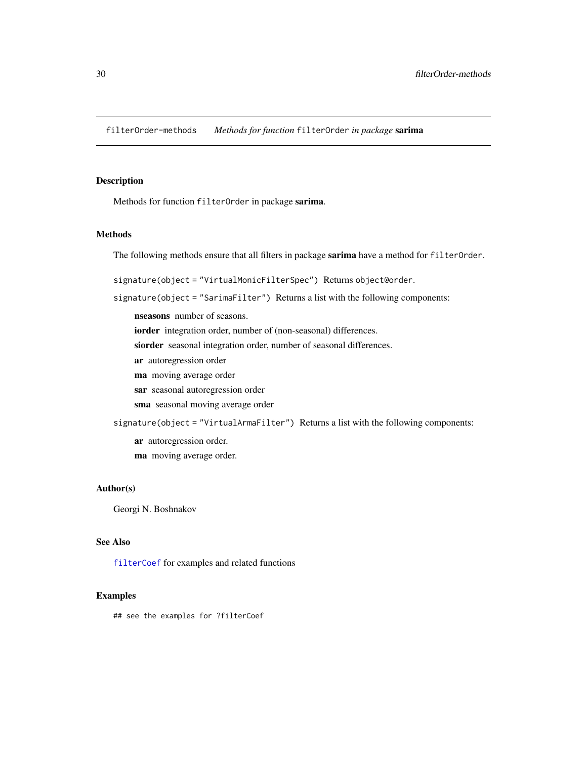filterOrder-methods     *Methods for function* `filterOrder` *in package* **sarima**

## Description

Methods for function `filterOrder` in package **sarima**.

## Methods

The following methods ensure that all filters in package **sarima** have a method for `filterOrder`.

`signature(object = "VirtualMonicFilterSpec")` Returns `object@order`.

`signature(object = "SarimaFilter")` Returns a list with the following components:

- **nseasons** number of seasons.
- **iorder** integration order, number of (non-seasonal) differences.
- **siorder** seasonal integration order, number of seasonal differences.
- **ar** autoregression order
- **ma** moving average order
- **sar** seasonal autoregression order
- **sma** seasonal moving average order

`signature(object = "VirtualArmaFilter")` Returns a list with the following components:

- **ar** autoregression order.
- **ma** moving average order.

## Author(s)

Georgi N. Boshnakov

## See Also

`filterCoef` for examples and related functions

## Examples

```
## see the examples for ?filterCoef
```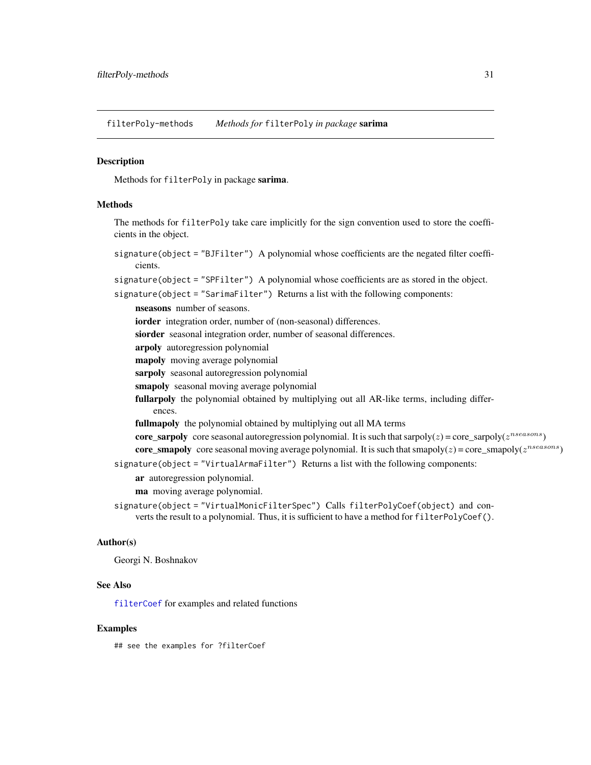filterPoly-methods    *Methods for* `filterPoly` *in package* **sarima**

## Description

Methods for `filterPoly` in package **sarima**.

## Methods

The methods for `filterPoly` take care implicitly for the sign convention used to store the coefficients in the object.

`signature(object = "BJFilter")` A polynomial whose coefficients are the negated filter coefficients.

`signature(object = "SPFilter")` A polynomial whose coefficients are as stored in the object.

`signature(object = "SarimaFilter")` Returns a list with the following components:

- **nseasons** number of seasons.
- **iorder** integration order, number of (non-seasonal) differences.
- **siorder** seasonal integration order, number of seasonal differences.
- **arpoly** autoregression polynomial
- **mapoly** moving average polynomial
- **sarpoly** seasonal autoregression polynomial
- **smapoly** seasonal moving average polynomial
- **fullarpoly** the polynomial obtained by multiplying out all AR-like terms, including differences.
- **fullmapoly** the polynomial obtained by multiplying out all MA terms
- **core_sarpoly** core seasonal autoregression polynomial. It is such that sarpoly($z$) = core_sarpoly($z^{nseasons}$)
- **core_smapoly** core seasonal moving average polynomial. It is such that smapoly($z$) = core_smapoly($z^{nseasons}$)

`signature(object = "VirtualArmaFilter")` Returns a list with the following components:

- **ar** autoregression polynomial.
- **ma** moving average polynomial.

`signature(object = "VirtualMonicFilterSpec")` Calls `filterPolyCoef(object)` and converts the result to a polynomial. Thus, it is sufficient to have a method for `filterPolyCoef()`.

## Author(s)

Georgi N. Boshnakov

## See Also

`filterCoef` for examples and related functions

## Examples

```
## see the examples for ?filterCoef
```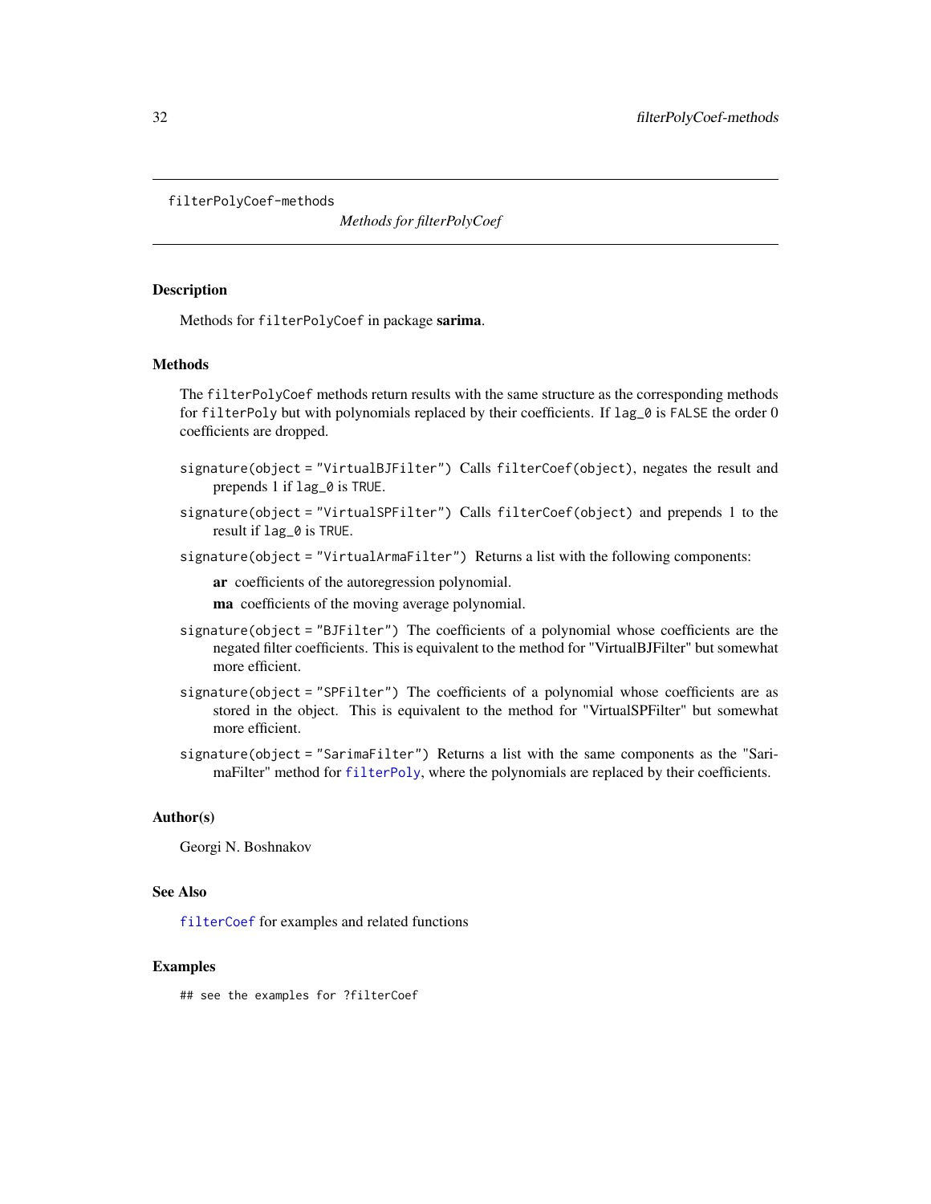filterPolyCoef-methods

*Methods for filterPolyCoef*

## Description

Methods for `filterPolyCoef` in package **sarima**.

## Methods

The `filterPolyCoef` methods return results with the same structure as the corresponding methods for `filterPoly` but with polynomials replaced by their coefficients. If `lag_0` is `FALSE` the order 0 coefficients are dropped.

`signature(object = "VirtualBJFilter")` Calls `filterCoef(object)`, negates the result and prepends 1 if `lag_0` is `TRUE`.

`signature(object = "VirtualSPFilter")` Calls `filterCoef(object)` and prepends 1 to the result if `lag_0` is `TRUE`.

`signature(object = "VirtualArmaFilter")` Returns a list with the following components:

- **ar** coefficients of the autoregression polynomial.
- **ma** coefficients of the moving average polynomial.

`signature(object = "BJFilter")` The coefficients of a polynomial whose coefficients are the negated filter coefficients. This is equivalent to the method for "VirtualBJFilter" but somewhat more efficient.

`signature(object = "SPFilter")` The coefficients of a polynomial whose coefficients are as stored in the object. This is equivalent to the method for "VirtualSPFilter" but somewhat more efficient.

`signature(object = "SarimaFilter")` Returns a list with the same components as the "SarimaFilter" method for `filterPoly`, where the polynomials are replaced by their coefficients.

## Author(s)

Georgi N. Boshnakov

## See Also

`filterCoef` for examples and related functions

## Examples

```
## see the examples for ?filterCoef
```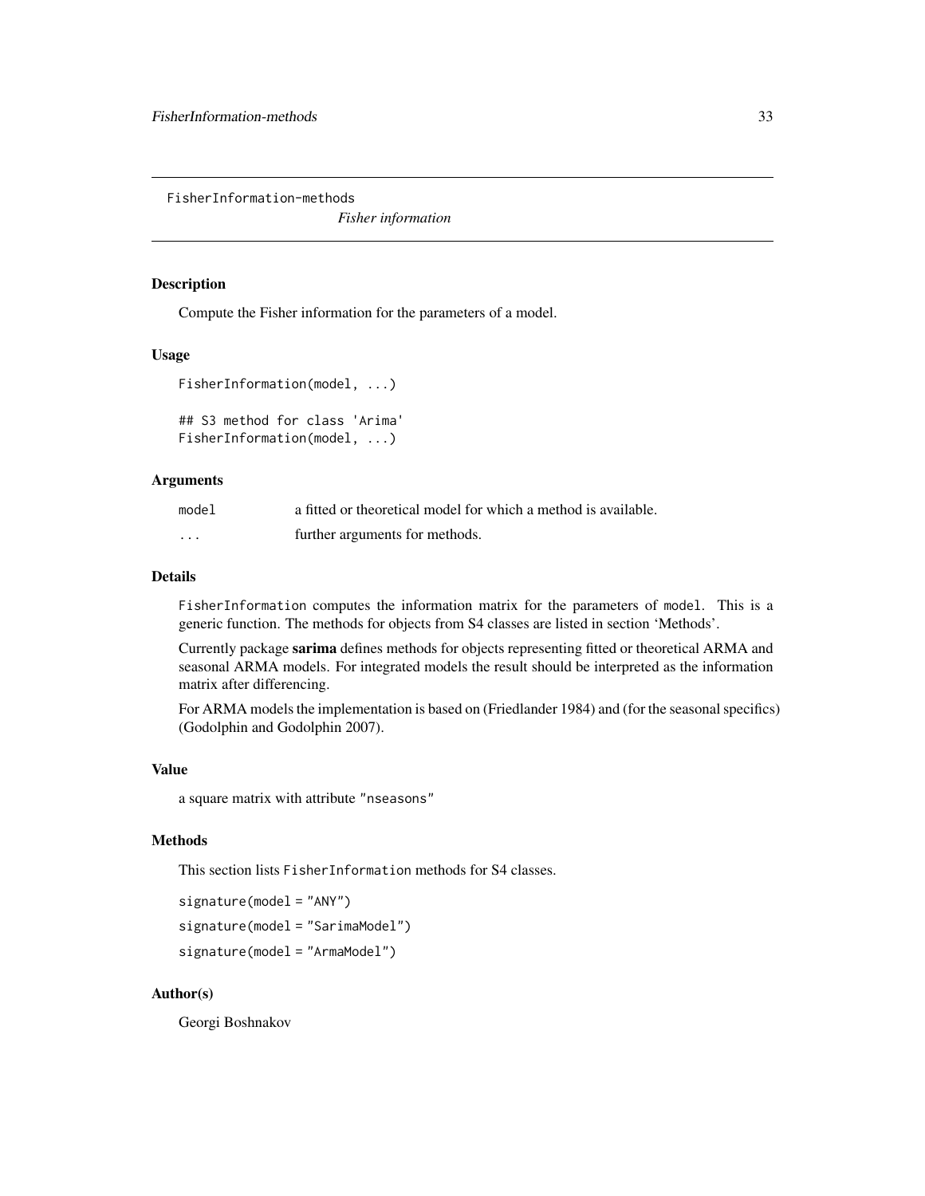FisherInformation-methods

*Fisher information*

## Description

Compute the Fisher information for the parameters of a model.

## Usage

```
FisherInformation(model, ...)

## S3 method for class 'Arima'
FisherInformation(model, ...)
```

## Arguments

| | |
|---|---|
| `model` | a fitted or theoretical model for which a method is available. |
| `...` | further arguments for methods. |

## Details

`FisherInformation` computes the information matrix for the parameters of `model`. This is a generic function. The methods for objects from S4 classes are listed in section 'Methods'.

Currently package **sarima** defines methods for objects representing fitted or theoretical ARMA and seasonal ARMA models. For integrated models the result should be interpreted as the information matrix after differencing.

For ARMA models the implementation is based on (Friedlander 1984) and (for the seasonal specifics) (Godolphin and Godolphin 2007).

## Value

a square matrix with attribute `"nseasons"`

## Methods

This section lists `FisherInformation` methods for S4 classes.

`signature(model = "ANY")`

`signature(model = "SarimaModel")`

`signature(model = "ArmaModel")`

## Author(s)

Georgi Boshnakov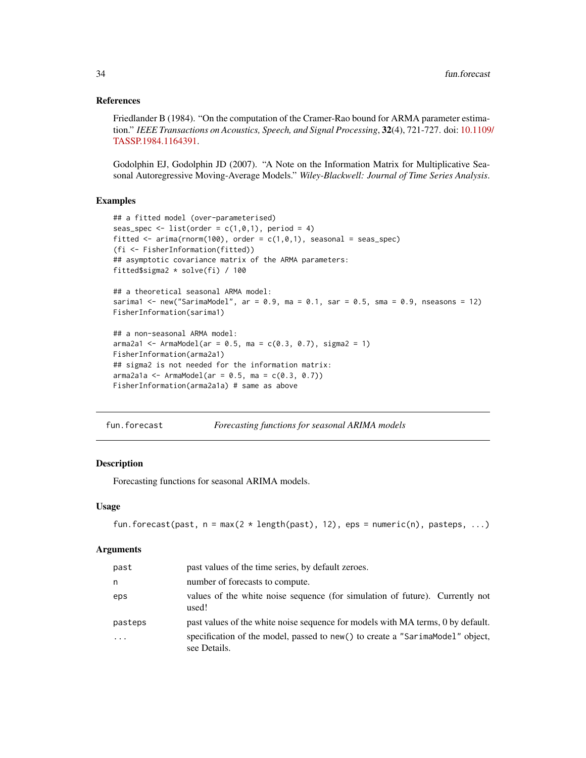### References

Friedlander B (1984). "On the computation of the Cramer-Rao bound for ARMA parameter estimation." *IEEE Transactions on Acoustics, Speech, and Signal Processing*, **32**(4), 721-727. doi: 10.1109/TASSP.1984.1164391.

Godolphin EJ, Godolphin JD (2007). "A Note on the Information Matrix for Multiplicative Seasonal Autoregressive Moving-Average Models." *Wiley-Blackwell: Journal of Time Series Analysis*.

### Examples

```
## a fitted model (over-parameterised)
seas_spec <- list(order = c(1,0,1), period = 4)
fitted <- arima(rnorm(100), order = c(1,0,1), seasonal = seas_spec)
(fi <- FisherInformation(fitted))
## asymptotic covariance matrix of the ARMA parameters:
fitted$sigma2 * solve(fi) / 100

## a theoretical seasonal ARMA model:
sarima1 <- new("SarimaModel", ar = 0.9, ma = 0.1, sar = 0.5, sma = 0.9, nseasons = 12)
FisherInformation(sarima1)

## a non-seasonal ARMA model:
arma2a1 <- ArmaModel(ar = 0.5, ma = c(0.3, 0.7), sigma2 = 1)
FisherInformation(arma2a1)
## sigma2 is not needed for the information matrix:
arma2a1a <- ArmaModel(ar = 0.5, ma = c(0.3, 0.7))
FisherInformation(arma2a1a) # same as above
```

---

## fun.forecast — *Forecasting functions for seasonal ARIMA models*

### Description

Forecasting functions for seasonal ARIMA models.

### Usage

```
fun.forecast(past, n = max(2 * length(past), 12), eps = numeric(n), pasteps, ...)
```

### Arguments

| | |
|---|---|
| `past` | past values of the time series, by default zeroes. |
| `n` | number of forecasts to compute. |
| `eps` | values of the white noise sequence (for simulation of future). Currently not used! |
| `pasteps` | past values of the white noise sequence for models with MA terms, 0 by default. |
| `...` | specification of the model, passed to `new()` to create a `"SarimaModel"` object, see Details. |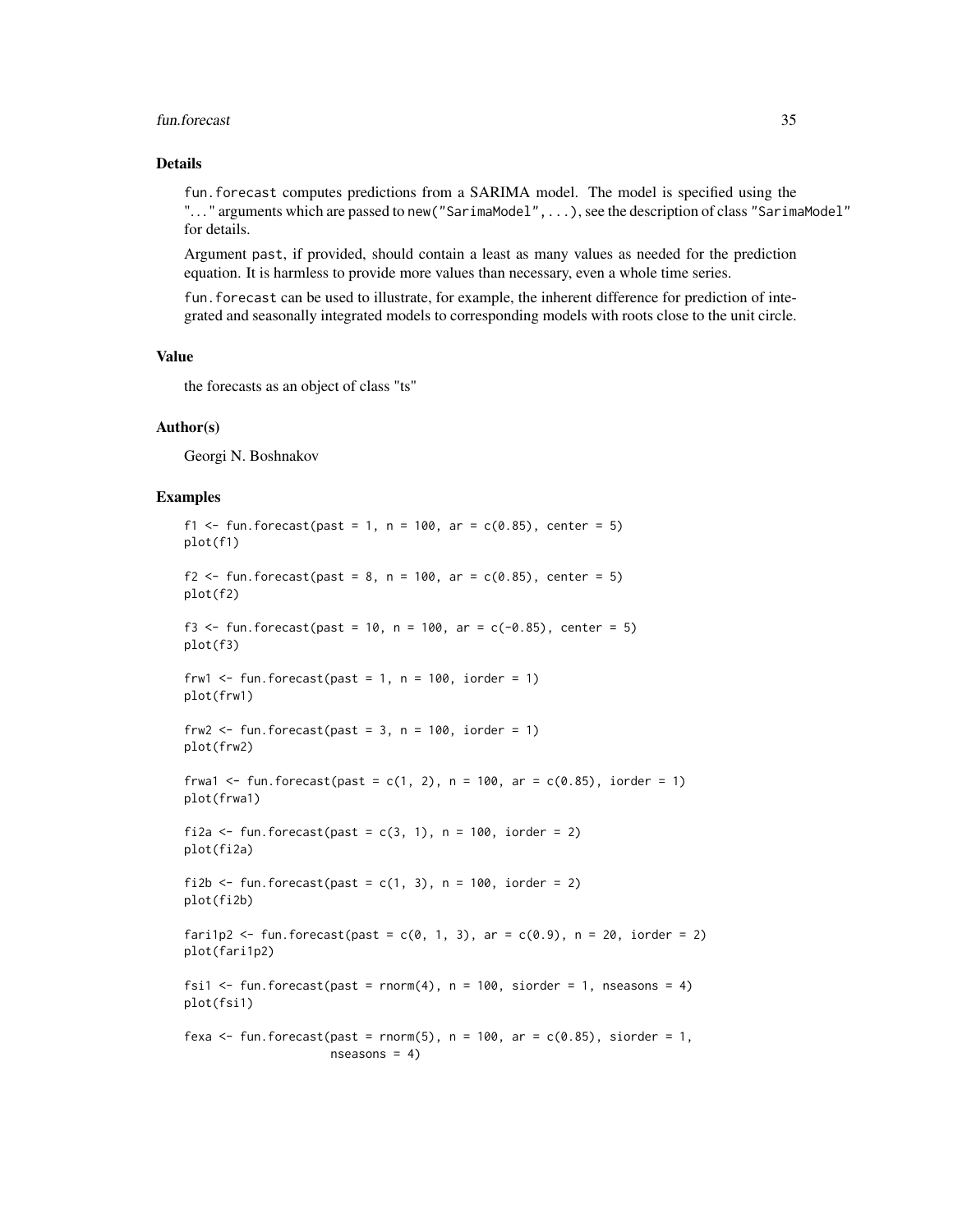### Details

`fun.forecast` computes predictions from a SARIMA model. The model is specified using the `"..."` arguments which are passed to `new("SarimaModel",...)`, see the description of class `"SarimaModel"` for details.

Argument `past`, if provided, should contain a least as many values as needed for the prediction equation. It is harmless to provide more values than necessary, even a whole time series.

`fun.forecast` can be used to illustrate, for example, the inherent difference for prediction of integrated and seasonally integrated models to corresponding models with roots close to the unit circle.

### Value

the forecasts as an object of class "ts"

### Author(s)

Georgi N. Boshnakov

### Examples

```
f1 <- fun.forecast(past = 1, n = 100, ar = c(0.85), center = 5)
plot(f1)

f2 <- fun.forecast(past = 8, n = 100, ar = c(0.85), center = 5)
plot(f2)

f3 <- fun.forecast(past = 10, n = 100, ar = c(-0.85), center = 5)
plot(f3)

frw1 <- fun.forecast(past = 1, n = 100, iorder = 1)
plot(frw1)

frw2 <- fun.forecast(past = 3, n = 100, iorder = 1)
plot(frw2)

frwa1 <- fun.forecast(past = c(1, 2), n = 100, ar = c(0.85), iorder = 1)
plot(frwa1)

fi2a <- fun.forecast(past = c(3, 1), n = 100, iorder = 2)
plot(fi2a)

fi2b <- fun.forecast(past = c(1, 3), n = 100, iorder = 2)
plot(fi2b)

fari1p2 <- fun.forecast(past = c(0, 1, 3), ar = c(0.9), n = 20, iorder = 2)
plot(fari1p2)

fsi1 <- fun.forecast(past = rnorm(4), n = 100, siorder = 1, nseasons = 4)
plot(fsi1)

fexa <- fun.forecast(past = rnorm(5), n = 100, ar = c(0.85), siorder = 1,
                     nseasons = 4)
```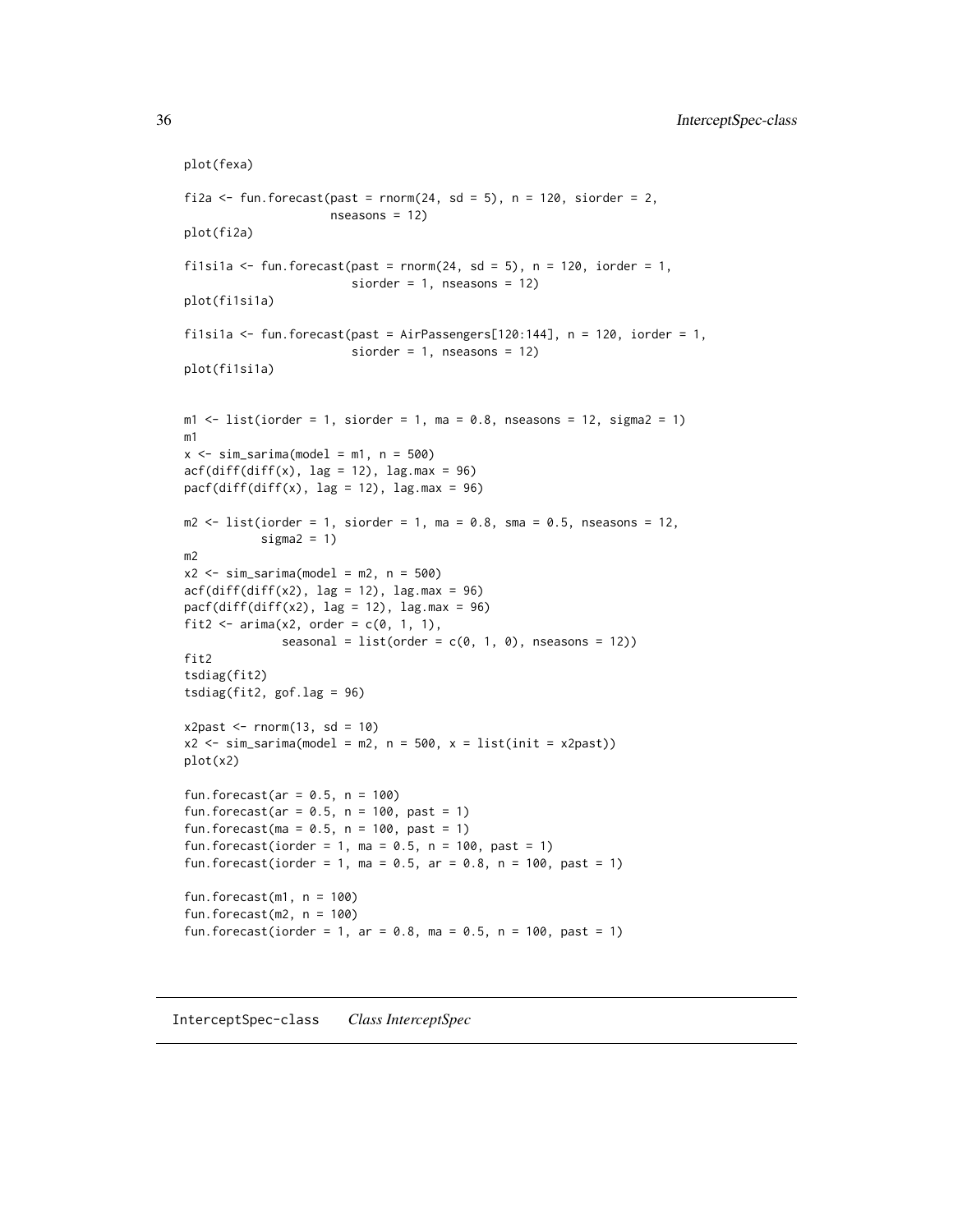```
plot(fexa)

fi2a <- fun.forecast(past = rnorm(24, sd = 5), n = 120, siorder = 2,
                     nseasons = 12)
plot(fi2a)

fi1si1a <- fun.forecast(past = rnorm(24, sd = 5), n = 120, iorder = 1,
                        siorder = 1, nseasons = 12)
plot(fi1si1a)

fi1si1a <- fun.forecast(past = AirPassengers[120:144], n = 120, iorder = 1,
                        siorder = 1, nseasons = 12)
plot(fi1si1a)


m1 <- list(iorder = 1, siorder = 1, ma = 0.8, nseasons = 12, sigma2 = 1)
m1
x <- sim_sarima(model = m1, n = 500)
acf(diff(diff(x), lag = 12), lag.max = 96)
pacf(diff(diff(x), lag = 12), lag.max = 96)

m2 <- list(iorder = 1, siorder = 1, ma = 0.8, sma = 0.5, nseasons = 12,
           sigma2 = 1)
m2
x2 <- sim_sarima(model = m2, n = 500)
acf(diff(diff(x2), lag = 12), lag.max = 96)
pacf(diff(diff(x2), lag = 12), lag.max = 96)
fit2 <- arima(x2, order = c(0, 1, 1),
              seasonal = list(order = c(0, 1, 0), nseasons = 12))
fit2
tsdiag(fit2)
tsdiag(fit2, gof.lag = 96)

x2past <- rnorm(13, sd = 10)
x2 <- sim_sarima(model = m2, n = 500, x = list(init = x2past))
plot(x2)

fun.forecast(ar = 0.5, n = 100)
fun.forecast(ar = 0.5, n = 100, past = 1)
fun.forecast(ma = 0.5, n = 100, past = 1)
fun.forecast(iorder = 1, ma = 0.5, n = 100, past = 1)
fun.forecast(iorder = 1, ma = 0.5, ar = 0.8, n = 100, past = 1)

fun.forecast(m1, n = 100)
fun.forecast(m2, n = 100)
fun.forecast(iorder = 1, ar = 0.8, ma = 0.5, n = 100, past = 1)
```

## InterceptSpec-class    *Class InterceptSpec*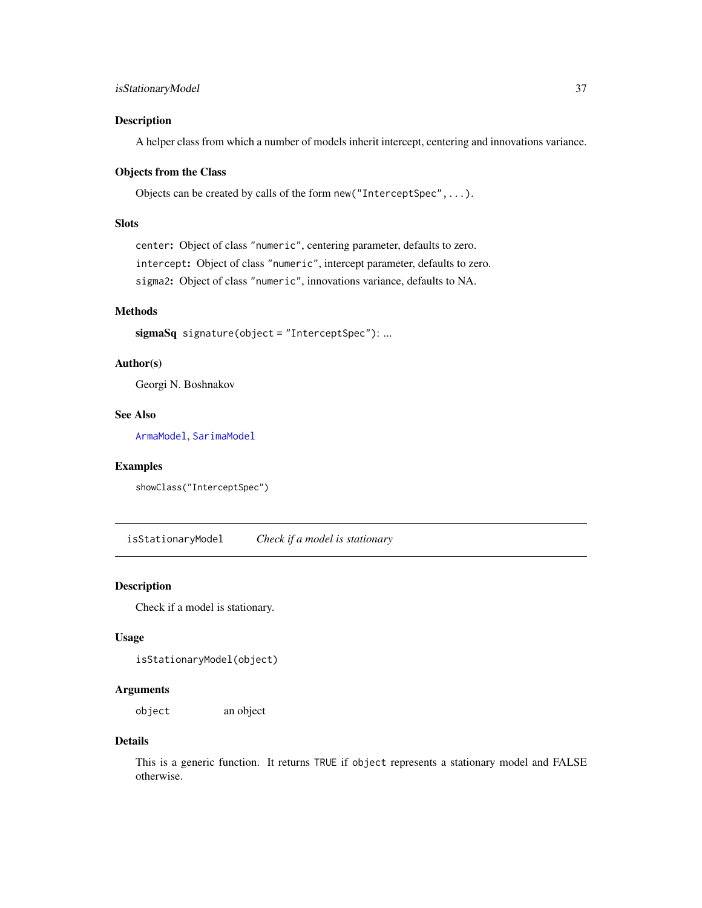## Description

A helper class from which a number of models inherit intercept, centering and innovations variance.

## Objects from the Class

Objects can be created by calls of the form `new("InterceptSpec",...)`.

## Slots

`center`: Object of class `"numeric"`, centering parameter, defaults to zero.

`intercept`: Object of class `"numeric"`, intercept parameter, defaults to zero.

`sigma2`: Object of class `"numeric"`, innovations variance, defaults to NA.

## Methods

**sigmaSq** `signature(object = "InterceptSpec")`: ...

## Author(s)

Georgi N. Boshnakov

## See Also

`ArmaModel`, `SarimaModel`

## Examples

```
showClass("InterceptSpec")
```

---

# isStationaryModel *Check if a model is stationary*

## Description

Check if a model is stationary.

## Usage

```
isStationaryModel(object)
```

## Arguments

| | |
|---|---|
| `object` | an object |

## Details

This is a generic function. It returns `TRUE` if `object` represents a stationary model and FALSE otherwise.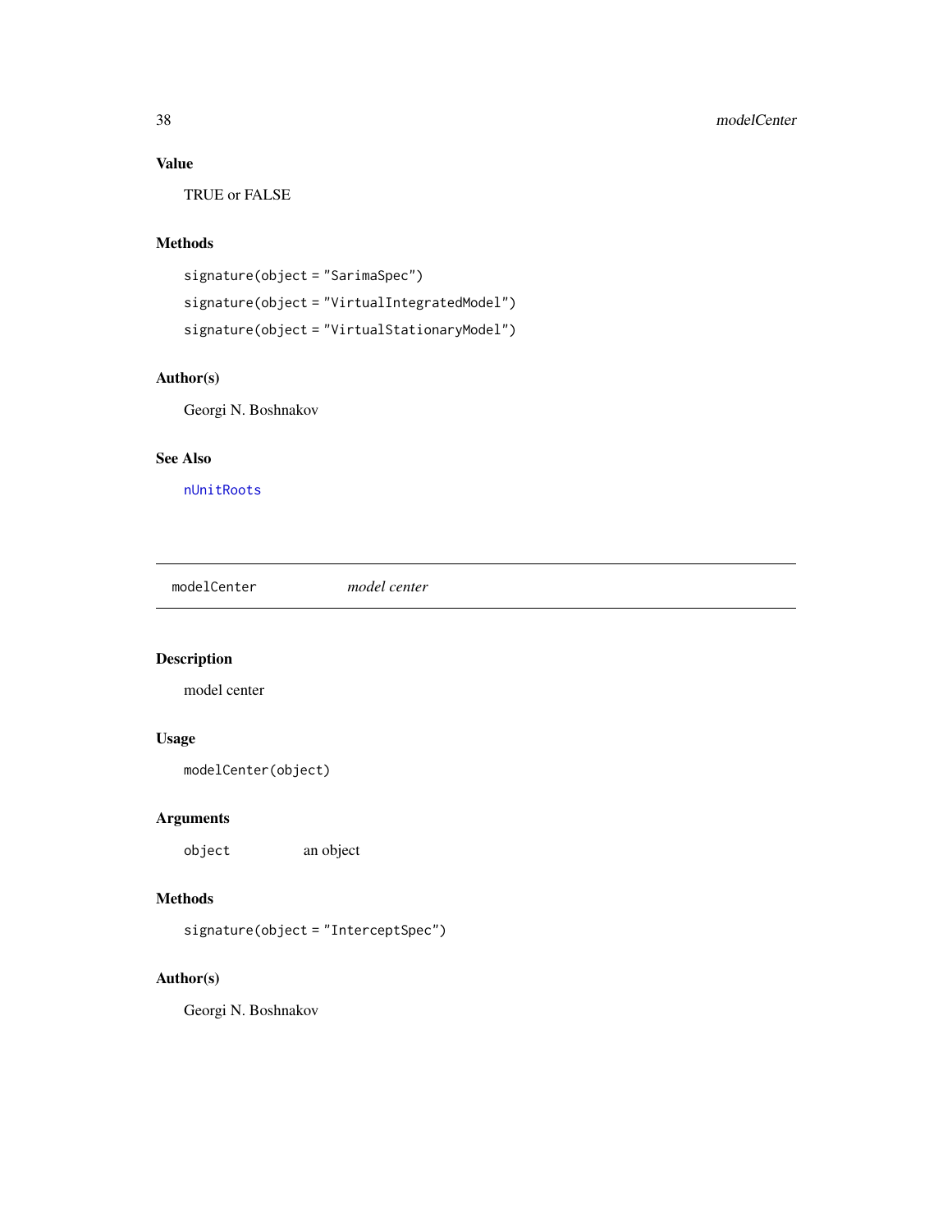### Value

TRUE or FALSE

### Methods

```
signature(object = "SarimaSpec")
signature(object = "VirtualIntegratedModel")
signature(object = "VirtualStationaryModel")
```

### Author(s)

Georgi N. Boshnakov

### See Also

`nUnitRoots`

---

## `modelCenter` *model center*

---

### Description

model center

### Usage

```
modelCenter(object)
```

### Arguments

`object` an object

### Methods

```
signature(object = "InterceptSpec")
```

### Author(s)

Georgi N. Boshnakov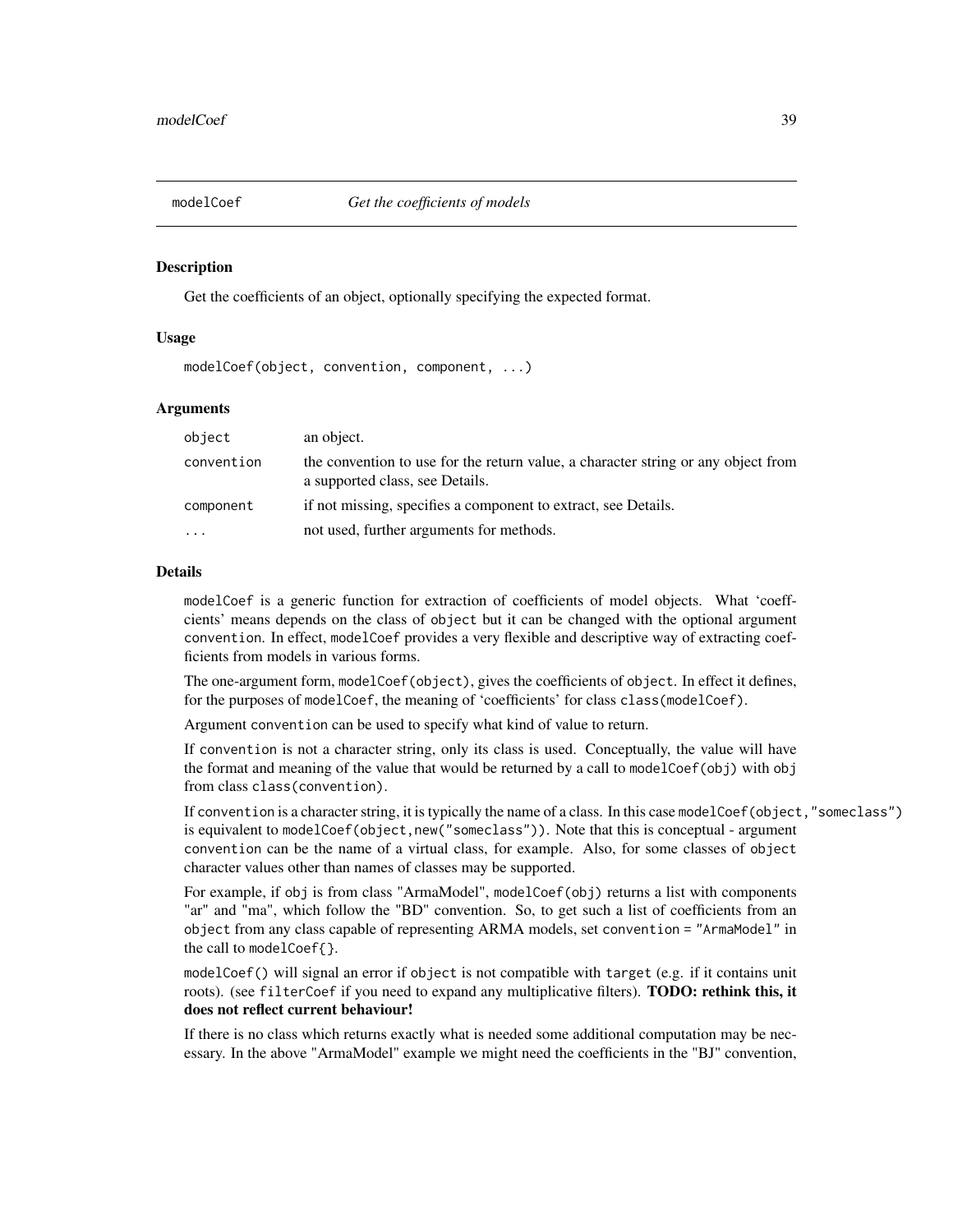modelCoef    *Get the coefficients of models*

## Description

Get the coefficients of an object, optionally specifying the expected format.

## Usage

```
modelCoef(object, convention, component, ...)
```

## Arguments

| | |
|---|---|
| `object` | an object. |
| `convention` | the convention to use for the return value, a character string or any object from a supported class, see Details. |
| `component` | if not missing, specifies a component to extract, see Details. |
| `...` | not used, further arguments for methods. |

## Details

`modelCoef` is a generic function for extraction of coefficients of model objects. What 'coeffcients' means depends on the class of `object` but it can be changed with the optional argument `convention`. In effect, `modelCoef` provides a very flexible and descriptive way of extracting coefficients from models in various forms.

The one-argument form, `modelCoef(object)`, gives the coefficients of `object`. In effect it defines, for the purposes of `modelCoef`, the meaning of 'coefficients' for class `class(modelCoef)`.

Argument `convention` can be used to specify what kind of value to return.

If `convention` is not a character string, only its class is used. Conceptually, the value will have the format and meaning of the value that would be returned by a call to `modelCoef(obj)` with `obj` from class `class(convention)`.

If `convention` is a character string, it is typically the name of a class. In this case `modelCoef(object,"someclass")` is equivalent to `modelCoef(object,new("someclass"))`. Note that this is conceptual - argument `convention` can be the name of a virtual class, for example. Also, for some classes of `object` character values other than names of classes may be supported.

For example, if `obj` is from class "ArmaModel", `modelCoef(obj)` returns a list with components "ar" and "ma", which follow the "BD" convention. So, to get such a list of coefficients from an `object` from any class capable of representing ARMA models, set `convention = "ArmaModel"` in the call to `modelCoef{}`.

`modelCoef()` will signal an error if `object` is not compatible with `target` (e.g. if it contains unit roots). (see `filterCoef` if you need to expand any multiplicative filters). **TODO: rethink this, it does not reflect current behaviour!**

If there is no class which returns exactly what is needed some additional computation may be necessary. In the above "ArmaModel" example we might need the coefficients in the "BJ" convention,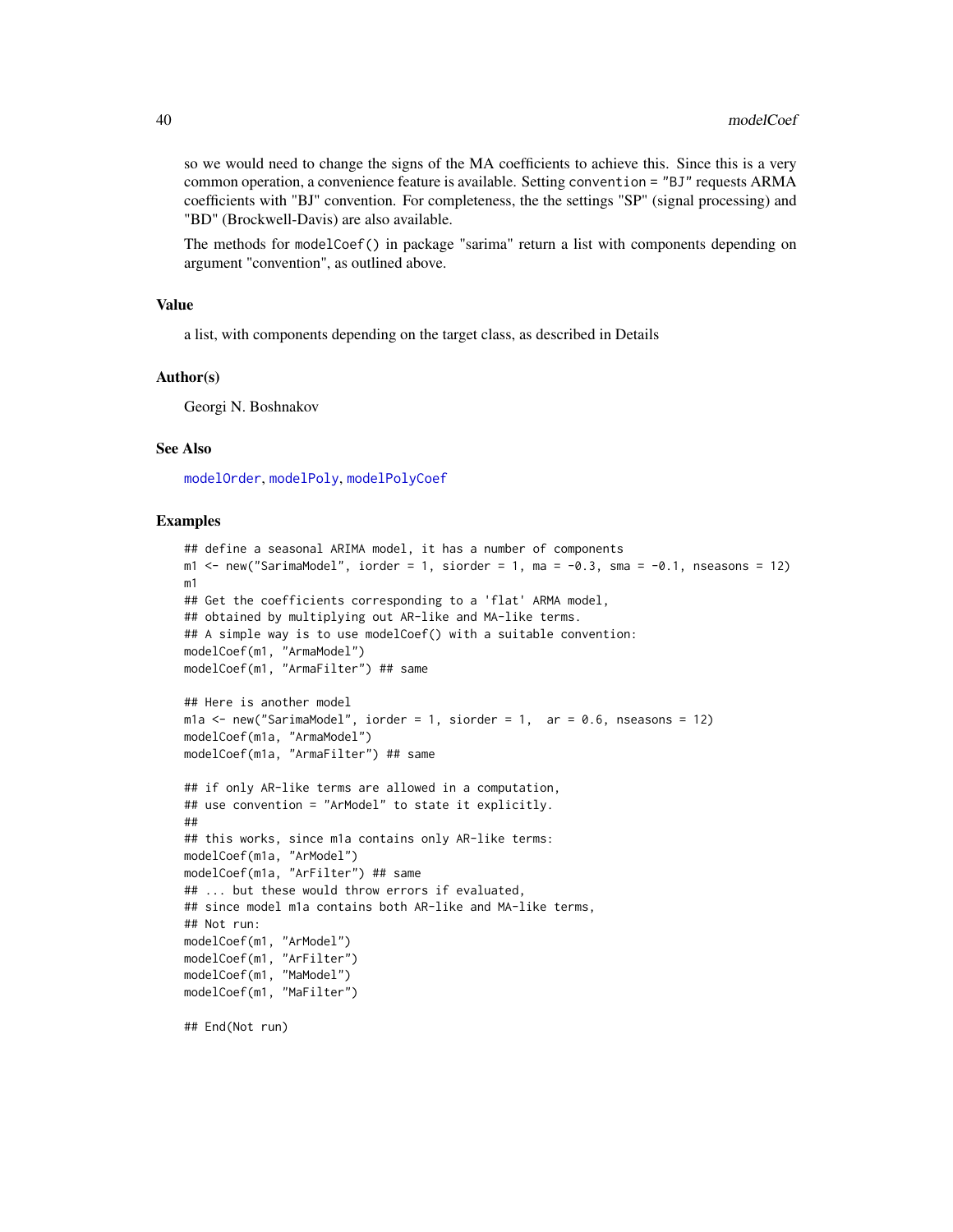so we would need to change the signs of the MA coefficients to achieve this. Since this is a very common operation, a convenience feature is available. Setting `convention = "BJ"` requests ARMA coefficients with "BJ" convention. For completeness, the the settings "SP" (signal processing) and "BD" (Brockwell-Davis) are also available.

The methods for `modelCoef()` in package "sarima" return a list with components depending on argument "convention", as outlined above.

### Value

a list, with components depending on the target class, as described in Details

### Author(s)

Georgi N. Boshnakov

### See Also

modelOrder, modelPoly, modelPolyCoef

### Examples

```
## define a seasonal ARIMA model, it has a number of components
m1 <- new("SarimaModel", iorder = 1, siorder = 1, ma = -0.3, sma = -0.1, nseasons = 12)
m1
## Get the coefficients corresponding to a 'flat' ARMA model,
## obtained by multiplying out AR-like and MA-like terms.
## A simple way is to use modelCoef() with a suitable convention:
modelCoef(m1, "ArmaModel")
modelCoef(m1, "ArmaFilter") ## same

## Here is another model
m1a <- new("SarimaModel", iorder = 1, siorder = 1,  ar = 0.6, nseasons = 12)
modelCoef(m1a, "ArmaModel")
modelCoef(m1a, "ArmaFilter") ## same

## if only AR-like terms are allowed in a computation,
## use convention = "ArModel" to state it explicitly.
##
## this works, since m1a contains only AR-like terms:
modelCoef(m1a, "ArModel")
modelCoef(m1a, "ArFilter") ## same
## ... but these would throw errors if evaluated,
## since model m1a contains both AR-like and MA-like terms,
## Not run:
modelCoef(m1, "ArModel")
modelCoef(m1, "ArFilter")
modelCoef(m1, "MaModel")
modelCoef(m1, "MaFilter")

## End(Not run)
```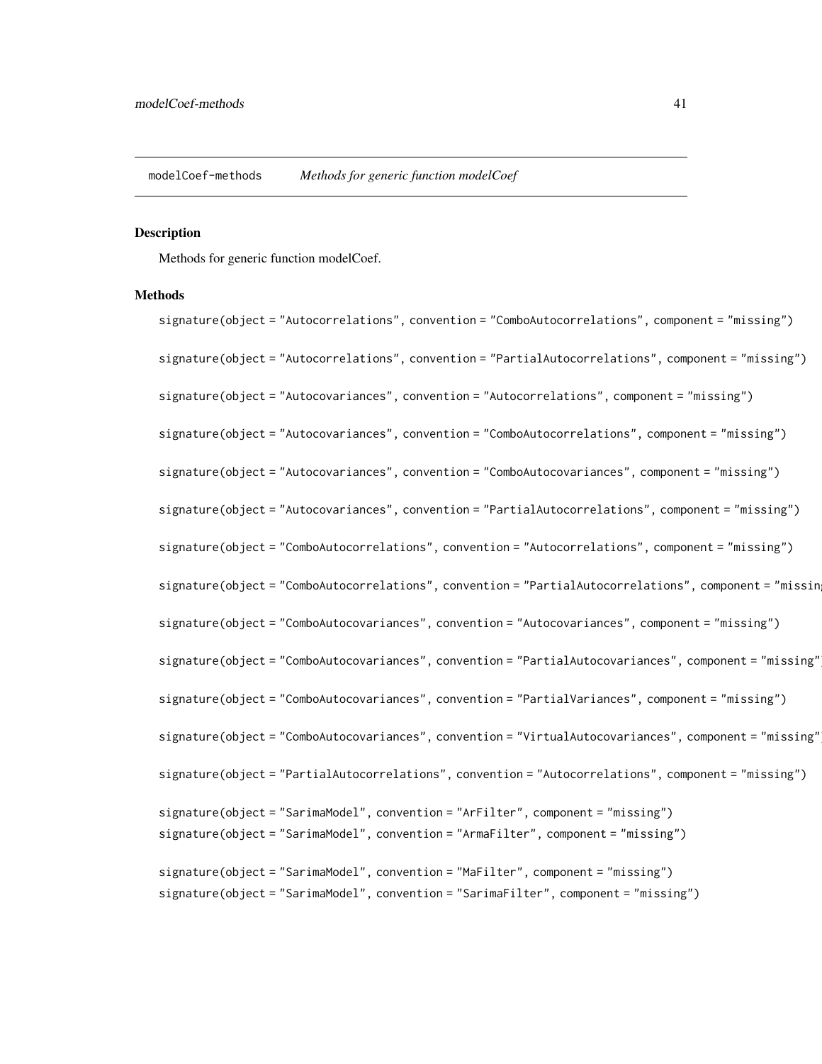# modelCoef-methods *Methods for generic function modelCoef*

## Description

Methods for generic function modelCoef.

## Methods

`signature(object = "Autocorrelations", convention = "ComboAutocorrelations", component = "missing")`

`signature(object = "Autocorrelations", convention = "PartialAutocorrelations", component = "missing")`

`signature(object = "Autocovariances", convention = "Autocorrelations", component = "missing")`

`signature(object = "Autocovariances", convention = "ComboAutocorrelations", component = "missing")`

`signature(object = "Autocovariances", convention = "ComboAutocovariances", component = "missing")`

`signature(object = "Autocovariances", convention = "PartialAutocorrelations", component = "missing")`

`signature(object = "ComboAutocorrelations", convention = "Autocorrelations", component = "missing")`

`signature(object = "ComboAutocorrelations", convention = "PartialAutocorrelations", component = "missing")`

`signature(object = "ComboAutocovariances", convention = "Autocovariances", component = "missing")`

`signature(object = "ComboAutocovariances", convention = "PartialAutocovariances", component = "missing")`

`signature(object = "ComboAutocovariances", convention = "PartialVariances", component = "missing")`

`signature(object = "ComboAutocovariances", convention = "VirtualAutocovariances", component = "missing")`

`signature(object = "PartialAutocorrelations", convention = "Autocorrelations", component = "missing")`

`signature(object = "SarimaModel", convention = "ArFilter", component = "missing")`
`signature(object = "SarimaModel", convention = "ArmaFilter", component = "missing")`

`signature(object = "SarimaModel", convention = "MaFilter", component = "missing")`
`signature(object = "SarimaModel", convention = "SarimaFilter", component = "missing")`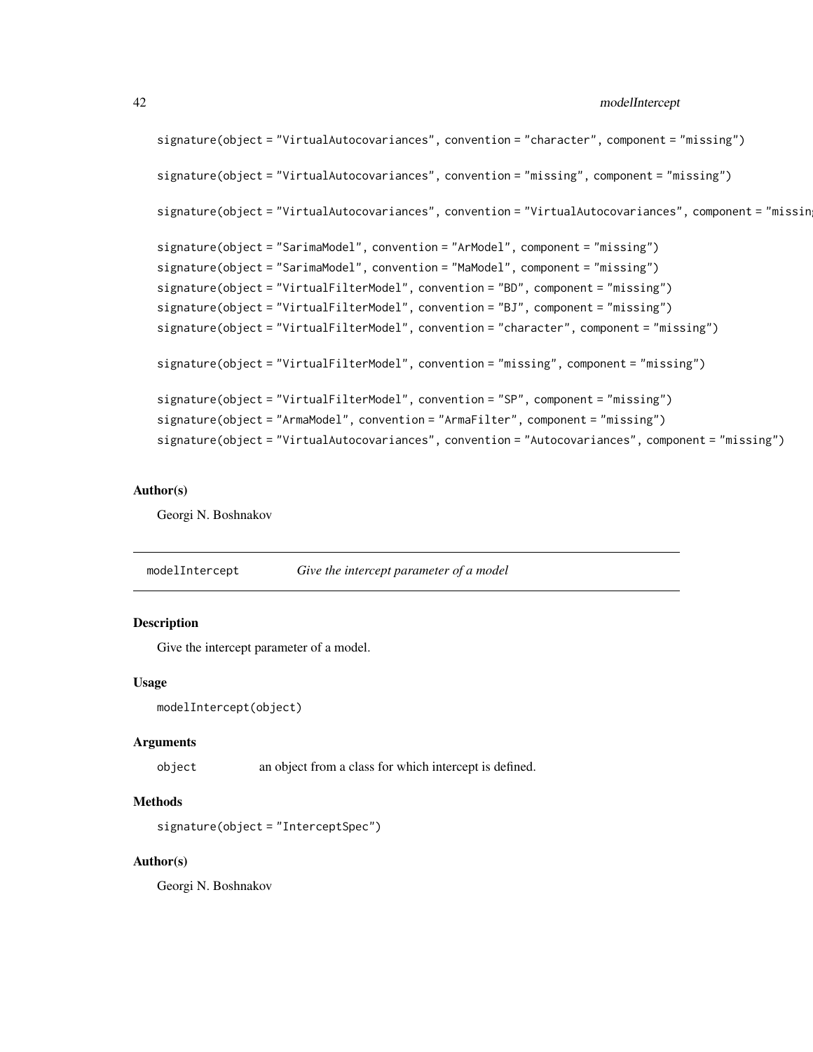```
signature(object = "VirtualAutocovariances", convention = "character", component = "missing")

signature(object = "VirtualAutocovariances", convention = "missing", component = "missing")

signature(object = "VirtualAutocovariances", convention = "VirtualAutocovariances", component = "missing

signature(object = "SarimaModel", convention = "ArModel", component = "missing")
signature(object = "SarimaModel", convention = "MaModel", component = "missing")
signature(object = "VirtualFilterModel", convention = "BD", component = "missing")
signature(object = "VirtualFilterModel", convention = "BJ", component = "missing")
signature(object = "VirtualFilterModel", convention = "character", component = "missing")

signature(object = "VirtualFilterModel", convention = "missing", component = "missing")

signature(object = "VirtualFilterModel", convention = "SP", component = "missing")
signature(object = "ArmaModel", convention = "ArmaFilter", component = "missing")
signature(object = "VirtualAutocovariances", convention = "Autocovariances", component = "missing")
```

### Author(s)

Georgi N. Boshnakov

---

## modelIntercept — *Give the intercept parameter of a model*

### Description

Give the intercept parameter of a model.

### Usage

```
modelIntercept(object)
```

### Arguments

`object` an object from a class for which intercept is defined.

### Methods

```
signature(object = "InterceptSpec")
```

### Author(s)

Georgi N. Boshnakov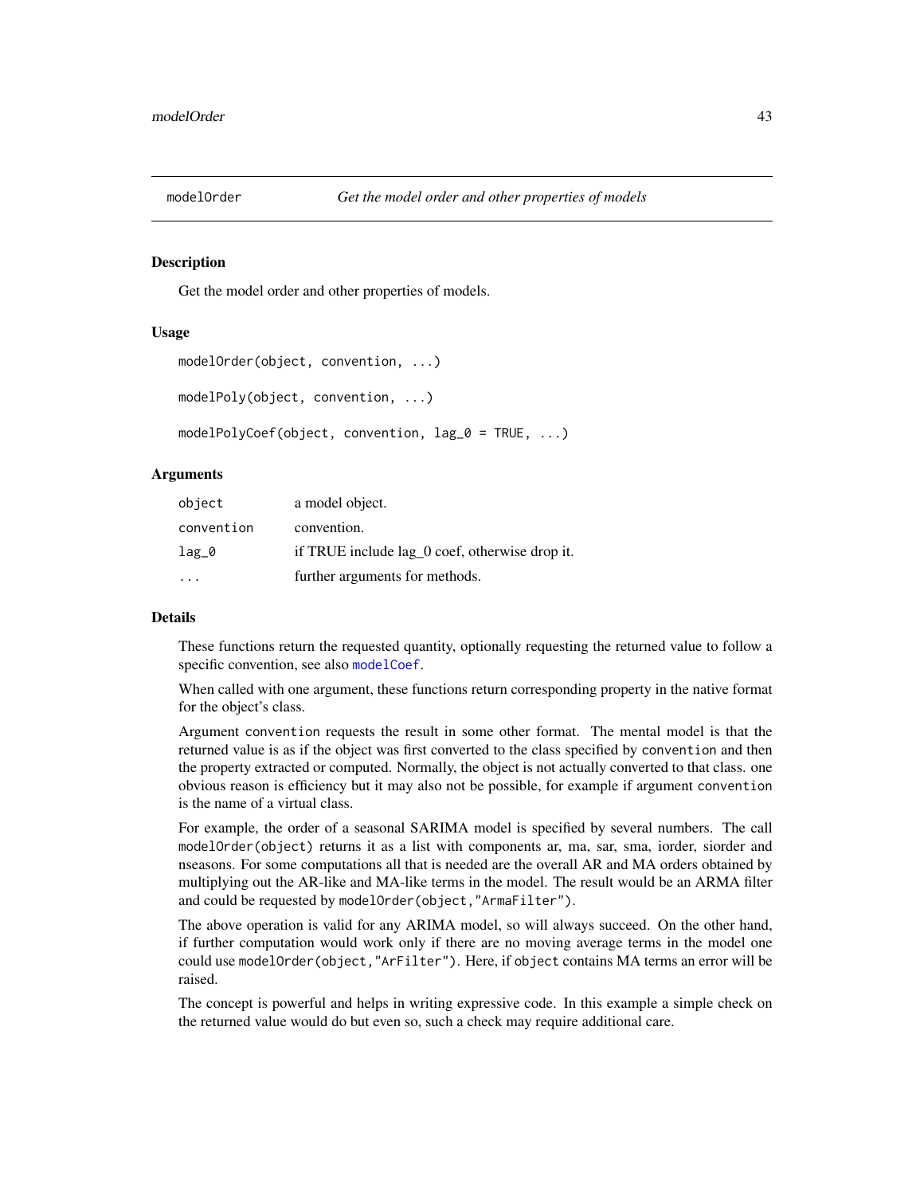## modelOrder *Get the model order and other properties of models*

### Description

Get the model order and other properties of models.

### Usage

```
modelOrder(object, convention, ...)

modelPoly(object, convention, ...)

modelPolyCoef(object, convention, lag_0 = TRUE, ...)
```

### Arguments

| | |
|---|---|
| object | a model object. |
| convention | convention. |
| lag_0 | if TRUE include lag_0 coef, otherwise drop it. |
| ... | further arguments for methods. |

### Details

These functions return the requested quantity, optionally requesting the returned value to follow a specific convention, see also `modelCoef`.

When called with one argument, these functions return corresponding property in the native format for the object's class.

Argument `convention` requests the result in some other format. The mental model is that the returned value is as if the object was first converted to the class specified by `convention` and then the property extracted or computed. Normally, the object is not actually converted to that class. one obvious reason is efficiency but it may also not be possible, for example if argument `convention` is the name of a virtual class.

For example, the order of a seasonal SARIMA model is specified by several numbers. The call `modelOrder(object)` returns it as a list with components ar, ma, sar, sma, iorder, siorder and nseasons. For some computations all that is needed are the overall AR and MA orders obtained by multiplying out the AR-like and MA-like terms in the model. The result would be an ARMA filter and could be requested by `modelOrder(object,"ArmaFilter")`.

The above operation is valid for any ARIMA model, so will always succeed. On the other hand, if further computation would work only if there are no moving average terms in the model one could use `modelOrder(object,"ArFilter")`. Here, if `object` contains MA terms an error will be raised.

The concept is powerful and helps in writing expressive code. In this example a simple check on the returned value would do but even so, such a check may require additional care.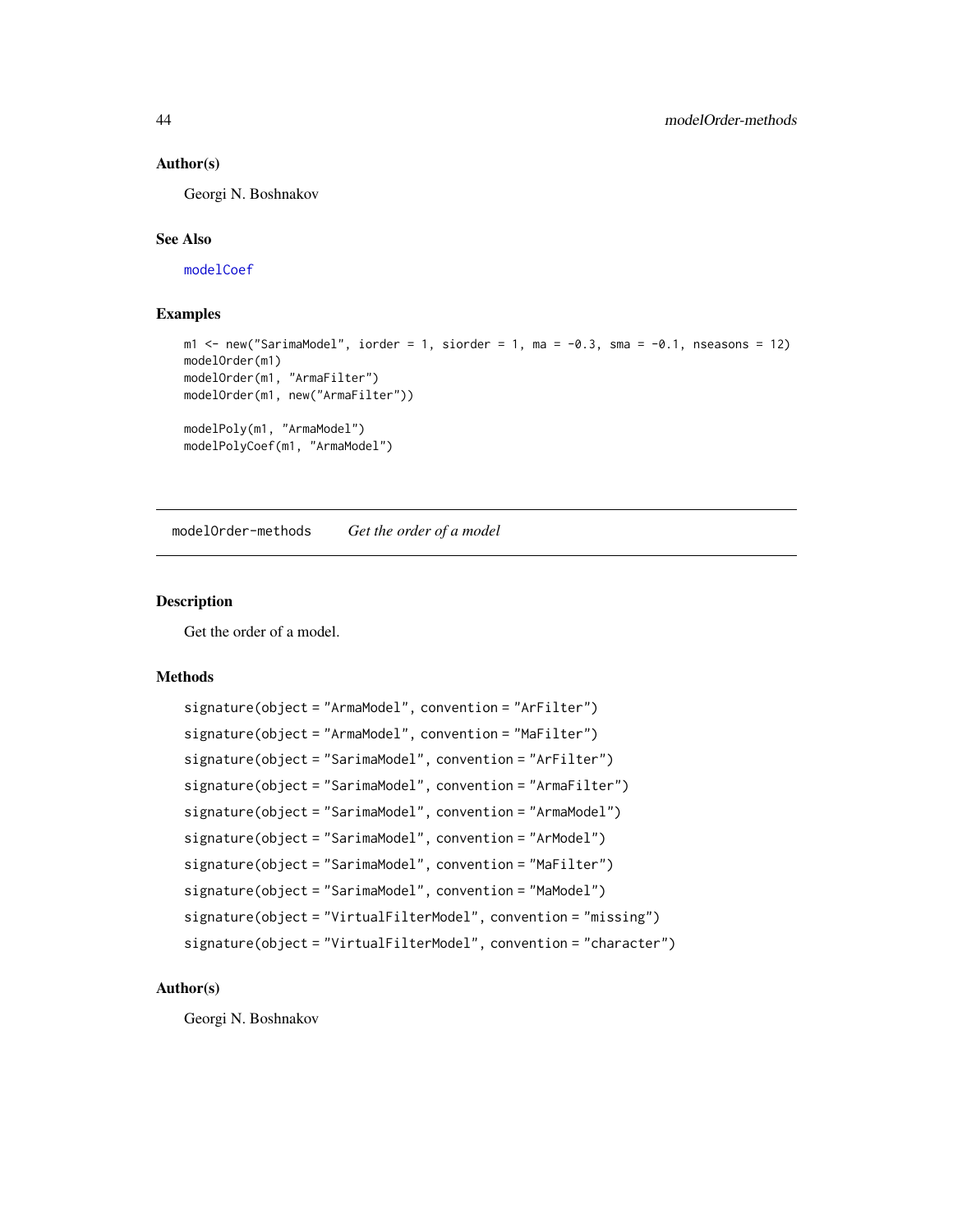### Author(s)

Georgi N. Boshnakov

### See Also

modelCoef

### Examples

```
m1 <- new("SarimaModel", iorder = 1, siorder = 1, ma = -0.3, sma = -0.1, nseasons = 12)
modelOrder(m1)
modelOrder(m1, "ArmaFilter")
modelOrder(m1, new("ArmaFilter"))

modelPoly(m1, "ArmaModel")
modelPolyCoef(m1, "ArmaModel")
```

---

## modelOrder-methods *Get the order of a model*

---

### Description

Get the order of a model.

### Methods

```
signature(object = "ArmaModel", convention = "ArFilter")
signature(object = "ArmaModel", convention = "MaFilter")
signature(object = "SarimaModel", convention = "ArFilter")
signature(object = "SarimaModel", convention = "ArmaFilter")
signature(object = "SarimaModel", convention = "ArmaModel")
signature(object = "SarimaModel", convention = "ArModel")
signature(object = "SarimaModel", convention = "MaFilter")
signature(object = "SarimaModel", convention = "MaModel")
signature(object = "VirtualFilterModel", convention = "missing")
signature(object = "VirtualFilterModel", convention = "character")
```

### Author(s)

Georgi N. Boshnakov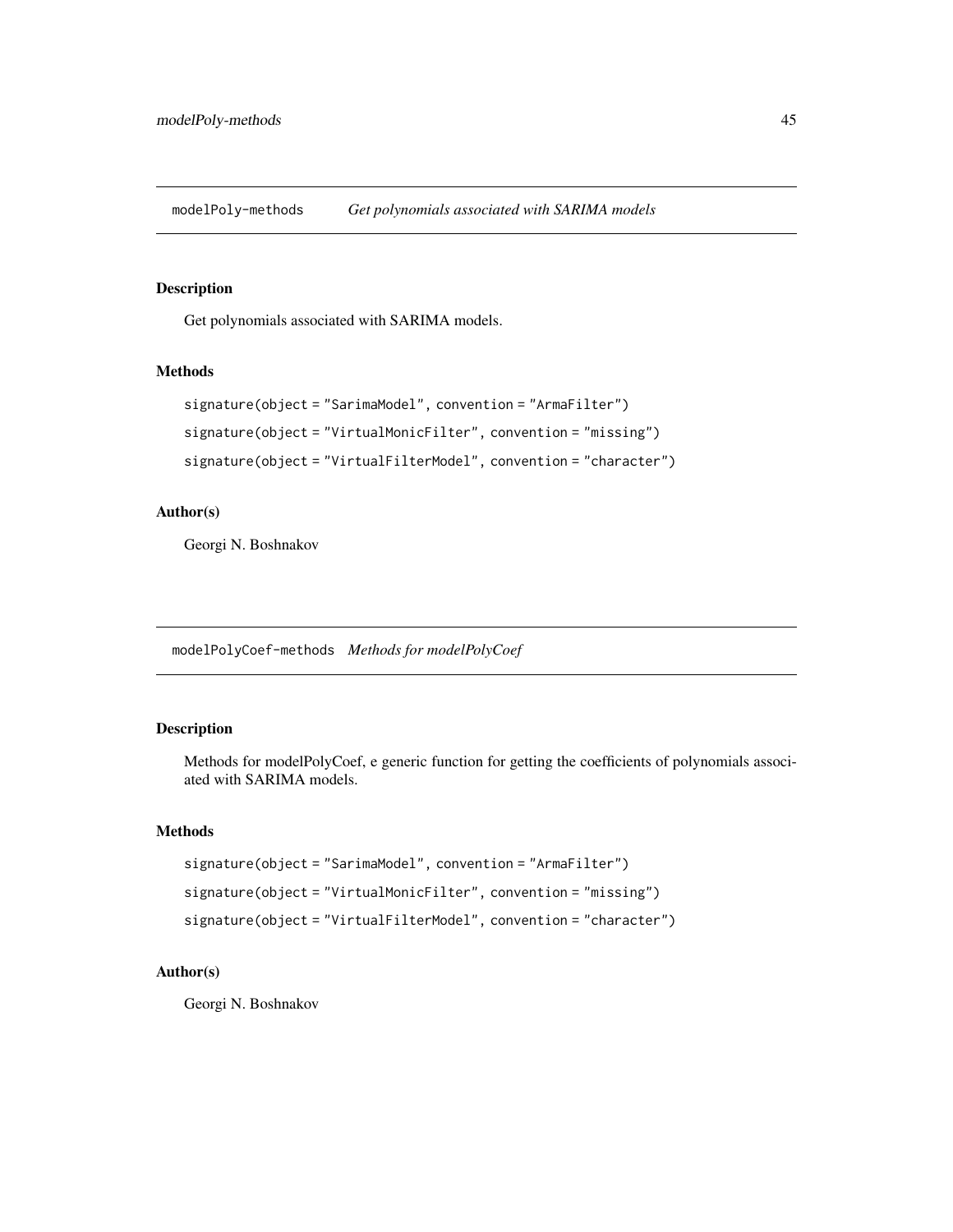## modelPoly-methods *Get polynomials associated with SARIMA models*

### Description

Get polynomials associated with SARIMA models.

### Methods

```
signature(object = "SarimaModel", convention = "ArmaFilter")
signature(object = "VirtualMonicFilter", convention = "missing")
signature(object = "VirtualFilterModel", convention = "character")
```

### Author(s)

Georgi N. Boshnakov

## modelPolyCoef-methods *Methods for modelPolyCoef*

### Description

Methods for modelPolyCoef, e generic function for getting the coefficients of polynomials associated with SARIMA models.

### Methods

```
signature(object = "SarimaModel", convention = "ArmaFilter")
signature(object = "VirtualMonicFilter", convention = "missing")
signature(object = "VirtualFilterModel", convention = "character")
```

### Author(s)

Georgi N. Boshnakov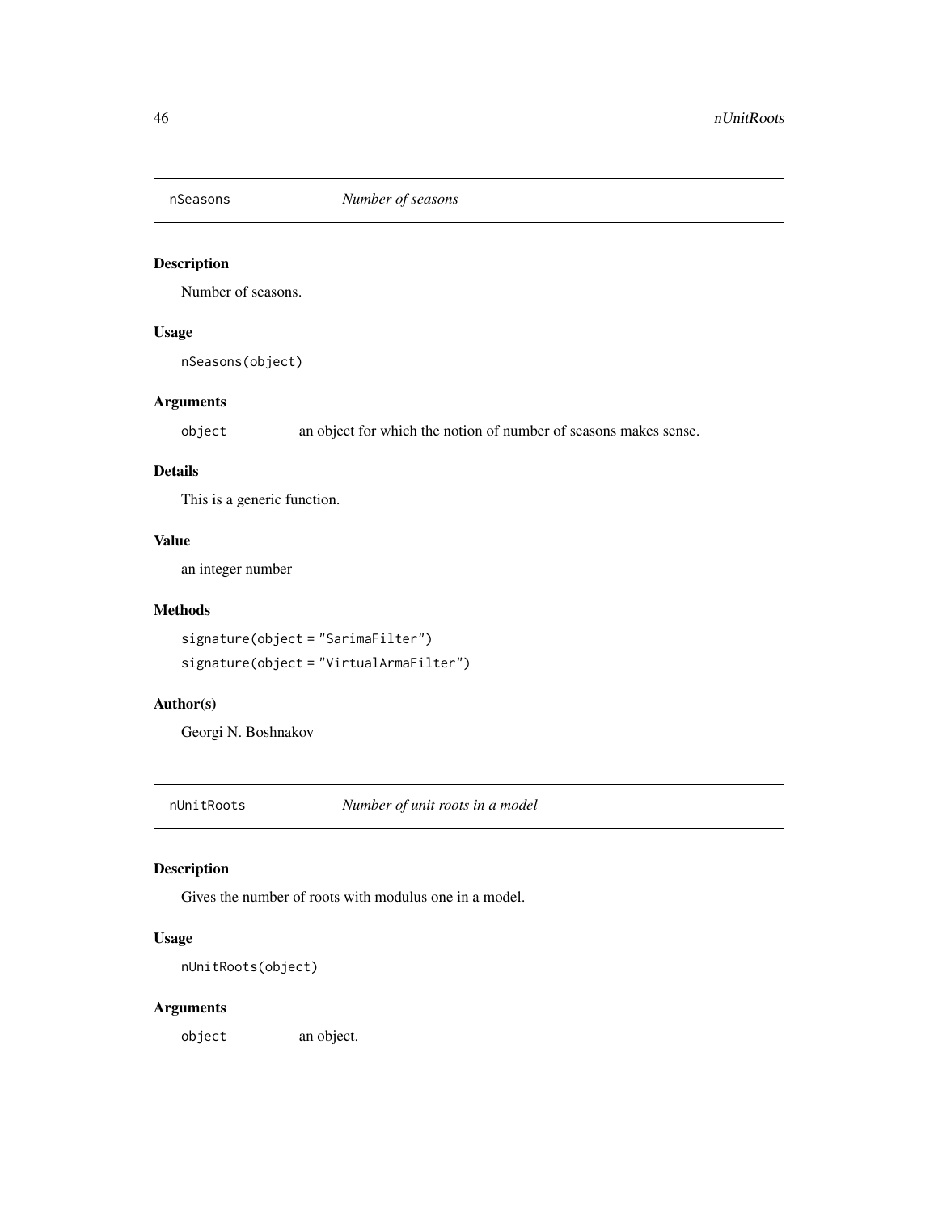## nSeasons *Number of seasons*

### Description

Number of seasons.

### Usage

```
nSeasons(object)
```

### Arguments

`object` an object for which the notion of number of seasons makes sense.

### Details

This is a generic function.

### Value

an integer number

### Methods

```
signature(object = "SarimaFilter")
signature(object = "VirtualArmaFilter")
```

### Author(s)

Georgi N. Boshnakov

## nUnitRoots *Number of unit roots in a model*

### Description

Gives the number of roots with modulus one in a model.

### Usage

```
nUnitRoots(object)
```

### Arguments

`object` an object.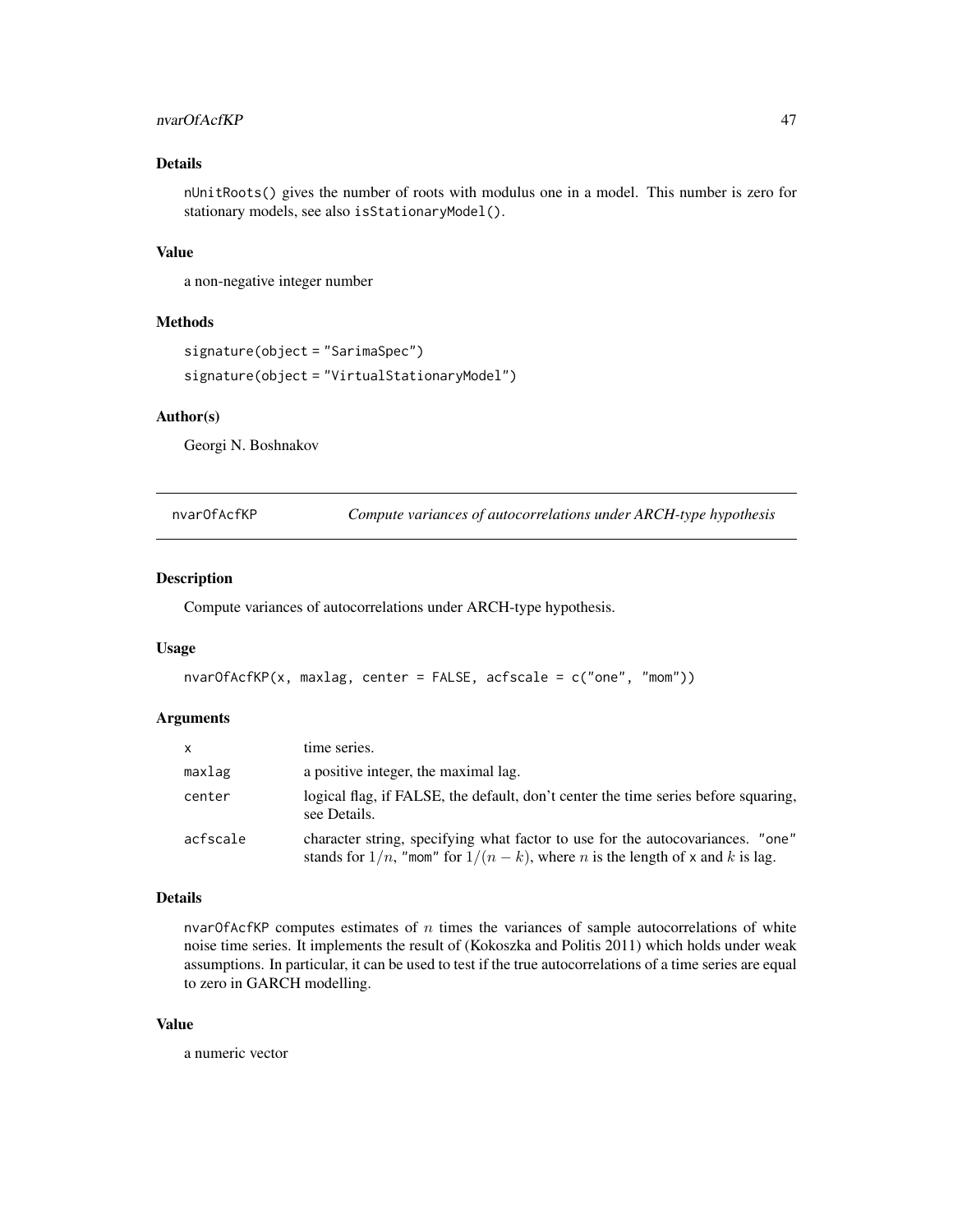### Details

`nUnitRoots()` gives the number of roots with modulus one in a model. This number is zero for stationary models, see also `isStationaryModel()`.

### Value

a non-negative integer number

### Methods

`signature(object = "SarimaSpec")`

`signature(object = "VirtualStationaryModel")`

### Author(s)

Georgi N. Boshnakov

---

## nvarOfAcfKP — *Compute variances of autocorrelations under ARCH-type hypothesis*

### Description

Compute variances of autocorrelations under ARCH-type hypothesis.

### Usage

```
nvarOfAcfKP(x, maxlag, center = FALSE, acfscale = c("one", "mom"))
```

### Arguments

| | |
|---|---|
| `x` | time series. |
| `maxlag` | a positive integer, the maximal lag. |
| `center` | logical flag, if FALSE, the default, don't center the time series before squaring, see Details. |
| `acfscale` | character string, specifying what factor to use for the autocovariances. "one" stands for $1/n$, "mom" for $1/(n-k)$, where $n$ is the length of `x` and $k$ is lag. |

### Details

`nvarOfAcfKP` computes estimates of $n$ times the variances of sample autocorrelations of white noise time series. It implements the result of (Kokoszka and Politis 2011) which holds under weak assumptions. In particular, it can be used to test if the true autocorrelations of a time series are equal to zero in GARCH modelling.

### Value

a numeric vector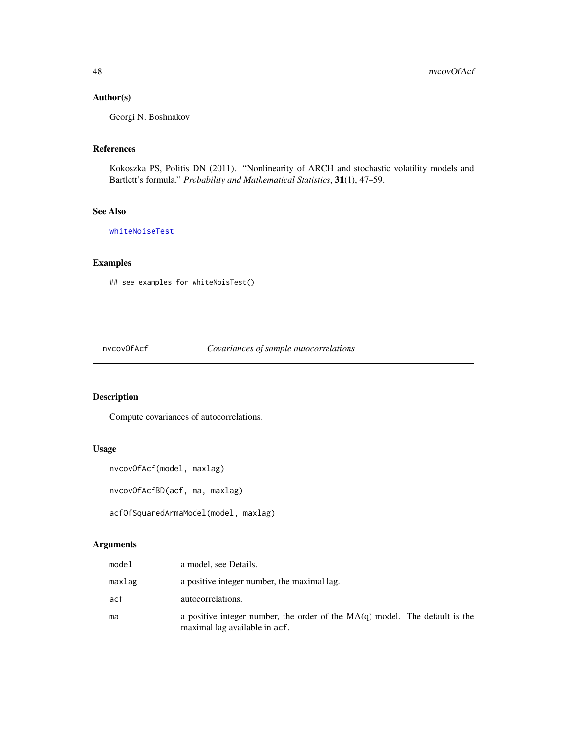### Author(s)

Georgi N. Boshnakov

### References

Kokoszka PS, Politis DN (2011). "Nonlinearity of ARCH and stochastic volatility models and Bartlett's formula." *Probability and Mathematical Statistics*, **31**(1), 47–59.

### See Also

whiteNoiseTest

### Examples

```
## see examples for whiteNoisTest()
```

---

## nvcovOfAcf — *Covariances of sample autocorrelations*

### Description

Compute covariances of autocorrelations.

### Usage

```
nvcovOfAcf(model, maxlag)

nvcovOfAcfBD(acf, ma, maxlag)

acfOfSquaredArmaModel(model, maxlag)
```

### Arguments

| | |
|---|---|
| model | a model, see Details. |
| maxlag | a positive integer number, the maximal lag. |
| acf | autocorrelations. |
| ma | a positive integer number, the order of the MA(q) model. The default is the maximal lag available in acf. |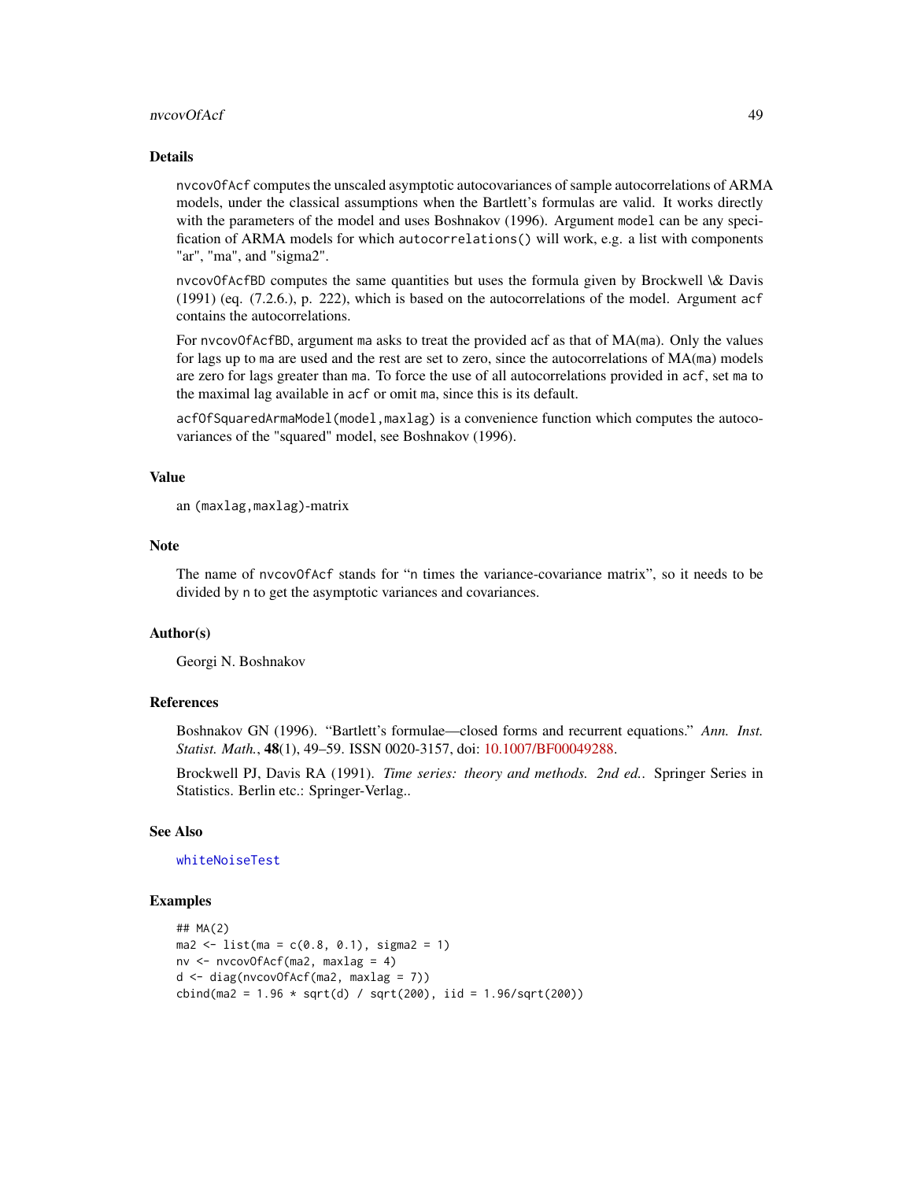## Details

`nvcovOfAcf` computes the unscaled asymptotic autocovariances of sample autocorrelations of ARMA models, under the classical assumptions when the Bartlett's formulas are valid. It works directly with the parameters of the model and uses Boshnakov (1996). Argument `model` can be any specification of ARMA models for which `autocorrelations()` will work, e.g. a list with components "ar", "ma", and "sigma2".

`nvcovOfAcfBD` computes the same quantities but uses the formula given by Brockwell \& Davis (1991) (eq. (7.2.6.), p. 222), which is based on the autocorrelations of the model. Argument `acf` contains the autocorrelations.

For `nvcovOfAcfBD`, argument `ma` asks to treat the provided acf as that of MA(`ma`). Only the values for lags up to `ma` are used and the rest are set to zero, since the autocorrelations of MA(`ma`) models are zero for lags greater than `ma`. To force the use of all autocorrelations provided in `acf`, set `ma` to the maximal lag available in `acf` or omit `ma`, since this is its default.

`acfOfSquaredArmaModel(model,maxlag)` is a convenience function which computes the autocovariances of the "squared" model, see Boshnakov (1996).

## Value

an `(maxlag,maxlag)`-matrix

## Note

The name of `nvcovOfAcf` stands for "n times the variance-covariance matrix", so it needs to be divided by `n` to get the asymptotic variances and covariances.

## Author(s)

Georgi N. Boshnakov

## References

Boshnakov GN (1996). "Bartlett's formulae—closed forms and recurrent equations." *Ann. Inst. Statist. Math.*, **48**(1), 49–59. ISSN 0020-3157, doi: 10.1007/BF00049288.

Brockwell PJ, Davis RA (1991). *Time series: theory and methods. 2nd ed.*. Springer Series in Statistics. Berlin etc.: Springer-Verlag..

## See Also

whiteNoiseTest

## Examples

```
## MA(2)
ma2 <- list(ma = c(0.8, 0.1), sigma2 = 1)
nv <- nvcovOfAcf(ma2, maxlag = 4)
d <- diag(nvcovOfAcf(ma2, maxlag = 7))
cbind(ma2 = 1.96 * sqrt(d) / sqrt(200), iid = 1.96/sqrt(200))
```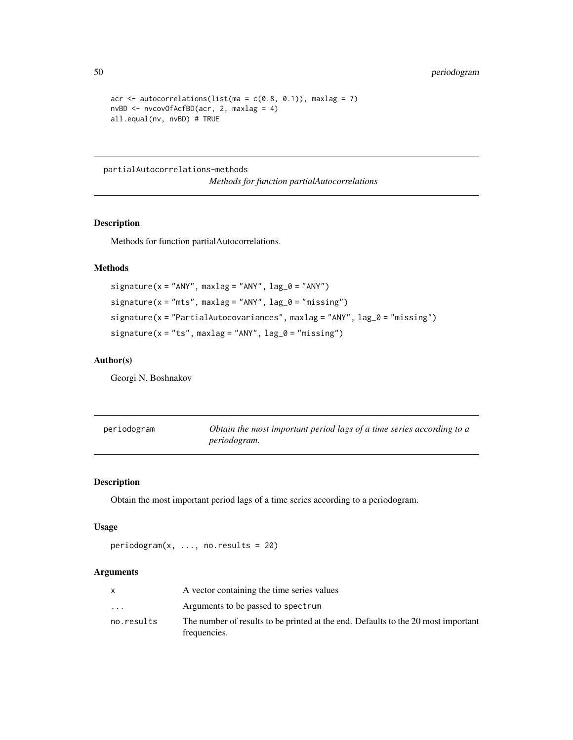```
acr <- autocorrelations(list(ma = c(0.8, 0.1)), maxlag = 7)
nvBD <- nvcovOfAcfBD(acr, 2, maxlag = 4)
all.equal(nv, nvBD) # TRUE
```

## partialAutocorrelations-methods

*Methods for function partialAutocorrelations*

### Description

Methods for function partialAutocorrelations.

### Methods

`signature(x = "ANY", maxlag = "ANY", lag_0 = "ANY")`

`signature(x = "mts", maxlag = "ANY", lag_0 = "missing")`

`signature(x = "PartialAutocovariances", maxlag = "ANY", lag_0 = "missing")`

`signature(x = "ts", maxlag = "ANY", lag_0 = "missing")`

### Author(s)

Georgi N. Boshnakov

## periodogram

*Obtain the most important period lags of a time series according to a periodogram.*

### Description

Obtain the most important period lags of a time series according to a periodogram.

### Usage

```
periodogram(x, ..., no.results = 20)
```

### Arguments

| | |
|---|---|
| x | A vector containing the time series values |
| ... | Arguments to be passed to spectrum |
| no.results | The number of results to be printed at the end. Defaults to the 20 most important frequencies. |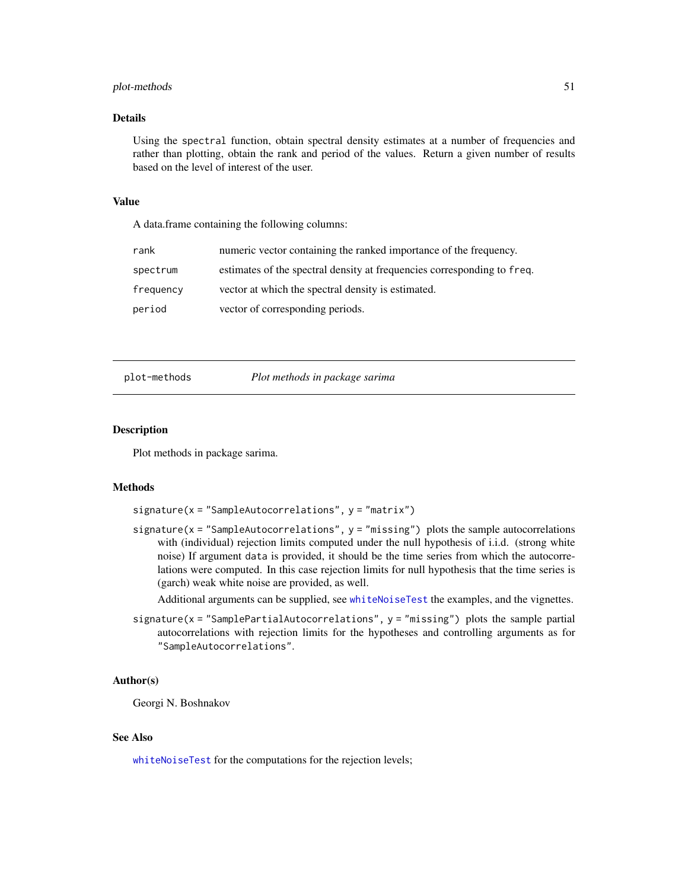## Details

Using the `spectral` function, obtain spectral density estimates at a number of frequencies and rather than plotting, obtain the rank and period of the values. Return a given number of results based on the level of interest of the user.

## Value

A data.frame containing the following columns:

| | |
|---|---|
| `rank` | numeric vector containing the ranked importance of the frequency. |
| `spectrum` | estimates of the spectral density at frequencies corresponding to `freq`. |
| `frequency` | vector at which the spectral density is estimated. |
| `period` | vector of corresponding periods. |

---

# plot-methods — *Plot methods in package sarima*

## Description

Plot methods in package sarima.

## Methods

`signature(x = "SampleAutocorrelations", y = "matrix")`

`signature(x = "SampleAutocorrelations", y = "missing")` plots the sample autocorrelations with (individual) rejection limits computed under the null hypothesis of i.i.d. (strong white noise) If argument `data` is provided, it should be the time series from which the autocorrelations were computed. In this case rejection limits for null hypothesis that the time series is (garch) weak white noise are provided, as well.

Additional arguments can be supplied, see `whiteNoiseTest` the examples, and the vignettes.

`signature(x = "SamplePartialAutocorrelations", y = "missing")` plots the sample partial autocorrelations with rejection limits for the hypotheses and controlling arguments as for `"SampleAutocorrelations"`.

## Author(s)

Georgi N. Boshnakov

## See Also

`whiteNoiseTest` for the computations for the rejection levels;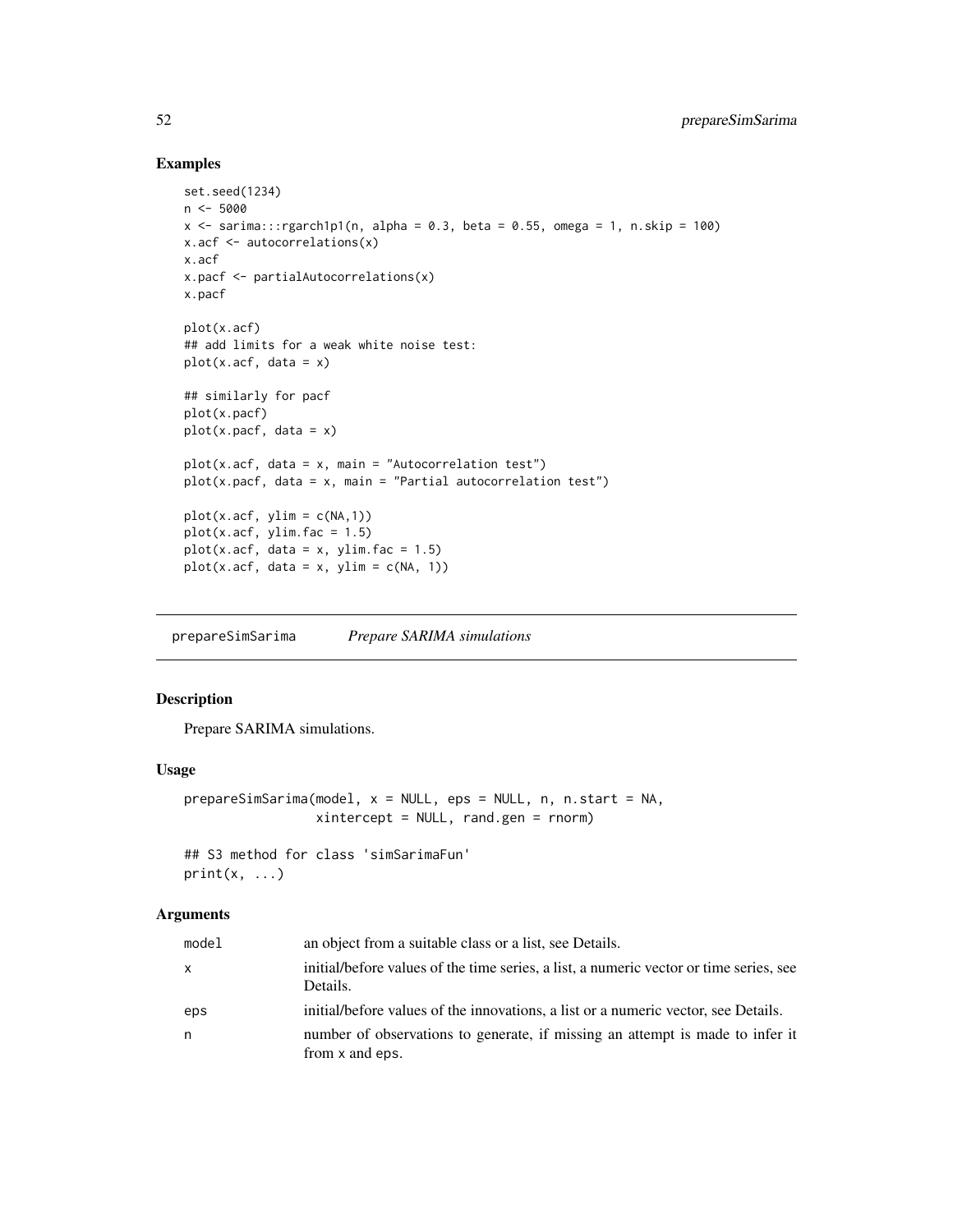## Examples

```
set.seed(1234)
n <- 5000
x <- sarima:::rgarch1p1(n, alpha = 0.3, beta = 0.55, omega = 1, n.skip = 100)
x.acf <- autocorrelations(x)
x.acf
x.pacf <- partialAutocorrelations(x)
x.pacf

plot(x.acf)
## add limits for a weak white noise test:
plot(x.acf, data = x)

## similarly for pacf
plot(x.pacf)
plot(x.pacf, data = x)

plot(x.acf, data = x, main = "Autocorrelation test")
plot(x.pacf, data = x, main = "Partial autocorrelation test")

plot(x.acf, ylim = c(NA,1))
plot(x.acf, ylim.fac = 1.5)
plot(x.acf, data = x, ylim.fac = 1.5)
plot(x.acf, data = x, ylim = c(NA, 1))
```

---

# prepareSimSarima    *Prepare SARIMA simulations*

## Description

Prepare SARIMA simulations.

## Usage

```
prepareSimSarima(model, x = NULL, eps = NULL, n, n.start = NA,
                 xintercept = NULL, rand.gen = rnorm)

## S3 method for class 'simSarimaFun'
print(x, ...)
```

## Arguments

| | |
|---|---|
| model | an object from a suitable class or a list, see Details. |
| x | initial/before values of the time series, a list, a numeric vector or time series, see Details. |
| eps | initial/before values of the innovations, a list or a numeric vector, see Details. |
| n | number of observations to generate, if missing an attempt is made to infer it from x and eps. |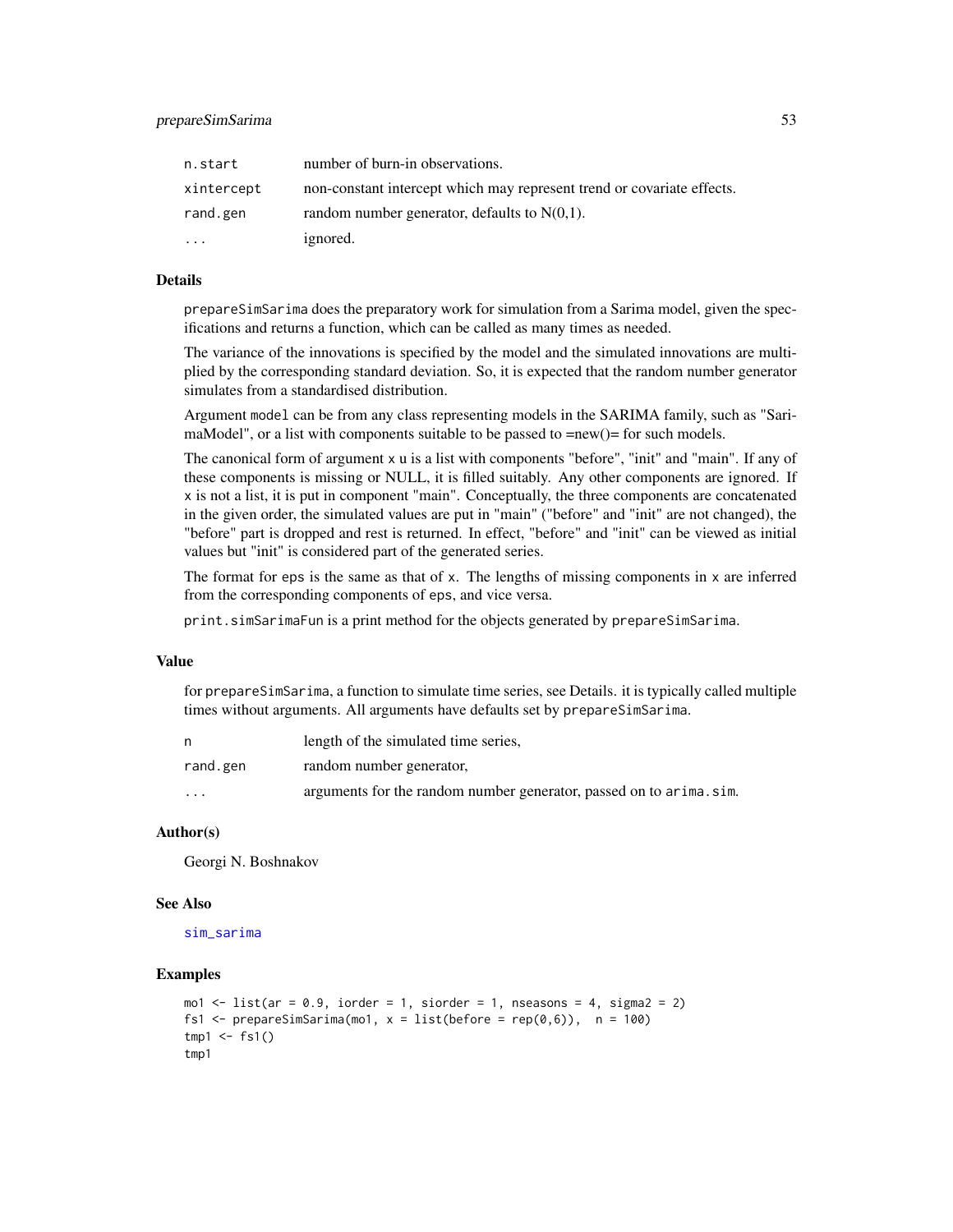| | |
|---|---|
| n.start | number of burn-in observations. |
| xintercept | non-constant intercept which may represent trend or covariate effects. |
| rand.gen | random number generator, defaults to N(0,1). |
| ... | ignored. |

## Details

prepareSimSarima does the preparatory work for simulation from a Sarima model, given the specifications and returns a function, which can be called as many times as needed.

The variance of the innovations is specified by the model and the simulated innovations are multiplied by the corresponding standard deviation. So, it is expected that the random number generator simulates from a standardised distribution.

Argument model can be from any class representing models in the SARIMA family, such as "SarimaModel", or a list with components suitable to be passed to =new()= for such models.

The canonical form of argument x u is a list with components "before", "init" and "main". If any of these components is missing or NULL, it is filled suitably. Any other components are ignored. If x is not a list, it is put in component "main". Conceptually, the three components are concatenated in the given order, the simulated values are put in "main" ("before" and "init" are not changed), the "before" part is dropped and rest is returned. In effect, "before" and "init" can be viewed as initial values but "init" is considered part of the generated series.

The format for eps is the same as that of x. The lengths of missing components in x are inferred from the corresponding components of eps, and vice versa.

print.simSarimaFun is a print method for the objects generated by prepareSimSarima.

## Value

for prepareSimSarima, a function to simulate time series, see Details. it is typically called multiple times without arguments. All arguments have defaults set by prepareSimSarima.

| | |
|---|---|
| n | length of the simulated time series, |
| rand.gen | random number generator, |
| ... | arguments for the random number generator, passed on to arima.sim. |

## Author(s)

Georgi N. Boshnakov

## See Also

sim_sarima

## Examples

```
mo1 <- list(ar = 0.9, iorder = 1, siorder = 1, nseasons = 4, sigma2 = 2)
fs1 <- prepareSimSarima(mo1, x = list(before = rep(0,6)),  n = 100)
tmp1 <- fs1()
tmp1
```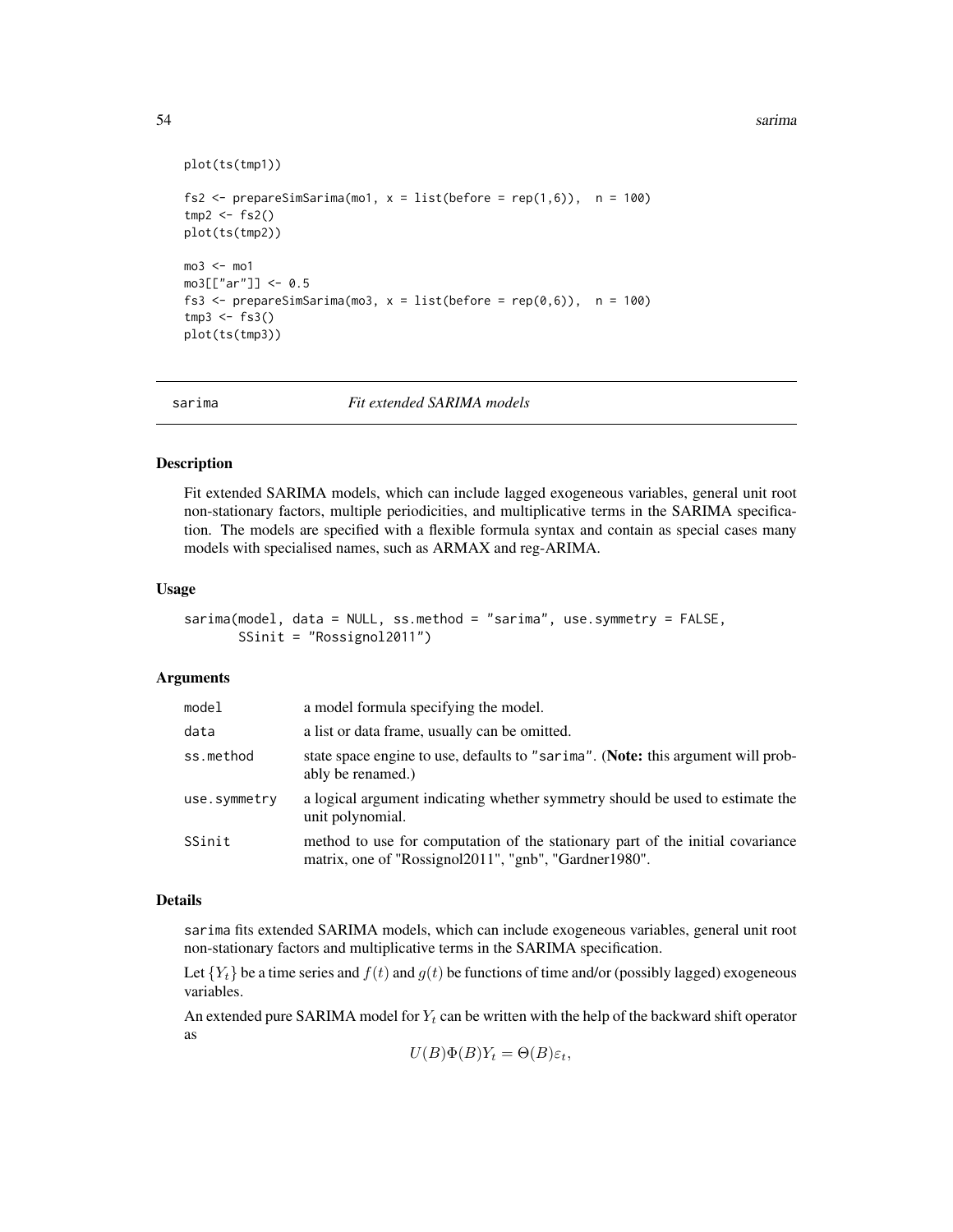```
plot(ts(tmp1))

fs2 <- prepareSimSarima(mo1, x = list(before = rep(1,6)),  n = 100)
tmp2 <- fs2()
plot(ts(tmp2))

mo3 <- mo1
mo3[["ar"]] <- 0.5
fs3 <- prepareSimSarima(mo3, x = list(before = rep(0,6)),  n = 100)
tmp3 <- fs3()
plot(ts(tmp3))
```

---

## sarima — *Fit extended SARIMA models*

### Description

Fit extended SARIMA models, which can include lagged exogeneous variables, general unit root non-stationary factors, multiple periodicities, and multiplicative terms in the SARIMA specification. The models are specified with a flexible formula syntax and contain as special cases many models with specialised names, such as ARMAX and reg-ARIMA.

### Usage

```
sarima(model, data = NULL, ss.method = "sarima", use.symmetry = FALSE,
       SSinit = "Rossignol2011")
```

### Arguments

| Argument | Description |
|---|---|
| `model` | a model formula specifying the model. |
| `data` | a list or data frame, usually can be omitted. |
| `ss.method` | state space engine to use, defaults to `"sarima"`. (**Note:** this argument will probably be renamed.) |
| `use.symmetry` | a logical argument indicating whether symmetry should be used to estimate the unit polynomial. |
| `SSinit` | method to use for computation of the stationary part of the initial covariance matrix, one of "Rossignol2011", "gnb", "Gardner1980". |

### Details

`sarima` fits extended SARIMA models, which can include exogeneous variables, general unit root non-stationary factors and multiplicative terms in the SARIMA specification.

Let $\{Y_t\}$ be a time series and $f(t)$ and $g(t)$ be functions of time and/or (possibly lagged) exogeneous variables.

An extended pure SARIMA model for $Y_t$ can be written with the help of the backward shift operator as

$$U(B)\Phi(B)Y_t = \Theta(B)\varepsilon_t,$$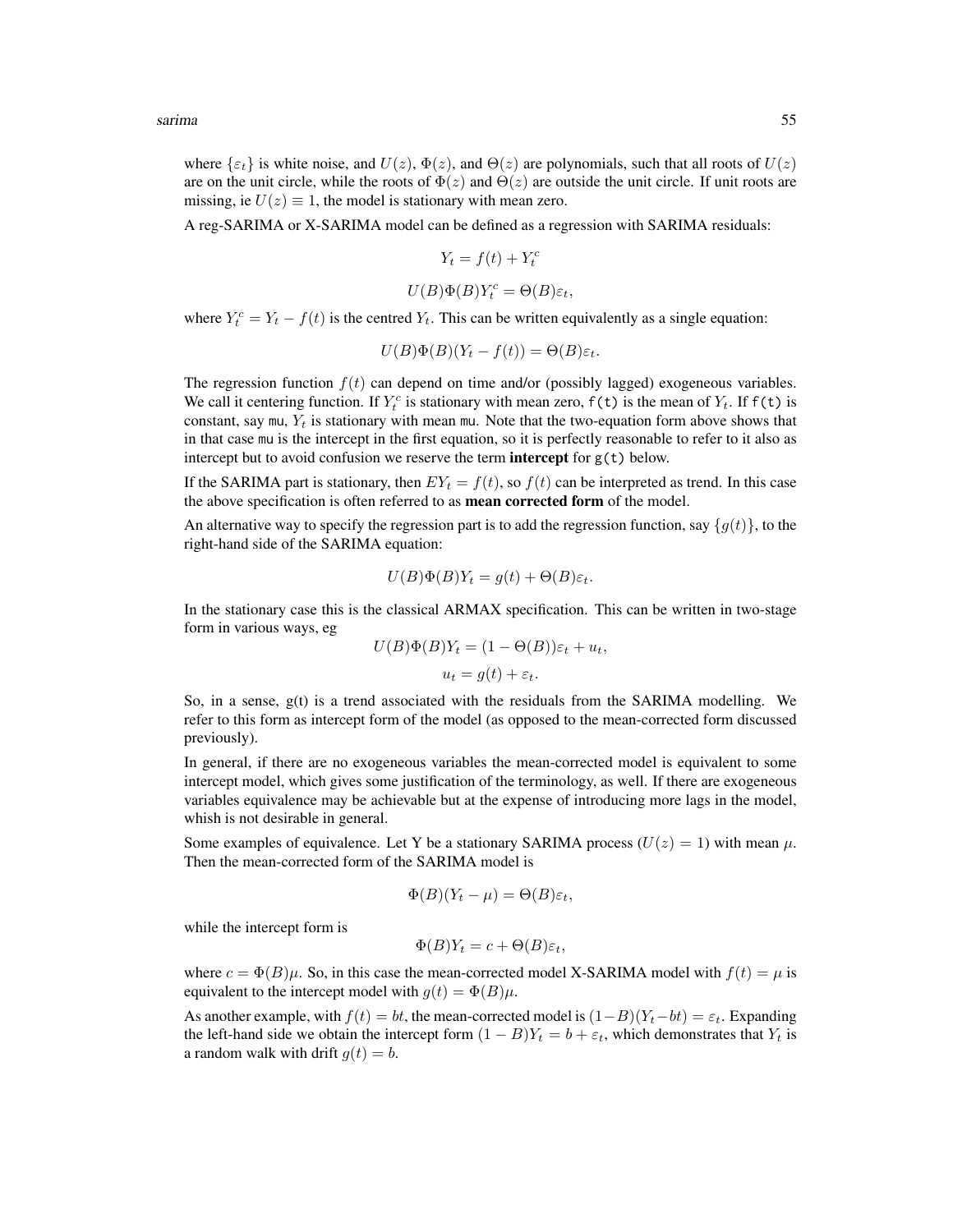where $\{\varepsilon_t\}$ is white noise, and $U(z)$, $\Phi(z)$, and $\Theta(z)$ are polynomials, such that all roots of $U(z)$ are on the unit circle, while the roots of $\Phi(z)$ and $\Theta(z)$ are outside the unit circle. If unit roots are missing, ie $U(z) \equiv 1$, the model is stationary with mean zero.

A reg-SARIMA or X-SARIMA model can be defined as a regression with SARIMA residuals:

$$Y_t = f(t) + Y_t^c$$

$$U(B)\Phi(B)Y_t^c = \Theta(B)\varepsilon_t,$$

where $Y_t^c = Y_t - f(t)$ is the centred $Y_t$. This can be written equivalently as a single equation:

$$U(B)\Phi(B)(Y_t - f(t)) = \Theta(B)\varepsilon_t.$$

The regression function $f(t)$ can depend on time and/or (possibly lagged) exogeneous variables. We call it centering function. If $Y_t^c$ is stationary with mean zero, `f(t)` is the mean of $Y_t$. If `f(t)` is constant, say `mu`, $Y_t$ is stationary with mean `mu`. Note that the two-equation form above shows that in that case `mu` is the intercept in the first equation, so it is perfectly reasonable to refer to it also as intercept but to avoid confusion we reserve the term **intercept** for `g(t)` below.

If the SARIMA part is stationary, then $EY_t = f(t)$, so $f(t)$ can be interpreted as trend. In this case the above specification is often referred to as **mean corrected form** of the model.

An alternative way to specify the regression part is to add the regression function, say $\{g(t)\}$, to the right-hand side of the SARIMA equation:

$$U(B)\Phi(B)Y_t = g(t) + \Theta(B)\varepsilon_t.$$

In the stationary case this is the classical ARMAX specification. This can be written in two-stage form in various ways, eg

$$U(B)\Phi(B)Y_t = (1 - \Theta(B))\varepsilon_t + u_t,$$

$$u_t = g(t) + \varepsilon_t.$$

So, in a sense, g(t) is a trend associated with the residuals from the SARIMA modelling. We refer to this form as intercept form of the model (as opposed to the mean-corrected form discussed previously).

In general, if there are no exogeneous variables the mean-corrected model is equivalent to some intercept model, which gives some justification of the terminology, as well. If there are exogeneous variables equivalence may be achievable but at the expense of introducing more lags in the model, whish is not desirable in general.

Some examples of equivalence. Let Y be a stationary SARIMA process ($U(z) = 1$) with mean $\mu$. Then the mean-corrected form of the SARIMA model is

$$\Phi(B)(Y_t - \mu) = \Theta(B)\varepsilon_t,$$

while the intercept form is

$$\Phi(B)Y_t = c + \Theta(B)\varepsilon_t,$$

where $c = \Phi(B)\mu$. So, in this case the mean-corrected model X-SARIMA model with $f(t) = \mu$ is equivalent to the intercept model with $g(t) = \Phi(B)\mu$.

As another example, with $f(t) = bt$, the mean-corrected model is $(1-B)(Y_t - bt) = \varepsilon_t$. Expanding the left-hand side we obtain the intercept form $(1 - B)Y_t = b + \varepsilon_t$, which demonstrates that $Y_t$ is a random walk with drift $g(t) = b$.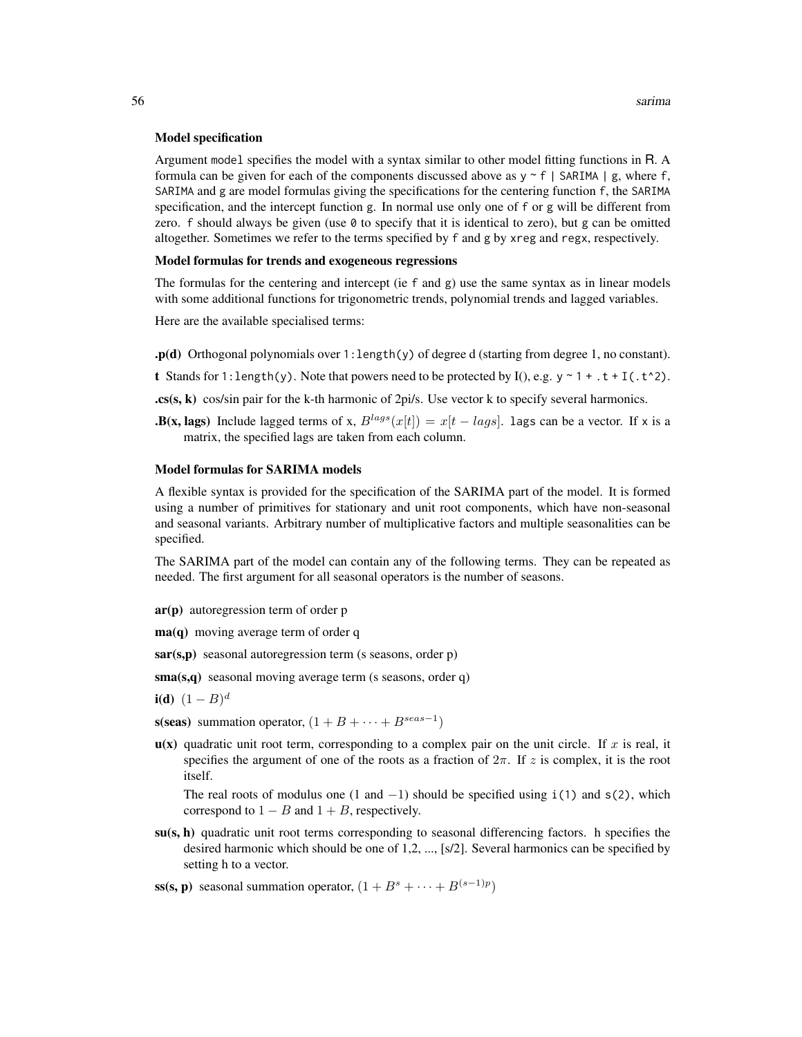### Model specification

Argument `model` specifies the model with a syntax similar to other model fitting functions in R. A formula can be given for each of the components discussed above as `y ~ f | SARIMA | g`, where `f`, `SARIMA` and `g` are model formulas giving the specifications for the centering function `f`, the `SARIMA` specification, and the intercept function `g`. In normal use only one of `f` or `g` will be different from zero. `f` should always be given (use `0` to specify that it is identical to zero), but `g` can be omitted altogether. Sometimes we refer to the terms specified by `f` and `g` by `xreg` and `regx`, respectively.

### Model formulas for trends and exogeneous regressions

The formulas for the centering and intercept (ie `f` and `g`) use the same syntax as in linear models with some additional functions for trigonometric trends, polynomial trends and lagged variables.

Here are the available specialised terms:

**.p(d)** Orthogonal polynomials over `1:length(y)` of degree d (starting from degree 1, no constant).

**t** Stands for `1:length(y)`. Note that powers need to be protected by I(), e.g. `y ~ 1 + .t + I(.t^2)`.

**.cs(s, k)** cos/sin pair for the k-th harmonic of 2pi/s. Use vector k to specify several harmonics.

**.B(x, lags)** Include lagged terms of x, $B^{lags}(x[t]) = x[t - lags]$. `lags` can be a vector. If `x` is a matrix, the specified lags are taken from each column.

### Model formulas for SARIMA models

A flexible syntax is provided for the specification of the SARIMA part of the model. It is formed using a number of primitives for stationary and unit root components, which have non-seasonal and seasonal variants. Arbitrary number of multiplicative factors and multiple seasonalities can be specified.

The SARIMA part of the model can contain any of the following terms. They can be repeated as needed. The first argument for all seasonal operators is the number of seasons.

**ar(p)** autoregression term of order p

**ma(q)** moving average term of order q

**sar(s,p)** seasonal autoregression term (s seasons, order p)

**sma(s,q)** seasonal moving average term (s seasons, order q)

**i(d)** $(1 - B)^d$

**s(seas)** summation operator, $(1 + B + \cdots + B^{seas-1})$

**u(x)** quadratic unit root term, corresponding to a complex pair on the unit circle. If $x$ is real, it specifies the argument of one of the roots as a fraction of $2\pi$. If $z$ is complex, it is the root itself.

The real roots of modulus one (1 and $-1$) should be specified using `i(1)` and `s(2)`, which correspond to $1 - B$ and $1 + B$, respectively.

**su(s, h)** quadratic unit root terms corresponding to seasonal differencing factors. h specifies the desired harmonic which should be one of 1,2, ..., [s/2]. Several harmonics can be specified by setting h to a vector.

**ss(s, p)** seasonal summation operator, $(1 + B^s + \cdots + B^{(s-1)p})$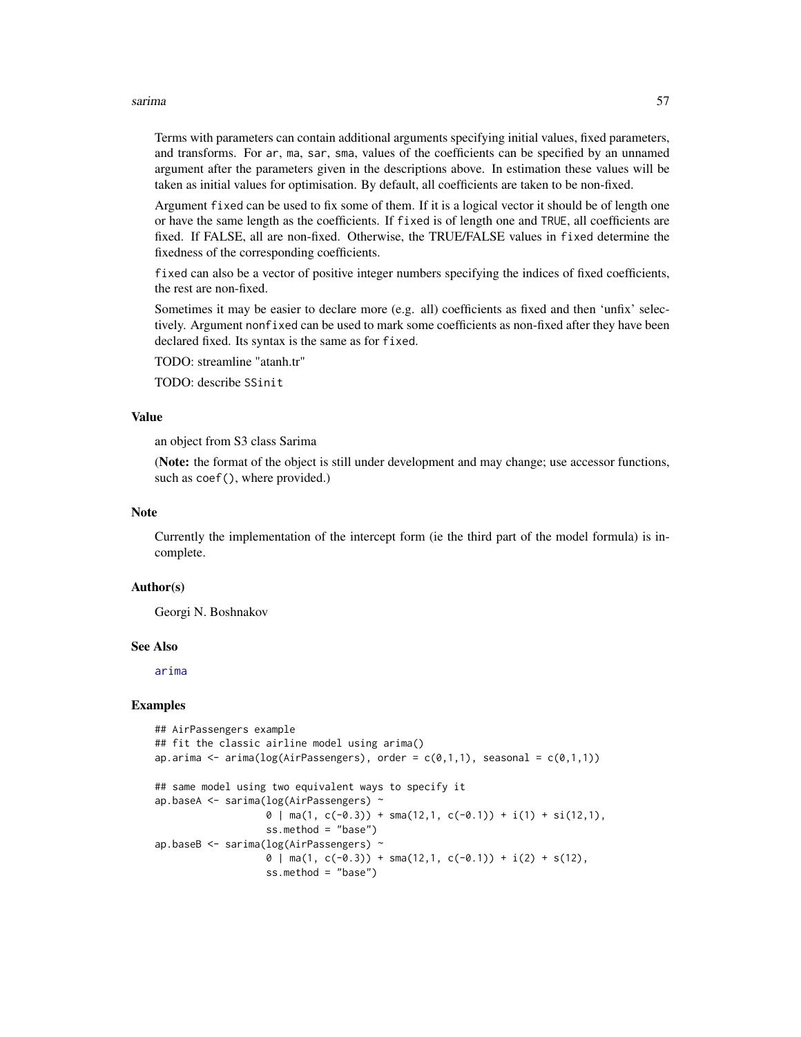Terms with parameters can contain additional arguments specifying initial values, fixed parameters, and transforms. For `ar`, `ma`, `sar`, `sma`, values of the coefficients can be specified by an unnamed argument after the parameters given in the descriptions above. In estimation these values will be taken as initial values for optimisation. By default, all coefficients are taken to be non-fixed.

Argument `fixed` can be used to fix some of them. If it is a logical vector it should be of length one or have the same length as the coefficients. If `fixed` is of length one and `TRUE`, all coefficients are fixed. If FALSE, all are non-fixed. Otherwise, the TRUE/FALSE values in `fixed` determine the fixedness of the corresponding coefficients.

`fixed` can also be a vector of positive integer numbers specifying the indices of fixed coefficients, the rest are non-fixed.

Sometimes it may be easier to declare more (e.g. all) coefficients as fixed and then 'unfix' selectively. Argument `nonfixed` can be used to mark some coefficients as non-fixed after they have been declared fixed. Its syntax is the same as for `fixed`.

TODO: streamline "atanh.tr"

TODO: describe `SSinit`

### Value

an object from S3 class Sarima

(**Note:** the format of the object is still under development and may change; use accessor functions, such as `coef()`, where provided.)

### Note

Currently the implementation of the intercept form (ie the third part of the model formula) is incomplete.

### Author(s)

Georgi N. Boshnakov

### See Also

arima

### Examples

```
## AirPassengers example
## fit the classic airline model using arima()
ap.arima <- arima(log(AirPassengers), order = c(0,1,1), seasonal = c(0,1,1))

## same model using two equivalent ways to specify it
ap.baseA <- sarima(log(AirPassengers) ~
                   0 | ma(1, c(-0.3)) + sma(12,1, c(-0.1)) + i(1) + si(12,1),
                   ss.method = "base")
ap.baseB <- sarima(log(AirPassengers) ~
                   0 | ma(1, c(-0.3)) + sma(12,1, c(-0.1)) + i(2) + s(12),
                   ss.method = "base")
```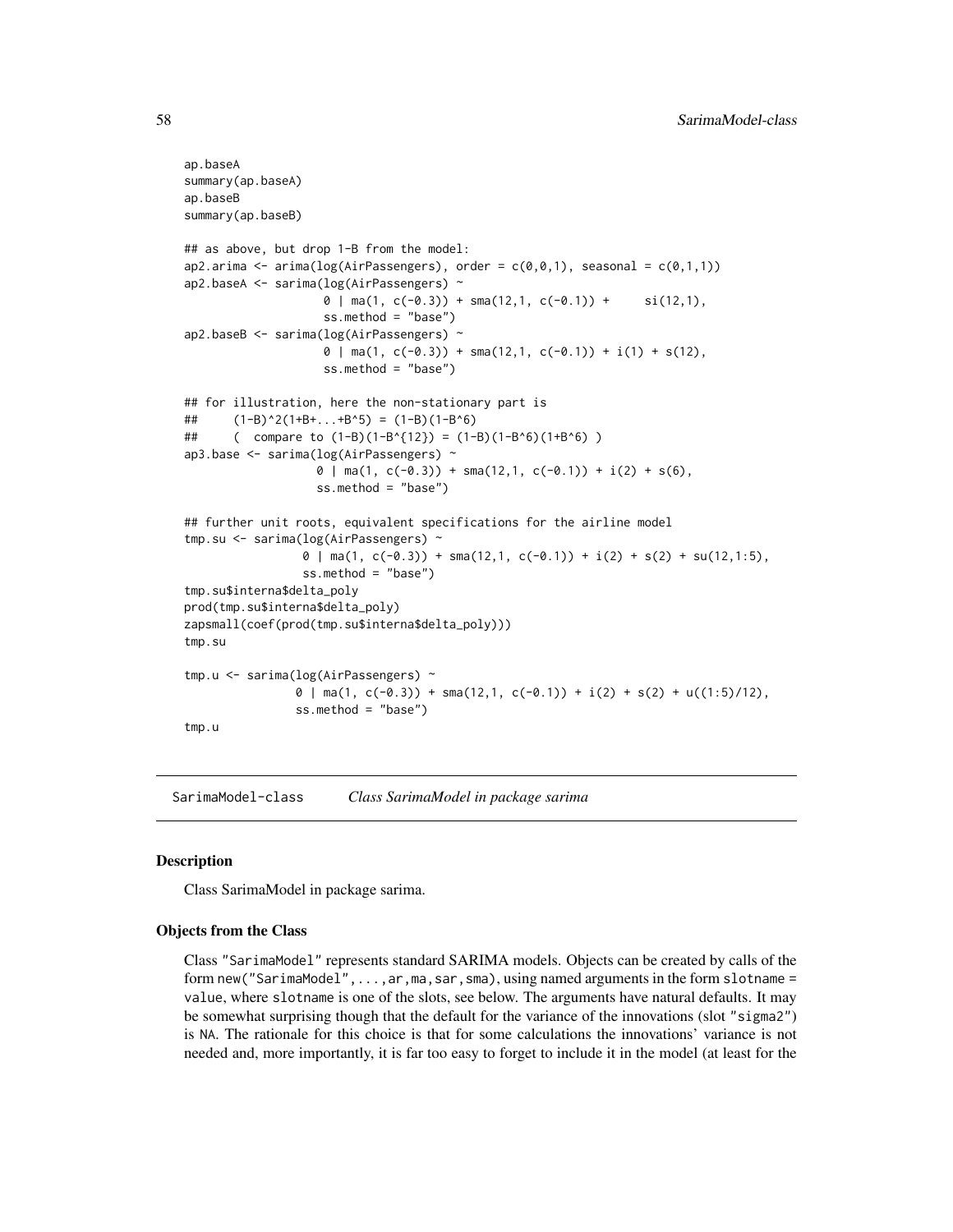```
ap.baseA
summary(ap.baseA)
ap.baseB
summary(ap.baseB)

## as above, but drop 1-B from the model:
ap2.arima <- arima(log(AirPassengers), order = c(0,0,1), seasonal = c(0,1,1))
ap2.baseA <- sarima(log(AirPassengers) ~
                    0 | ma(1, c(-0.3)) + sma(12,1, c(-0.1)) +     si(12,1),
                    ss.method = "base")
ap2.baseB <- sarima(log(AirPassengers) ~
                    0 | ma(1, c(-0.3)) + sma(12,1, c(-0.1)) + i(1) + s(12),
                    ss.method = "base")

## for illustration, here the non-stationary part is
##     (1-B)^2(1+B+...+B^5) = (1-B)(1-B^6)
##     (  compare to (1-B)(1-B^{12}) = (1-B)(1-B^6)(1+B^6) )
ap3.base <- sarima(log(AirPassengers) ~
                   0 | ma(1, c(-0.3)) + sma(12,1, c(-0.1)) + i(2) + s(6),
                   ss.method = "base")

## further unit roots, equivalent specifications for the airline model
tmp.su <- sarima(log(AirPassengers) ~
                 0 | ma(1, c(-0.3)) + sma(12,1, c(-0.1)) + i(2) + s(2) + su(12,1:5),
                 ss.method = "base")
tmp.su$interna$delta_poly
prod(tmp.su$interna$delta_poly)
zapsmall(coef(prod(tmp.su$interna$delta_poly)))
tmp.su

tmp.u <- sarima(log(AirPassengers) ~
                0 | ma(1, c(-0.3)) + sma(12,1, c(-0.1)) + i(2) + s(2) + u((1:5)/12),
                ss.method = "base")
tmp.u
```

---

SarimaModel-class    *Class SarimaModel in package sarima*

---

## Description

Class SarimaModel in package sarima.

## Objects from the Class

Class "SarimaModel" represents standard SARIMA models. Objects can be created by calls of the form new("SarimaModel",...,ar,ma,sar,sma), using named arguments in the form slotname = value, where slotname is one of the slots, see below. The arguments have natural defaults. It may be somewhat surprising though that the default for the variance of the innovations (slot "sigma2") is NA. The rationale for this choice is that for some calculations the innovations' variance is not needed and, more importantly, it is far too easy to forget to include it in the model (at least for the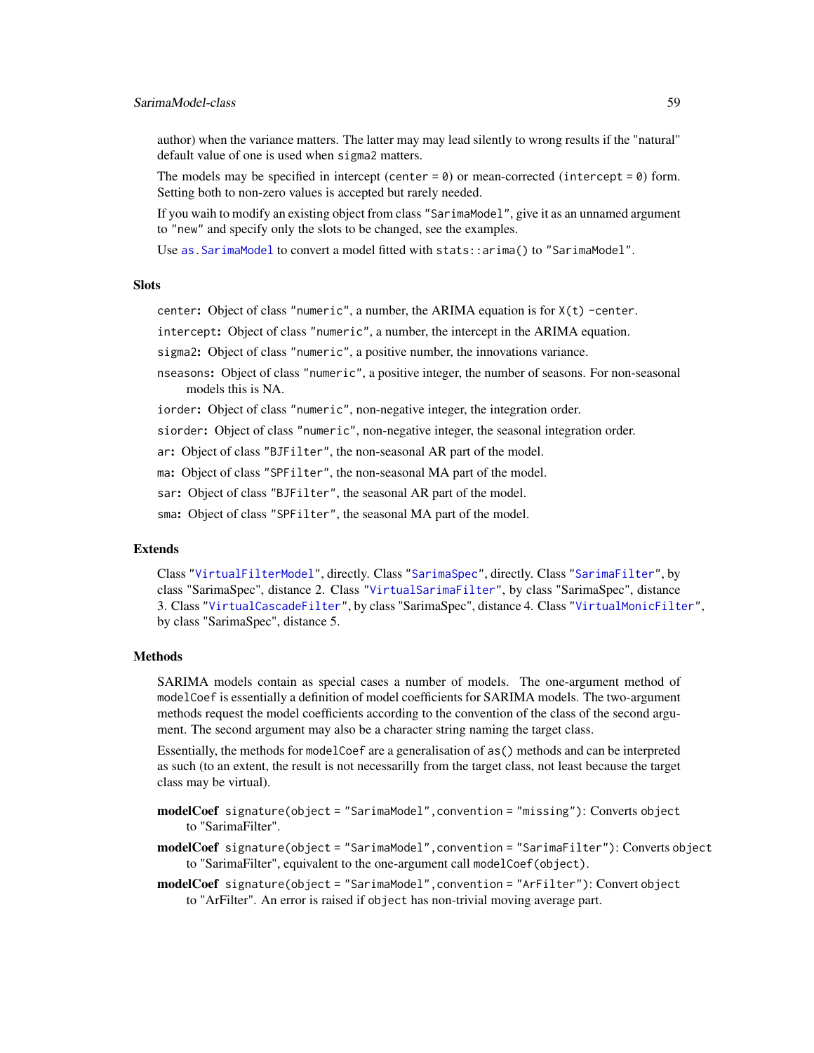author) when the variance matters. The latter may may lead silently to wrong results if the "natural" default value of one is used when `sigma2` matters.

The models may be specified in intercept (`center = 0`) or mean-corrected (`intercept = 0`) form. Setting both to non-zero values is accepted but rarely needed.

If you waih to modify an existing object from class `"SarimaModel"`, give it as an unnamed argument to `"new"` and specify only the slots to be changed, see the examples.

Use `as.SarimaModel` to convert a model fitted with `stats::arima()` to `"SarimaModel"`.

## Slots

**`center`:** Object of class `"numeric"`, a number, the ARIMA equation is for `X(t) -center`.

**`intercept`:** Object of class `"numeric"`, a number, the intercept in the ARIMA equation.

**`sigma2`:** Object of class `"numeric"`, a positive number, the innovations variance.

**`nseasons`:** Object of class `"numeric"`, a positive integer, the number of seasons. For non-seasonal models this is NA.

**`iorder`:** Object of class `"numeric"`, non-negative integer, the integration order.

**`siorder`:** Object of class `"numeric"`, non-negative integer, the seasonal integration order.

**`ar`:** Object of class `"BJFilter"`, the non-seasonal AR part of the model.

**`ma`:** Object of class `"SPFilter"`, the non-seasonal MA part of the model.

**`sar`:** Object of class `"BJFilter"`, the seasonal AR part of the model.

**`sma`:** Object of class `"SPFilter"`, the seasonal MA part of the model.

## Extends

Class `"VirtualFilterModel"`, directly. Class `"SarimaSpec"`, directly. Class `"SarimaFilter"`, by class "SarimaSpec", distance 2. Class `"VirtualSarimaFilter"`, by class "SarimaSpec", distance 3. Class `"VirtualCascadeFilter"`, by class "SarimaSpec", distance 4. Class `"VirtualMonicFilter"`, by class "SarimaSpec", distance 5.

## Methods

SARIMA models contain as special cases a number of models. The one-argument method of `modelCoef` is essentially a definition of model coefficients for SARIMA models. The two-argument methods request the model coefficients according to the convention of the class of the second argument. The second argument may also be a character string naming the target class.

Essentially, the methods for `modelCoef` are a generalisation of `as()` methods and can be interpreted as such (to an extent, the result is not necessarilly from the target class, not least because the target class may be virtual).

**modelCoef** `signature(object = "SarimaModel",convention = "missing")`: Converts `object` to "SarimaFilter".

**modelCoef** `signature(object = "SarimaModel",convention = "SarimaFilter")`: Converts `object` to "SarimaFilter", equivalent to the one-argument call `modelCoef(object)`.

**modelCoef** `signature(object = "SarimaModel",convention = "ArFilter")`: Convert `object` to "ArFilter". An error is raised if `object` has non-trivial moving average part.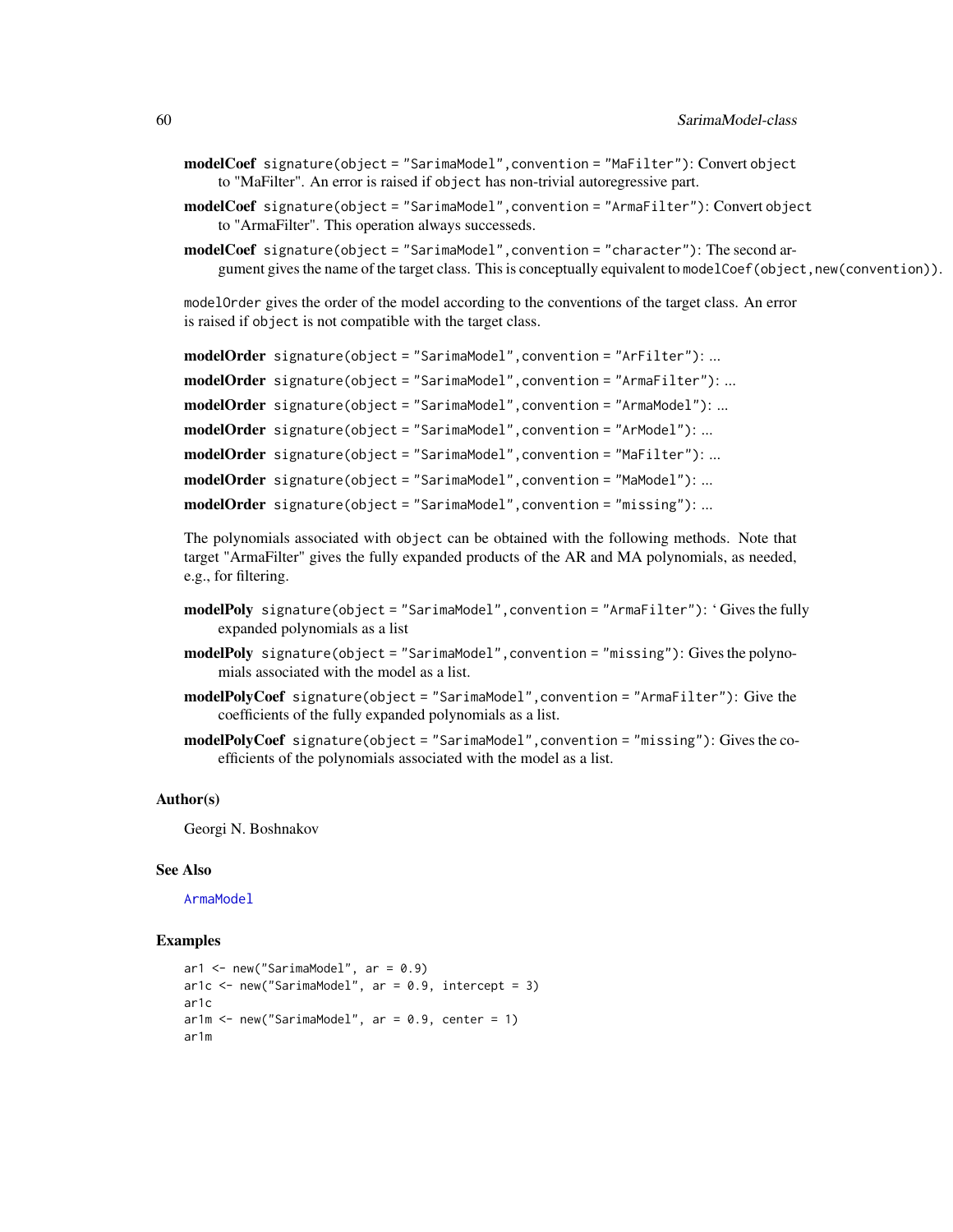**modelCoef** `signature(object = "SarimaModel",convention = "MaFilter")`: Convert `object` to "MaFilter". An error is raised if `object` has non-trivial autoregressive part.

**modelCoef** `signature(object = "SarimaModel",convention = "ArmaFilter")`: Convert `object` to "ArmaFilter". This operation always successeds.

**modelCoef** `signature(object = "SarimaModel",convention = "character")`: The second argument gives the name of the target class. This is conceptually equivalent to `modelCoef(object,new(convention))`.

`modelOrder` gives the order of the model according to the conventions of the target class. An error is raised if `object` is not compatible with the target class.

**modelOrder** `signature(object = "SarimaModel",convention = "ArFilter")`: ...

**modelOrder** `signature(object = "SarimaModel",convention = "ArmaFilter")`: ...

**modelOrder** `signature(object = "SarimaModel",convention = "ArmaModel")`: ...

**modelOrder** `signature(object = "SarimaModel",convention = "ArModel")`: ...

**modelOrder** `signature(object = "SarimaModel",convention = "MaFilter")`: ...

**modelOrder** `signature(object = "SarimaModel",convention = "MaModel")`: ...

**modelOrder** `signature(object = "SarimaModel",convention = "missing")`: ...

The polynomials associated with `object` can be obtained with the following methods. Note that target "ArmaFilter" gives the fully expanded products of the AR and MA polynomials, as needed, e.g., for filtering.

**modelPoly** `signature(object = "SarimaModel",convention = "ArmaFilter")`: ‘ Gives the fully expanded polynomials as a list

**modelPoly** `signature(object = "SarimaModel",convention = "missing")`: Gives the polynomials associated with the model as a list.

**modelPolyCoef** `signature(object = "SarimaModel",convention = "ArmaFilter")`: Give the coefficients of the fully expanded polynomials as a list.

**modelPolyCoef** `signature(object = "SarimaModel",convention = "missing")`: Gives the coefficients of the polynomials associated with the model as a list.

### Author(s)

Georgi N. Boshnakov

### See Also

`ArmaModel`

### Examples

```
ar1 <- new("SarimaModel", ar = 0.9)
ar1c <- new("SarimaModel", ar = 0.9, intercept = 3)
ar1c
ar1m <- new("SarimaModel", ar = 0.9, center = 1)
ar1m
```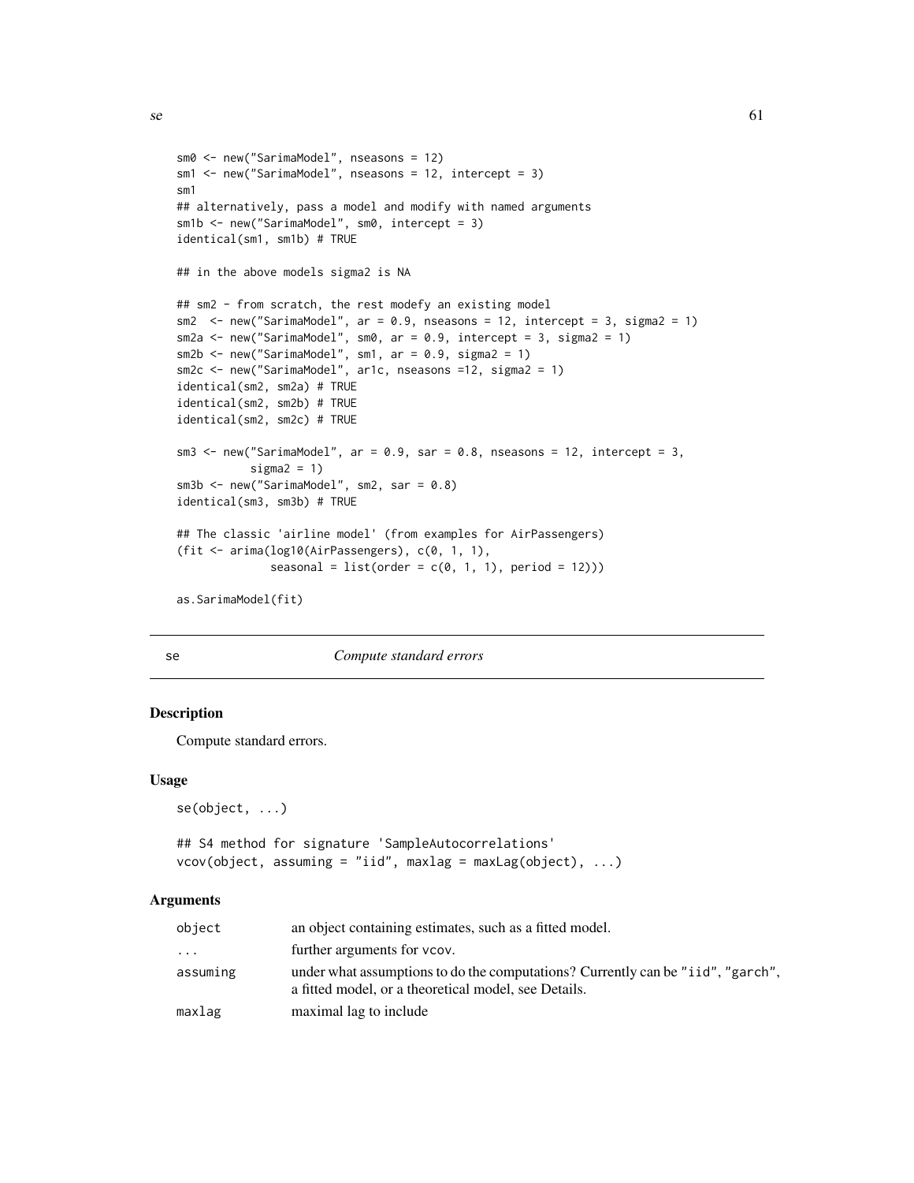```
sm0 <- new("SarimaModel", nseasons = 12)
sm1 <- new("SarimaModel", nseasons = 12, intercept = 3)
sm1
## alternatively, pass a model and modify with named arguments
sm1b <- new("SarimaModel", sm0, intercept = 3)
identical(sm1, sm1b) # TRUE

## in the above models sigma2 is NA

## sm2 - from scratch, the rest modefy an existing model
sm2  <- new("SarimaModel", ar = 0.9, nseasons = 12, intercept = 3, sigma2 = 1)
sm2a <- new("SarimaModel", sm0, ar = 0.9, intercept = 3, sigma2 = 1)
sm2b <- new("SarimaModel", sm1, ar = 0.9, sigma2 = 1)
sm2c <- new("SarimaModel", ar1c, nseasons =12, sigma2 = 1)
identical(sm2, sm2a) # TRUE
identical(sm2, sm2b) # TRUE
identical(sm2, sm2c) # TRUE

sm3 <- new("SarimaModel", ar = 0.9, sar = 0.8, nseasons = 12, intercept = 3,
           sigma2 = 1)
sm3b <- new("SarimaModel", sm2, sar = 0.8)
identical(sm3, sm3b) # TRUE

## The classic 'airline model' (from examples for AirPassengers)
(fit <- arima(log10(AirPassengers), c(0, 1, 1),
              seasonal = list(order = c(0, 1, 1), period = 12)))

as.SarimaModel(fit)
```

---

## se — *Compute standard errors*

### Description

Compute standard errors.

### Usage

```
se(object, ...)

## S4 method for signature 'SampleAutocorrelations'
vcov(object, assuming = "iid", maxlag = maxLag(object), ...)
```

### Arguments

| | |
|---|---|
| `object` | an object containing estimates, such as a fitted model. |
| `...` | further arguments for `vcov`. |
| `assuming` | under what assumptions to do the computations? Currently can be `"iid"`, `"garch"`, a fitted model, or a theoretical model, see Details. |
| `maxlag` | maximal lag to include |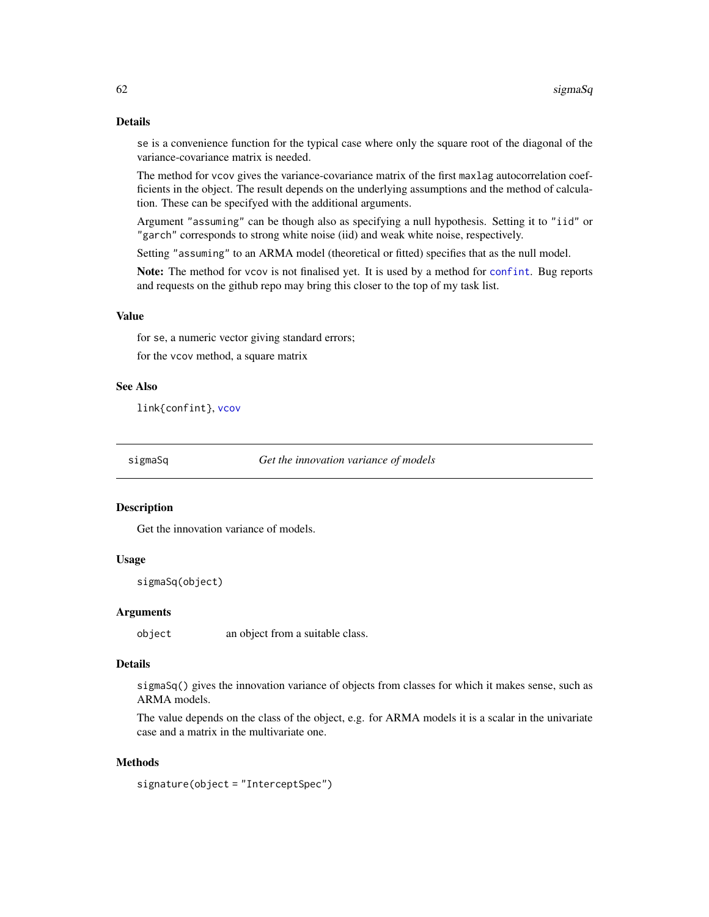### Details

`se` is a convenience function for the typical case where only the square root of the diagonal of the variance-covariance matrix is needed.

The method for `vcov` gives the variance-covariance matrix of the first `maxlag` autocorrelation coefficients in the object. The result depends on the underlying assumptions and the method of calculation. These can be specifyed with the additional arguments.

Argument `"assuming"` can be though also as specifying a null hypothesis. Setting it to `"iid"` or `"garch"` corresponds to strong white noise (iid) and weak white noise, respectively.

Setting `"assuming"` to an ARMA model (theoretical or fitted) specifies that as the null model.

**Note:** The method for `vcov` is not finalised yet. It is used by a method for `confint`. Bug reports and requests on the github repo may bring this closer to the top of my task list.

### Value

for `se`, a numeric vector giving standard errors;

for the `vcov` method, a square matrix

### See Also

`link{confint}`, `vcov`

---

## sigmaSq — *Get the innovation variance of models*

### Description

Get the innovation variance of models.

### Usage

```
sigmaSq(object)
```

### Arguments

| | |
|---|---|
| `object` | an object from a suitable class. |

### Details

`sigmaSq()` gives the innovation variance of objects from classes for which it makes sense, such as ARMA models.

The value depends on the class of the object, e.g. for ARMA models it is a scalar in the univariate case and a matrix in the multivariate one.

### Methods

```
signature(object = "InterceptSpec")
```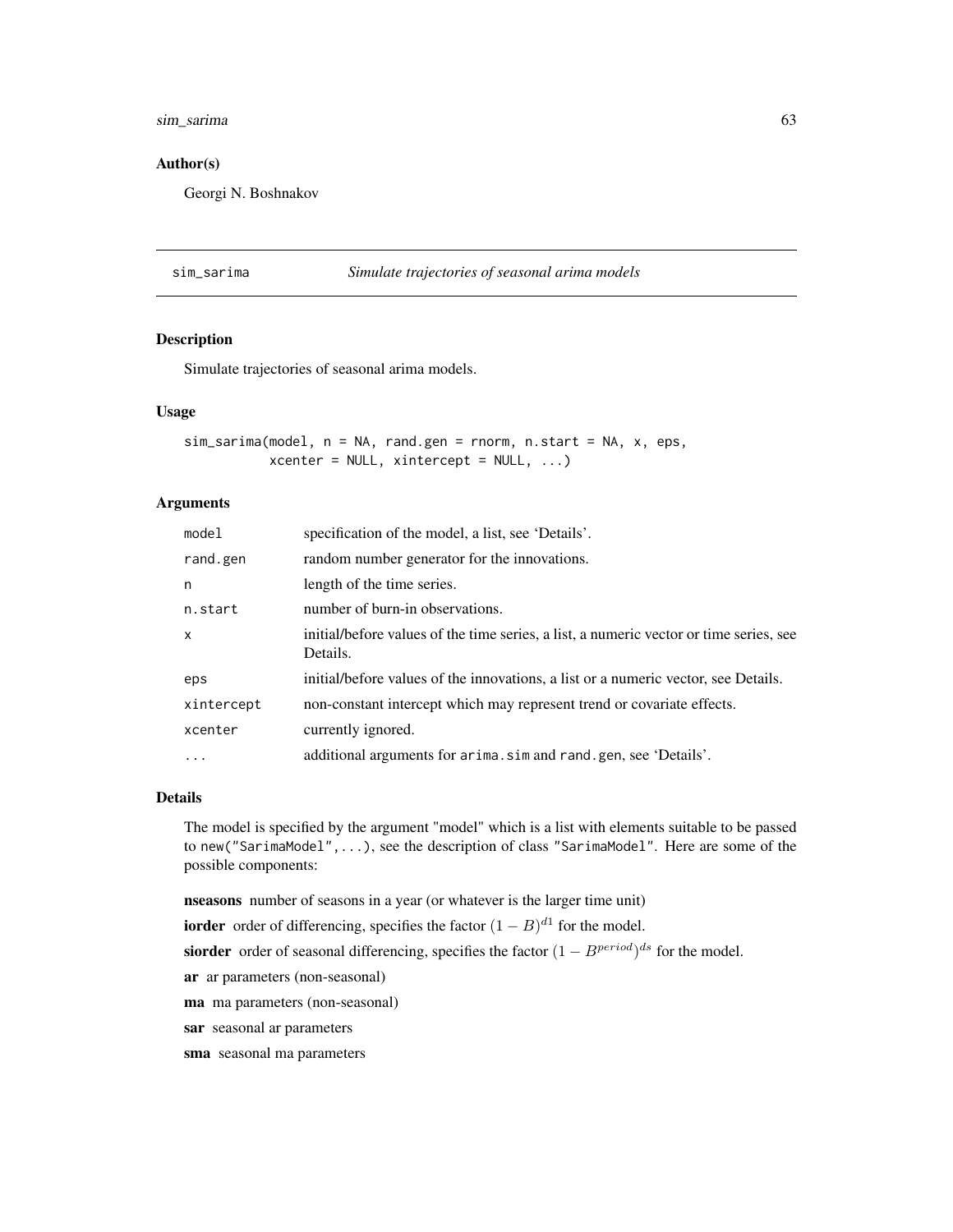## Author(s)

Georgi N. Boshnakov

---

# sim_sarima — *Simulate trajectories of seasonal arima models*

## Description

Simulate trajectories of seasonal arima models.

## Usage

```
sim_sarima(model, n = NA, rand.gen = rnorm, n.start = NA, x, eps,
           xcenter = NULL, xintercept = NULL, ...)
```

## Arguments

| | |
|---|---|
| `model` | specification of the model, a list, see 'Details'. |
| `rand.gen` | random number generator for the innovations. |
| `n` | length of the time series. |
| `n.start` | number of burn-in observations. |
| `x` | initial/before values of the time series, a list, a numeric vector or time series, see Details. |
| `eps` | initial/before values of the innovations, a list or a numeric vector, see Details. |
| `xintercept` | non-constant intercept which may represent trend or covariate effects. |
| `xcenter` | currently ignored. |
| `...` | additional arguments for `arima.sim` and `rand.gen`, see 'Details'. |

## Details

The model is specified by the argument "model" which is a list with elements suitable to be passed to `new("SarimaModel",...)`, see the description of class `"SarimaModel"`. Here are some of the possible components:

**nseasons** number of seasons in a year (or whatever is the larger time unit)

**iorder** order of differencing, specifies the factor $(1 - B)^{d1}$ for the model.

**siorder** order of seasonal differencing, specifies the factor $(1 - B^{period})^{ds}$ for the model.

**ar** ar parameters (non-seasonal)

**ma** ma parameters (non-seasonal)

**sar** seasonal ar parameters

**sma** seasonal ma parameters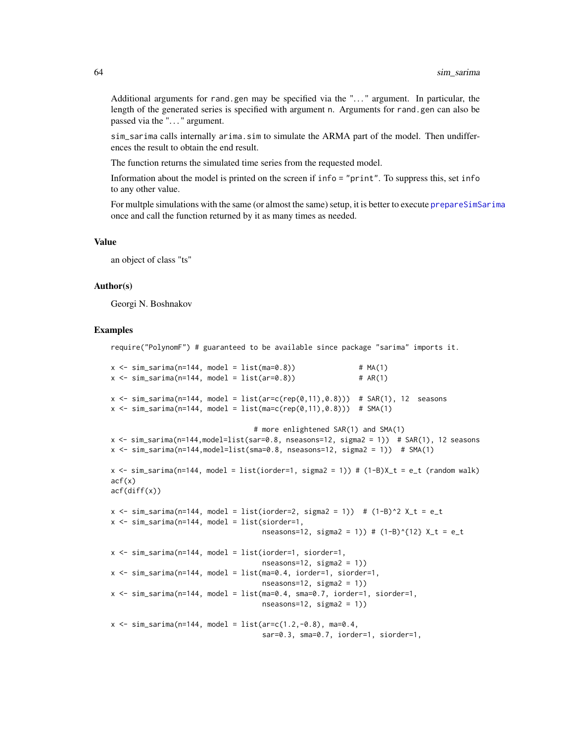Additional arguments for `rand.gen` may be specified via the "..." argument. In particular, the length of the generated series is specified with argument `n`. Arguments for `rand.gen` can also be passed via the "..." argument.

`sim_sarima` calls internally `arima.sim` to simulate the ARMA part of the model. Then undifferences the result to obtain the end result.

The function returns the simulated time series from the requested model.

Information about the model is printed on the screen if `info = "print"`. To suppress this, set `info` to any other value.

For multple simulations with the same (or almost the same) setup, it is better to execute `prepareSimSarima` once and call the function returned by it as many times as needed.

## Value

an object of class "ts"

## Author(s)

Georgi N. Boshnakov

## Examples

```
require("PolynomF") # guaranteed to be available since package "sarima" imports it.

x <- sim_sarima(n=144, model = list(ma=0.8))              # MA(1)
x <- sim_sarima(n=144, model = list(ar=0.8))              # AR(1)

x <- sim_sarima(n=144, model = list(ar=c(rep(0,11),0.8)))  # SAR(1), 12  seasons
x <- sim_sarima(n=144, model = list(ma=c(rep(0,11),0.8)))  # SMA(1)

                                 # more enlightened SAR(1) and SMA(1)
x <- sim_sarima(n=144,model=list(sar=0.8, nseasons=12, sigma2 = 1))  # SAR(1), 12 seasons
x <- sim_sarima(n=144,model=list(sma=0.8, nseasons=12, sigma2 = 1))  # SMA(1)

x <- sim_sarima(n=144, model = list(iorder=1, sigma2 = 1)) # (1-B)X_t = e_t (random walk)
acf(x)
acf(diff(x))

x <- sim_sarima(n=144, model = list(iorder=2, sigma2 = 1))  # (1-B)^2 X_t = e_t
x <- sim_sarima(n=144, model = list(siorder=1,
                                    nseasons=12, sigma2 = 1)) # (1-B)^{12} X_t = e_t

x <- sim_sarima(n=144, model = list(iorder=1, siorder=1,
                                    nseasons=12, sigma2 = 1))
x <- sim_sarima(n=144, model = list(ma=0.4, iorder=1, siorder=1,
                                    nseasons=12, sigma2 = 1))
x <- sim_sarima(n=144, model = list(ma=0.4, sma=0.7, iorder=1, siorder=1,
                                    nseasons=12, sigma2 = 1))

x <- sim_sarima(n=144, model = list(ar=c(1.2,-0.8), ma=0.4,
                                    sar=0.3, sma=0.7, iorder=1, siorder=1,
```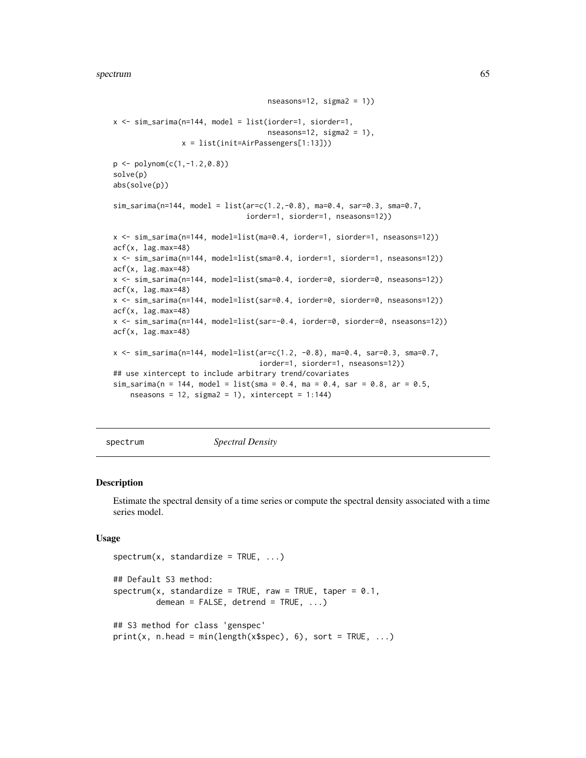```
                                    nseasons=12, sigma2 = 1))

x <- sim_sarima(n=144, model = list(iorder=1, siorder=1,
                                    nseasons=12, sigma2 = 1),
                x = list(init=AirPassengers[1:13]))

p <- polynom(c(1,-1.2,0.8))
solve(p)
abs(solve(p))

sim_sarima(n=144, model = list(ar=c(1.2,-0.8), ma=0.4, sar=0.3, sma=0.7,
                               iorder=1, siorder=1, nseasons=12))

x <- sim_sarima(n=144, model=list(ma=0.4, iorder=1, siorder=1, nseasons=12))
acf(x, lag.max=48)
x <- sim_sarima(n=144, model=list(sma=0.4, iorder=1, siorder=1, nseasons=12))
acf(x, lag.max=48)
x <- sim_sarima(n=144, model=list(sma=0.4, iorder=0, siorder=0, nseasons=12))
acf(x, lag.max=48)
x <- sim_sarima(n=144, model=list(sar=0.4, iorder=0, siorder=0, nseasons=12))
acf(x, lag.max=48)
x <- sim_sarima(n=144, model=list(sar=-0.4, iorder=0, siorder=0, nseasons=12))
acf(x, lag.max=48)

x <- sim_sarima(n=144, model=list(ar=c(1.2, -0.8), ma=0.4, sar=0.3, sma=0.7,
                                  iorder=1, siorder=1, nseasons=12))
## use xintercept to include arbitrary trend/covariates
sim_sarima(n = 144, model = list(sma = 0.4, ma = 0.4, sar = 0.8, ar = 0.5,
    nseasons = 12, sigma2 = 1), xintercept = 1:144)
```

---

## spectrum *Spectral Density*

### Description

Estimate the spectral density of a time series or compute the spectral density associated with a time series model.

### Usage

```
spectrum(x, standardize = TRUE, ...)

## Default S3 method:
spectrum(x, standardize = TRUE, raw = TRUE, taper = 0.1,
         demean = FALSE, detrend = TRUE, ...)

## S3 method for class 'genspec'
print(x, n.head = min(length(x$spec), 6), sort = TRUE, ...)
```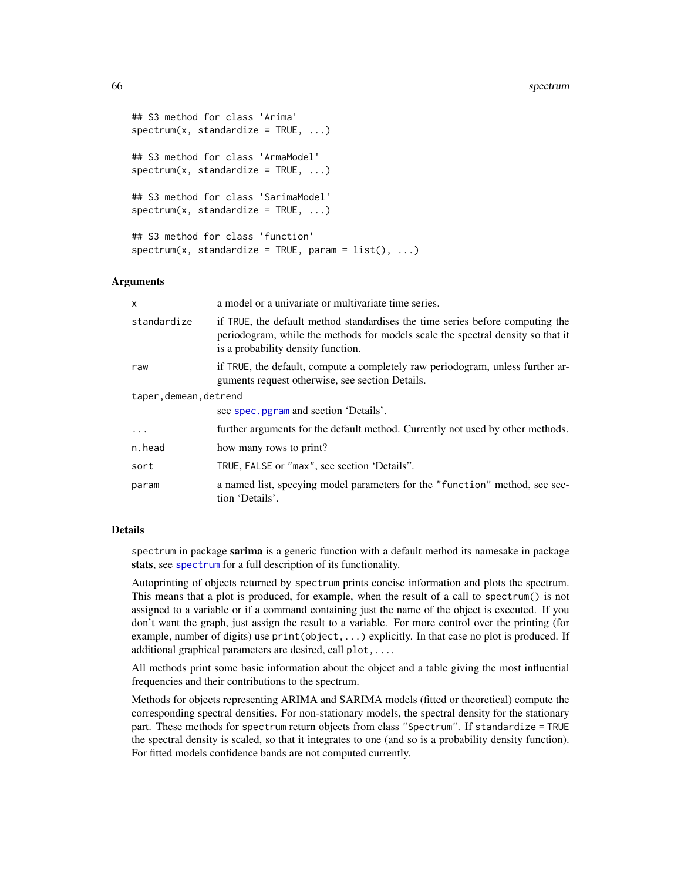```
## S3 method for class 'Arima'
spectrum(x, standardize = TRUE, ...)

## S3 method for class 'ArmaModel'
spectrum(x, standardize = TRUE, ...)

## S3 method for class 'SarimaModel'
spectrum(x, standardize = TRUE, ...)

## S3 method for class 'function'
spectrum(x, standardize = TRUE, param = list(), ...)
```

### Arguments

| | |
|---|---|
| `x` | a model or a univariate or multivariate time series. |
| `standardize` | if TRUE, the default method standardises the time series before computing the periodogram, while the methods for models scale the spectral density so that it is a probability density function. |
| `raw` | if TRUE, the default, compute a completely raw periodogram, unless further arguments request otherwise, see section Details. |
| `taper,demean,detrend` | see `spec.pgram` and section 'Details'. |
| `...` | further arguments for the default method. Currently not used by other methods. |
| `n.head` | how many rows to print? |
| `sort` | TRUE, FALSE or "max", see section 'Details". |
| `param` | a named list, specying model parameters for the "function" method, see section 'Details'. |

### Details

`spectrum` in package **sarima** is a generic function with a default method its namesake in package **stats**, see `spectrum` for a full description of its functionality.

Autoprinting of objects returned by `spectrum` prints concise information and plots the spectrum. This means that a plot is produced, for example, when the result of a call to `spectrum()` is not assigned to a variable or if a command containing just the name of the object is executed. If you don't want the graph, just assign the result to a variable. For more control over the printing (for example, number of digits) use `print(object,...)` explicitly. In that case no plot is produced. If additional graphical parameters are desired, call `plot,...`.

All methods print some basic information about the object and a table giving the most influential frequencies and their contributions to the spectrum.

Methods for objects representing ARIMA and SARIMA models (fitted or theoretical) compute the corresponding spectral densities. For non-stationary models, the spectral density for the stationary part. These methods for `spectrum` return objects from class "Spectrum". If `standardize = TRUE` the spectral density is scaled, so that it integrates to one (and so is a probability density function). For fitted models confidence bands are not computed currently.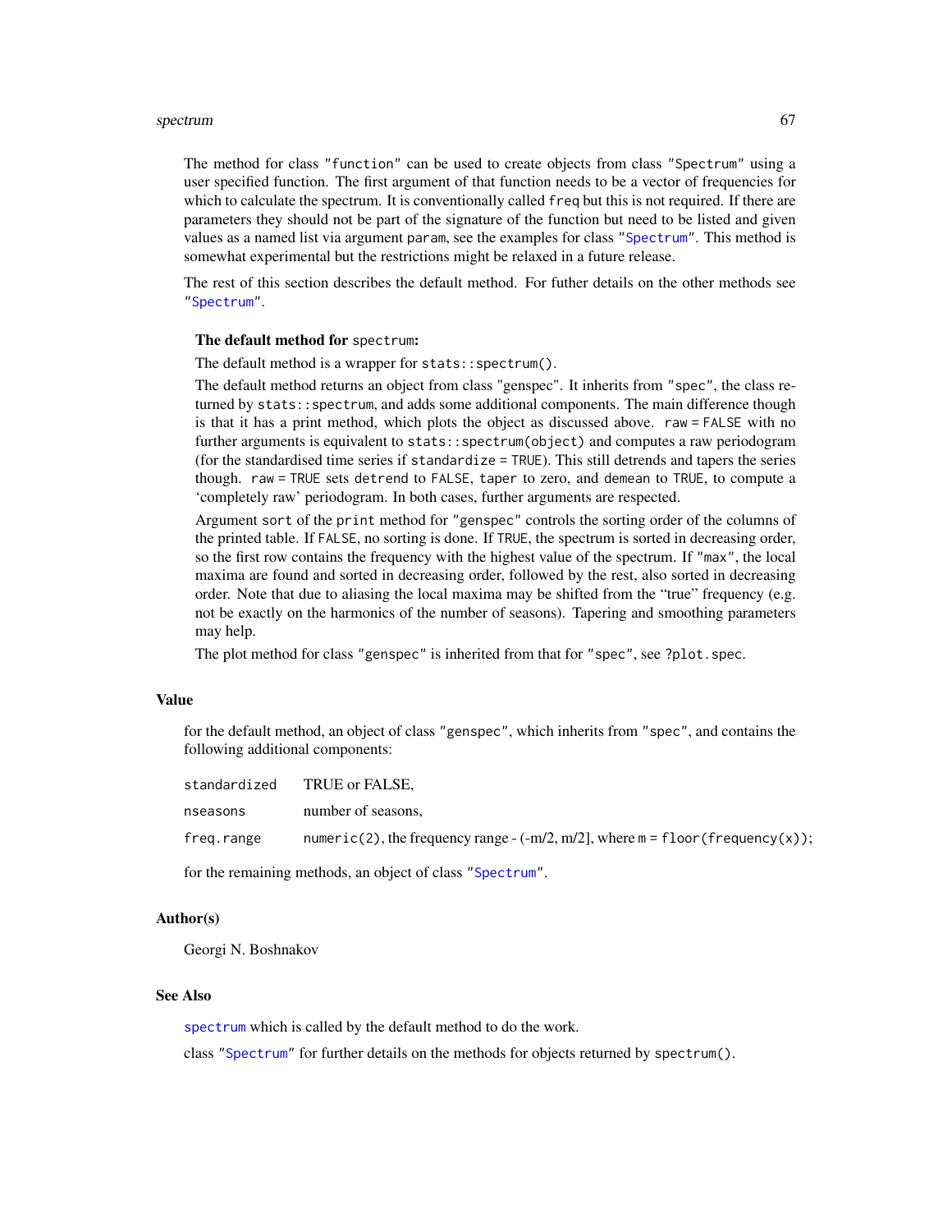The method for class `"function"` can be used to create objects from class `"Spectrum"` using a user specified function. The first argument of that function needs to be a vector of frequencies for which to calculate the spectrum. It is conventionally called `freq` but this is not required. If there are parameters they should not be part of the signature of the function but need to be listed and given values as a named list via argument `param`, see the examples for class `"Spectrum"`. This method is somewhat experimental but the restrictions might be relaxed in a future release.

The rest of this section describes the default method. For futher details on the other methods see `"Spectrum"`.

**The default method for `spectrum`:**

The default method is a wrapper for `stats::spectrum()`.

The default method returns an object from class "genspec". It inherits from `"spec"`, the class returned by `stats::spectrum`, and adds some additional components. The main difference though is that it has a print method, which plots the object as discussed above. `raw = FALSE` with no further arguments is equivalent to `stats::spectrum(object)` and computes a raw periodogram (for the standardised time series if `standardize = TRUE`). This still detrends and tapers the series though. `raw = TRUE` sets `detrend` to `FALSE`, `taper` to zero, and `demean` to `TRUE`, to compute a 'completely raw' periodogram. In both cases, further arguments are respected.

Argument `sort` of the `print` method for `"genspec"` controls the sorting order of the columns of the printed table. If `FALSE`, no sorting is done. If `TRUE`, the spectrum is sorted in decreasing order, so the first row contains the frequency with the highest value of the spectrum. If `"max"`, the local maxima are found and sorted in decreasing order, followed by the rest, also sorted in decreasing order. Note that due to aliasing the local maxima may be shifted from the "true" frequency (e.g. not be exactly on the harmonics of the number of seasons). Tapering and smoothing parameters may help.

The plot method for class `"genspec"` is inherited from that for `"spec"`, see `?plot.spec`.

## Value

for the default method, an object of class `"genspec"`, which inherits from `"spec"`, and contains the following additional components:

| | |
|---|---|
| `standardized` | TRUE or FALSE, |
| `nseasons` | number of seasons, |
| `freq.range` | `numeric(2)`, the frequency range - (-m/2, m/2], where `m = floor(frequency(x))`; |

for the remaining methods, an object of class `"Spectrum"`.

## Author(s)

Georgi N. Boshnakov

## See Also

`spectrum` which is called by the default method to do the work.

class `"Spectrum"` for further details on the methods for objects returned by `spectrum()`.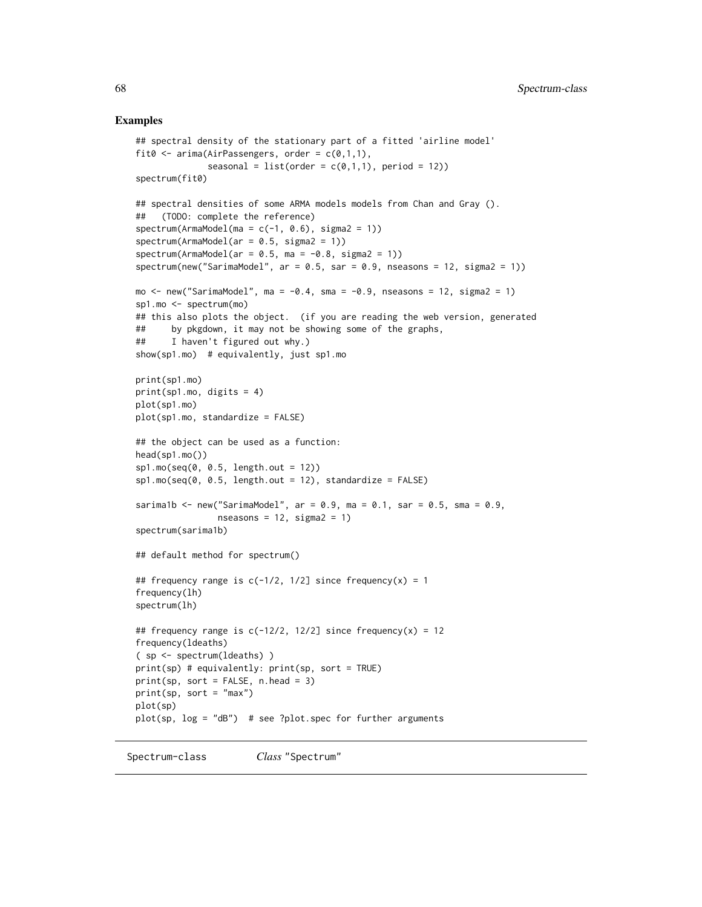## Examples

```
## spectral density of the stationary part of a fitted 'airline model'
fit0 <- arima(AirPassengers, order = c(0,1,1),
              seasonal = list(order = c(0,1,1), period = 12))
spectrum(fit0)

## spectral densities of some ARMA models models from Chan and Gray ().
##   (TODO: complete the reference)
spectrum(ArmaModel(ma = c(-1, 0.6), sigma2 = 1))
spectrum(ArmaModel(ar = 0.5, sigma2 = 1))
spectrum(ArmaModel(ar = 0.5, ma = -0.8, sigma2 = 1))
spectrum(new("SarimaModel", ar = 0.5, sar = 0.9, nseasons = 12, sigma2 = 1))

mo <- new("SarimaModel", ma = -0.4, sma = -0.9, nseasons = 12, sigma2 = 1)
sp1.mo <- spectrum(mo)
## this also plots the object.  (if you are reading the web version, generated
##     by pkgdown, it may not be showing some of the graphs,
##     I haven't figured out why.)
show(sp1.mo)  # equivalently, just sp1.mo

print(sp1.mo)
print(sp1.mo, digits = 4)
plot(sp1.mo)
plot(sp1.mo, standardize = FALSE)

## the object can be used as a function:
head(sp1.mo())
sp1.mo(seq(0, 0.5, length.out = 12))
sp1.mo(seq(0, 0.5, length.out = 12), standardize = FALSE)

sarima1b <- new("SarimaModel", ar = 0.9, ma = 0.1, sar = 0.5, sma = 0.9,
                nseasons = 12, sigma2 = 1)
spectrum(sarima1b)

## default method for spectrum()

## frequency range is c(-1/2, 1/2] since frequency(x) = 1
frequency(lh)
spectrum(lh)

## frequency range is c(-12/2, 12/2] since frequency(x) = 12
frequency(ldeaths)
( sp <- spectrum(ldeaths) )
print(sp) # equivalently: print(sp, sort = TRUE)
print(sp, sort = FALSE, n.head = 3)
print(sp, sort = "max")
plot(sp)
plot(sp, log = "dB")  # see ?plot.spec for further arguments
```

---

Spectrum-class    *Class* "Spectrum"

---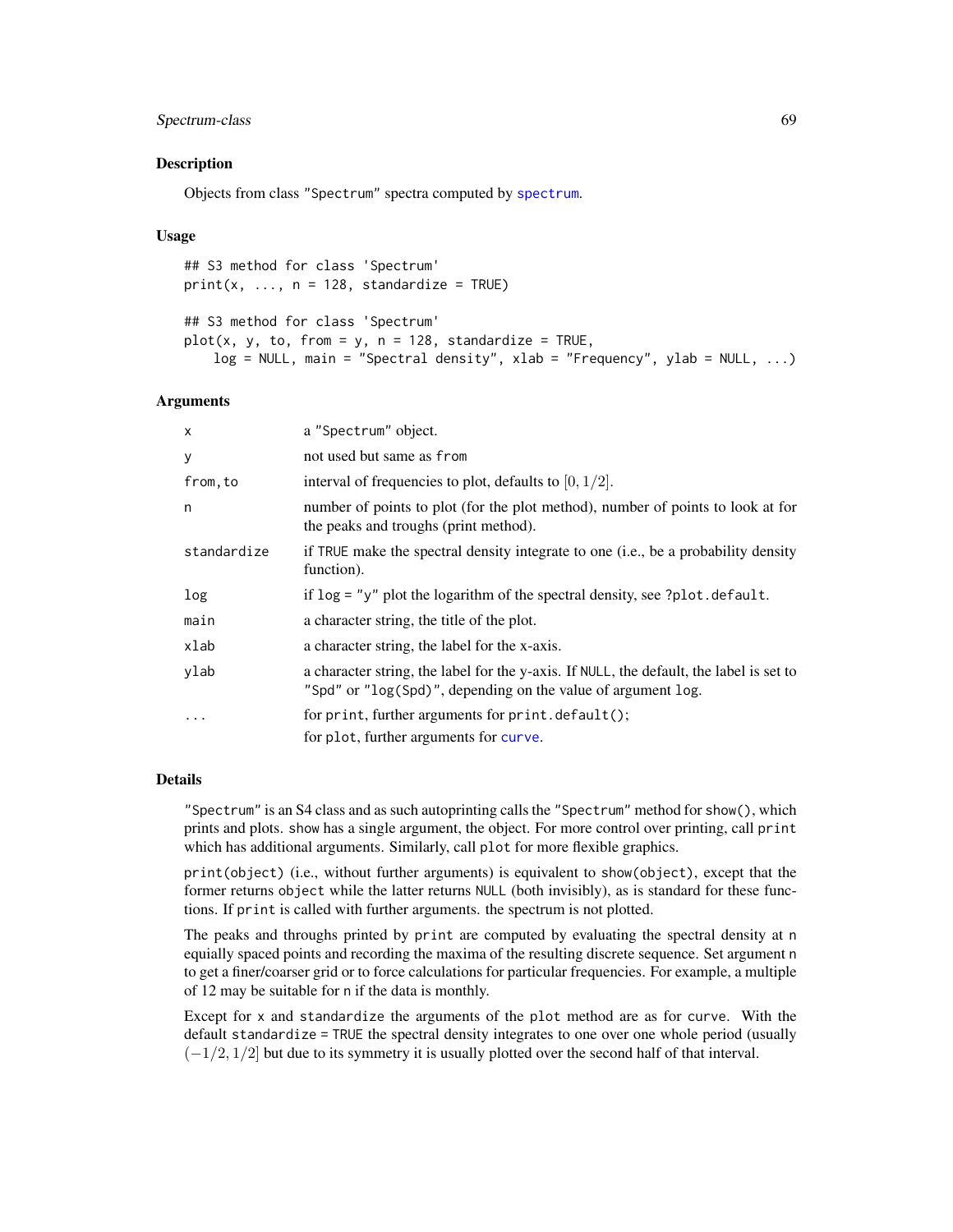## Description

Objects from class "Spectrum" spectra computed by spectrum.

## Usage

```
## S3 method for class 'Spectrum'
print(x, ..., n = 128, standardize = TRUE)

## S3 method for class 'Spectrum'
plot(x, y, to, from = y, n = 128, standardize = TRUE,
    log = NULL, main = "Spectral density", xlab = "Frequency", ylab = NULL, ...)
```

## Arguments

| | |
|---|---|
| x | a "Spectrum" object. |
| y | not used but same as from |
| from,to | interval of frequencies to plot, defaults to $[0, 1/2]$. |
| n | number of points to plot (for the plot method), number of points to look at for the peaks and troughs (print method). |
| standardize | if TRUE make the spectral density integrate to one (i.e., be a probability density function). |
| log | if log = "y" plot the logarithm of the spectral density, see ?plot.default. |
| main | a character string, the title of the plot. |
| xlab | a character string, the label for the x-axis. |
| ylab | a character string, the label for the y-axis. If NULL, the default, the label is set to "Spd" or "log(Spd)", depending on the value of argument log. |
| ... | for print, further arguments for print.default(); for plot, further arguments for curve. |

## Details

"Spectrum" is an S4 class and as such autoprinting calls the "Spectrum" method for show(), which prints and plots. show has a single argument, the object. For more control over printing, call print which has additional arguments. Similarly, call plot for more flexible graphics.

print(object) (i.e., without further arguments) is equivalent to show(object), except that the former returns object while the latter returns NULL (both invisibly), as is standard for these functions. If print is called with further arguments. the spectrum is not plotted.

The peaks and throughs printed by print are computed by evaluating the spectral density at n equally spaced points and recording the maxima of the resulting discrete sequence. Set argument n to get a finer/coarser grid or to force calculations for particular frequencies. For example, a multiple of 12 may be suitable for n if the data is monthly.

Except for x and standardize the arguments of the plot method are as for curve. With the default standardize = TRUE the spectral density integrates to one over one whole period (usually $(-1/2, 1/2]$ but due to its symmetry it is usually plotted over the second half of that interval.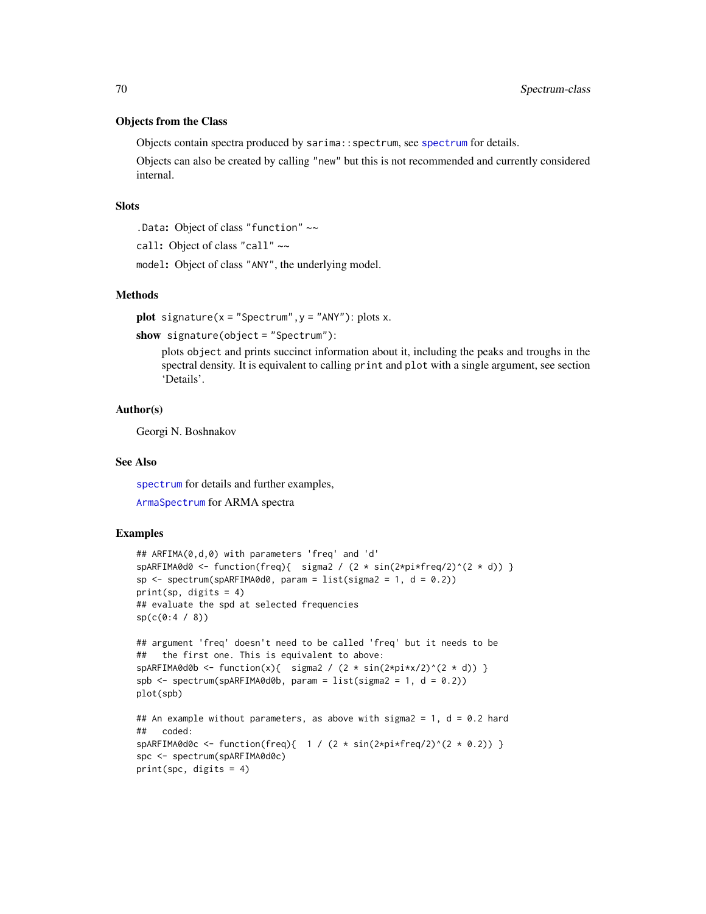### Objects from the Class

Objects contain spectra produced by `sarima::spectrum`, see `spectrum` for details.

Objects can also be created by calling `"new"` but this is not recommended and currently considered internal.

### Slots

`.Data`: Object of class `"function"` ~~

`call`: Object of class `"call"` ~~

`model`: Object of class `"ANY"`, the underlying model.

### Methods

**plot** `signature(x = "Spectrum", y = "ANY")`: plots `x`.

**show** `signature(object = "Spectrum")`:

plots `object` and prints succinct information about it, including the peaks and troughs in the spectral density. It is equivalent to calling `print` and `plot` with a single argument, see section 'Details'.

### Author(s)

Georgi N. Boshnakov

### See Also

`spectrum` for details and further examples,

`ArmaSpectrum` for ARMA spectra

### Examples

```
## ARFIMA(0,d,0) with parameters 'freq' and 'd'
spARFIMA0d0 <- function(freq){  sigma2 / (2 * sin(2*pi*freq/2)^(2 * d)) }
sp <- spectrum(spARFIMA0d0, param = list(sigma2 = 1, d = 0.2))
print(sp, digits = 4)
## evaluate the spd at selected frequencies
sp(c(0:4 / 8))

## argument 'freq' doesn't need to be called 'freq' but it needs to be
##   the first one. This is equivalent to above:
spARFIMA0d0b <- function(x){  sigma2 / (2 * sin(2*pi*x/2)^(2 * d)) }
spb <- spectrum(spARFIMA0d0b, param = list(sigma2 = 1, d = 0.2))
plot(spb)

## An example without parameters, as above with sigma2 = 1, d = 0.2 hard
##   coded:
spARFIMA0d0c <- function(freq){  1 / (2 * sin(2*pi*freq/2)^(2 * 0.2)) }
spc <- spectrum(spARFIMA0d0c)
print(spc, digits = 4)
```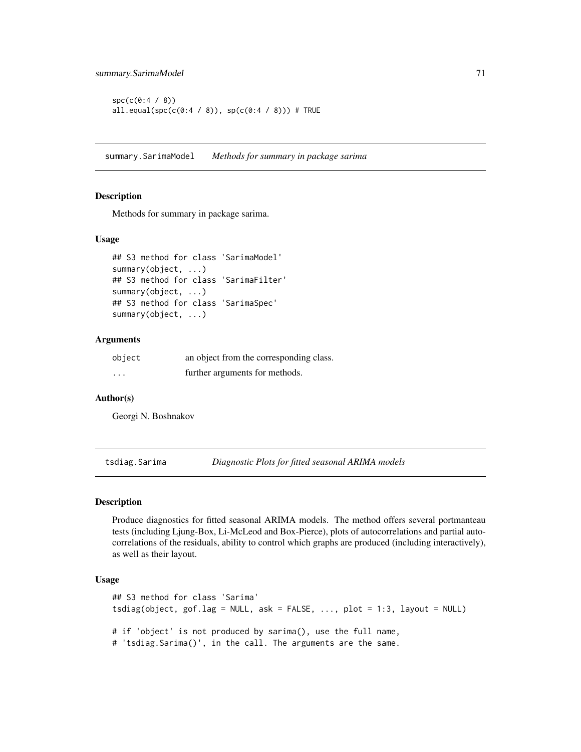```
spc(c(0:4 / 8))
all.equal(spc(c(0:4 / 8)), sp(c(0:4 / 8))) # TRUE
```

## summary.SarimaModel *Methods for summary in package sarima*

### Description

Methods for summary in package sarima.

### Usage

```
## S3 method for class 'SarimaModel'
summary(object, ...)
## S3 method for class 'SarimaFilter'
summary(object, ...)
## S3 method for class 'SarimaSpec'
summary(object, ...)
```

### Arguments

| | |
|---|---|
| `object` | an object from the corresponding class. |
| `...` | further arguments for methods. |

### Author(s)

Georgi N. Boshnakov

## tsdiag.Sarima *Diagnostic Plots for fitted seasonal ARIMA models*

### Description

Produce diagnostics for fitted seasonal ARIMA models. The method offers several portmanteau tests (including Ljung-Box, Li-McLeod and Box-Pierce), plots of autocorrelations and partial autocorrelations of the residuals, ability to control which graphs are produced (including interactively), as well as their layout.

### Usage

```
## S3 method for class 'Sarima'
tsdiag(object, gof.lag = NULL, ask = FALSE, ..., plot = 1:3, layout = NULL)

# if 'object' is not produced by sarima(), use the full name,
# 'tsdiag.Sarima()', in the call. The arguments are the same.
```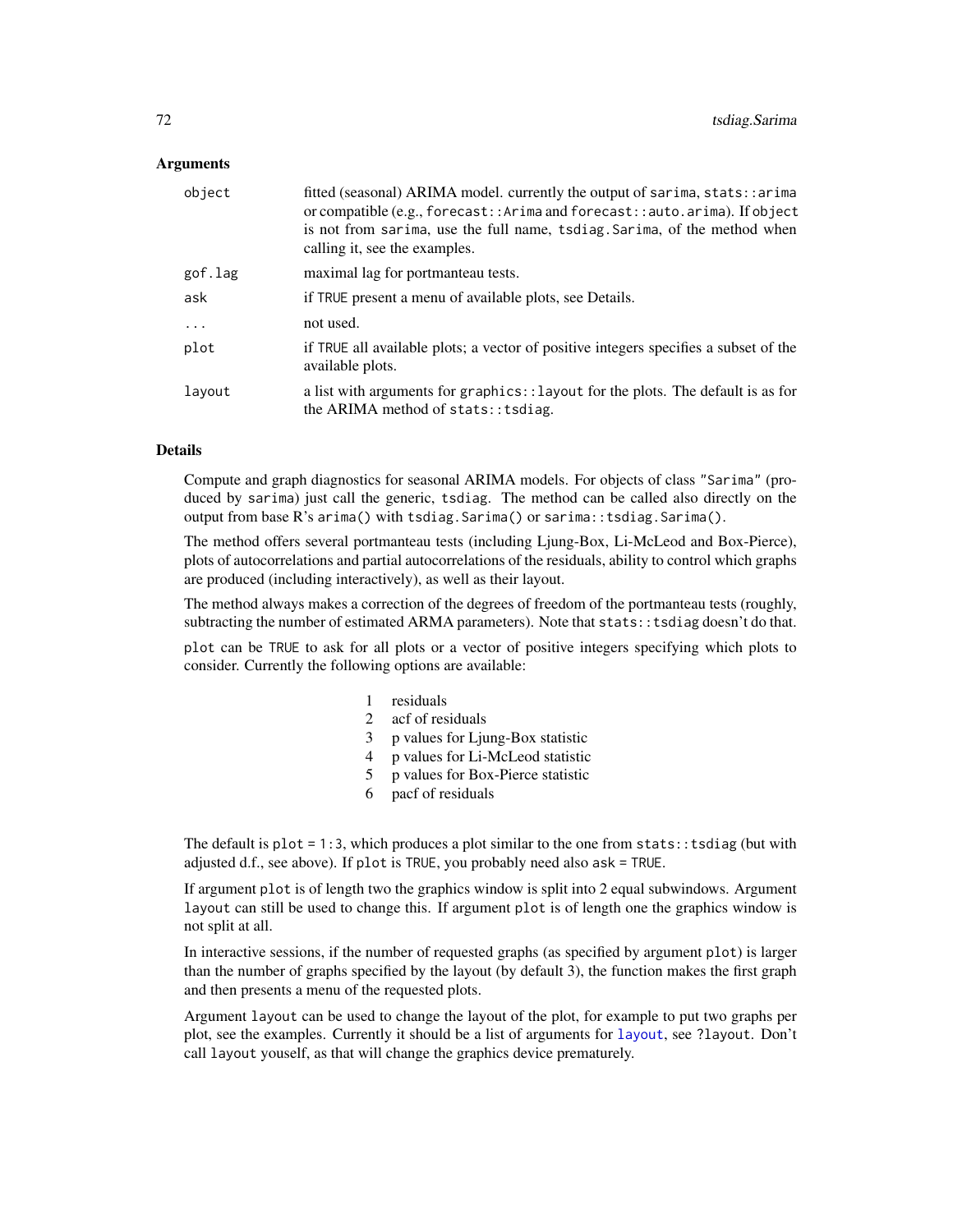## Arguments

| | |
|---|---|
| `object` | fitted (seasonal) ARIMA model. currently the output of `sarima`, `stats::arima` or compatible (e.g., `forecast::Arima` and `forecast::auto.arima`). If `object` is not from `sarima`, use the full name, `tsdiag.Sarima`, of the method when calling it, see the examples. |
| `gof.lag` | maximal lag for portmanteau tests. |
| `ask` | if `TRUE` present a menu of available plots, see Details. |
| `...` | not used. |
| `plot` | if `TRUE` all available plots; a vector of positive integers specifies a subset of the available plots. |
| `layout` | a list with arguments for `graphics::layout` for the plots. The default is as for the ARIMA method of `stats::tsdiag`. |

## Details

Compute and graph diagnostics for seasonal ARIMA models. For objects of class `"Sarima"` (produced by `sarima`) just call the generic, `tsdiag`. The method can be called also directly on the output from base R's `arima()` with `tsdiag.Sarima()` or `sarima::tsdiag.Sarima()`.

The method offers several portmanteau tests (including Ljung-Box, Li-McLeod and Box-Pierce), plots of autocorrelations and partial autocorrelations of the residuals, ability to control which graphs are produced (including interactively), as well as their layout.

The method always makes a correction of the degrees of freedom of the portmanteau tests (roughly, subtracting the number of estimated ARMA parameters). Note that `stats::tsdiag` doesn't do that.

`plot` can be `TRUE` to ask for all plots or a vector of positive integers specifying which plots to consider. Currently the following options are available:

| | |
|---|---|
| 1 | residuals |
| 2 | acf of residuals |
| 3 | p values for Ljung-Box statistic |
| 4 | p values for Li-McLeod statistic |
| 5 | p values for Box-Pierce statistic |
| 6 | pacf of residuals |

The default is `plot = 1:3`, which produces a plot similar to the one from `stats::tsdiag` (but with adjusted d.f., see above). If `plot` is `TRUE`, you probably need also `ask = TRUE`.

If argument `plot` is of length two the graphics window is split into 2 equal subwindows. Argument `layout` can still be used to change this. If argument `plot` is of length one the graphics window is not split at all.

In interactive sessions, if the number of requested graphs (as specified by argument `plot`) is larger than the number of graphs specified by the layout (by default 3), the function makes the first graph and then presents a menu of the requested plots.

Argument `layout` can be used to change the layout of the plot, for example to put two graphs per plot, see the examples. Currently it should be a list of arguments for `layout`, see `?layout`. Don't call `layout` youself, as that will change the graphics device prematurely.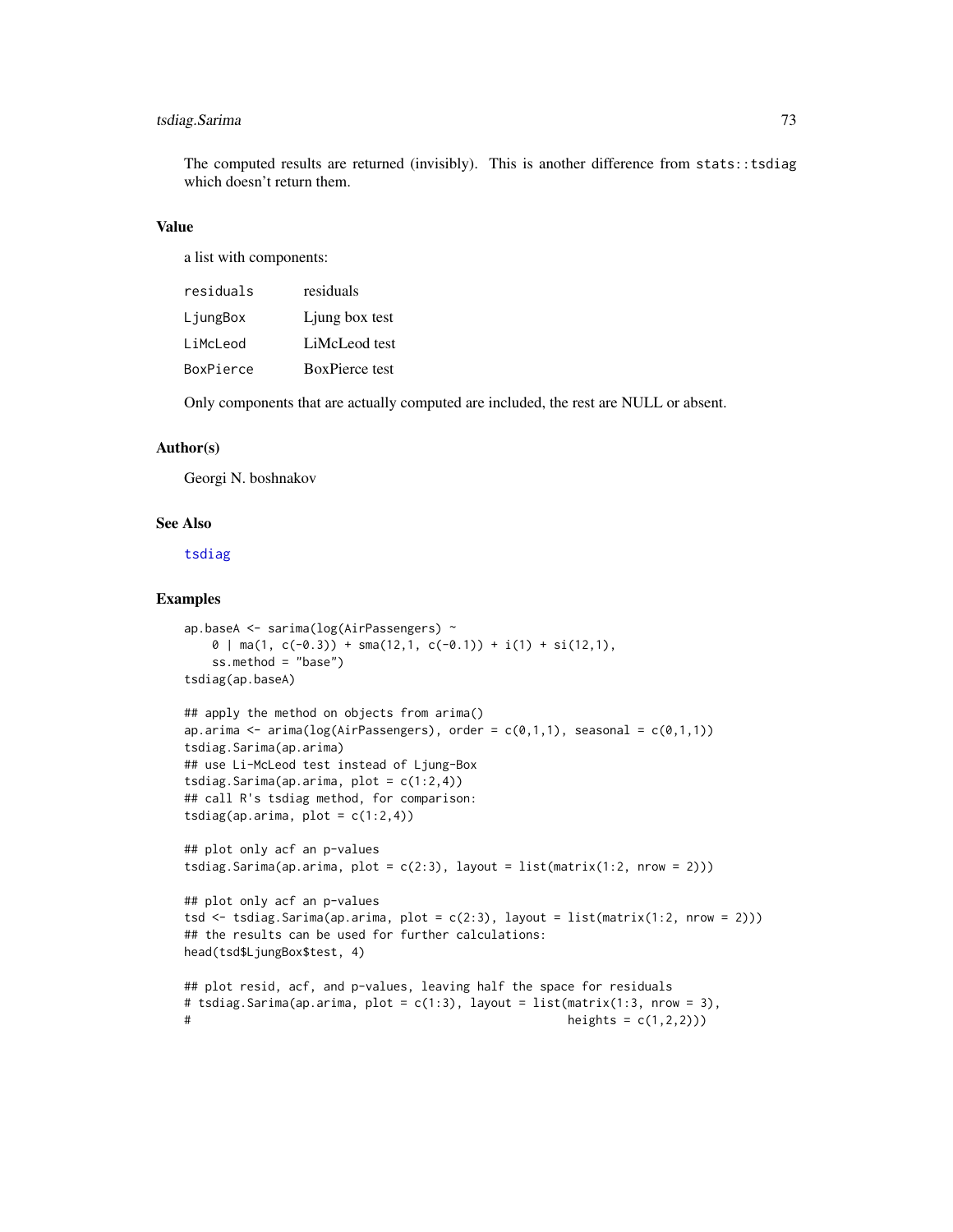The computed results are returned (invisibly). This is another difference from stats::tsdiag which doesn't return them.

## Value

a list with components:

| | |
|---|---|
| residuals | residuals |
| LjungBox | Ljung box test |
| LiMcLeod | LiMcLeod test |
| BoxPierce | BoxPierce test |

Only components that are actually computed are included, the rest are NULL or absent.

## Author(s)

Georgi N. boshnakov

## See Also

tsdiag

## Examples

```
ap.baseA <- sarima(log(AirPassengers) ~
    0 | ma(1, c(-0.3)) + sma(12,1, c(-0.1)) + i(1) + si(12,1),
    ss.method = "base")
tsdiag(ap.baseA)

## apply the method on objects from arima()
ap.arima <- arima(log(AirPassengers), order = c(0,1,1), seasonal = c(0,1,1))
tsdiag.Sarima(ap.arima)
## use Li-McLeod test instead of Ljung-Box
tsdiag.Sarima(ap.arima, plot = c(1:2,4))
## call R's tsdiag method, for comparison:
tsdiag(ap.arima, plot = c(1:2,4))

## plot only acf an p-values
tsdiag.Sarima(ap.arima, plot = c(2:3), layout = list(matrix(1:2, nrow = 2)))

## plot only acf an p-values
tsd <- tsdiag.Sarima(ap.arima, plot = c(2:3), layout = list(matrix(1:2, nrow = 2)))
## the results can be used for further calculations:
head(tsd$LjungBox$test, 4)

## plot resid, acf, and p-values, leaving half the space for residuals
# tsdiag.Sarima(ap.arima, plot = c(1:3), layout = list(matrix(1:3, nrow = 3),
#                                                       heights = c(1,2,2)))
```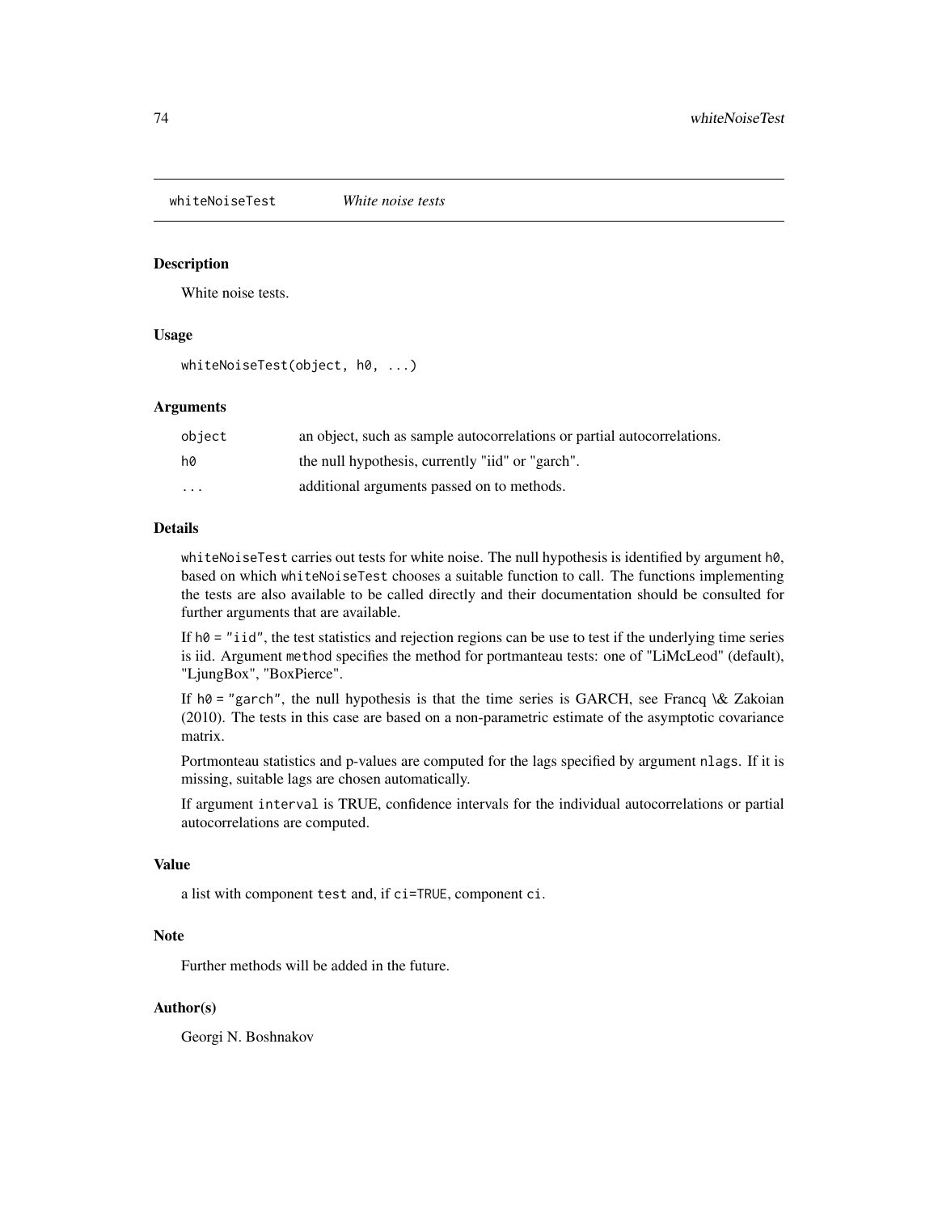# whiteNoiseTest *White noise tests*

## Description

White noise tests.

## Usage

```
whiteNoiseTest(object, h0, ...)
```

## Arguments

| | |
|---|---|
| `object` | an object, such as sample autocorrelations or partial autocorrelations. |
| `h0` | the null hypothesis, currently "iid" or "garch". |
| `...` | additional arguments passed on to methods. |

## Details

`whiteNoiseTest` carries out tests for white noise. The null hypothesis is identified by argument `h0`, based on which `whiteNoiseTest` chooses a suitable function to call. The functions implementing the tests are also available to be called directly and their documentation should be consulted for further arguments that are available.

If `h0 = "iid"`, the test statistics and rejection regions can be use to test if the underlying time series is iid. Argument `method` specifies the method for portmanteau tests: one of "LiMcLeod" (default), "LjungBox", "BoxPierce".

If `h0 = "garch"`, the null hypothesis is that the time series is GARCH, see Francq \& Zakoian (2010). The tests in this case are based on a non-parametric estimate of the asymptotic covariance matrix.

Portmonteau statistics and p-values are computed for the lags specified by argument `nlags`. If it is missing, suitable lags are chosen automatically.

If argument `interval` is TRUE, confidence intervals for the individual autocorrelations or partial autocorrelations are computed.

## Value

a list with component `test` and, if `ci=TRUE`, component `ci`.

## Note

Further methods will be added in the future.

## Author(s)

Georgi N. Boshnakov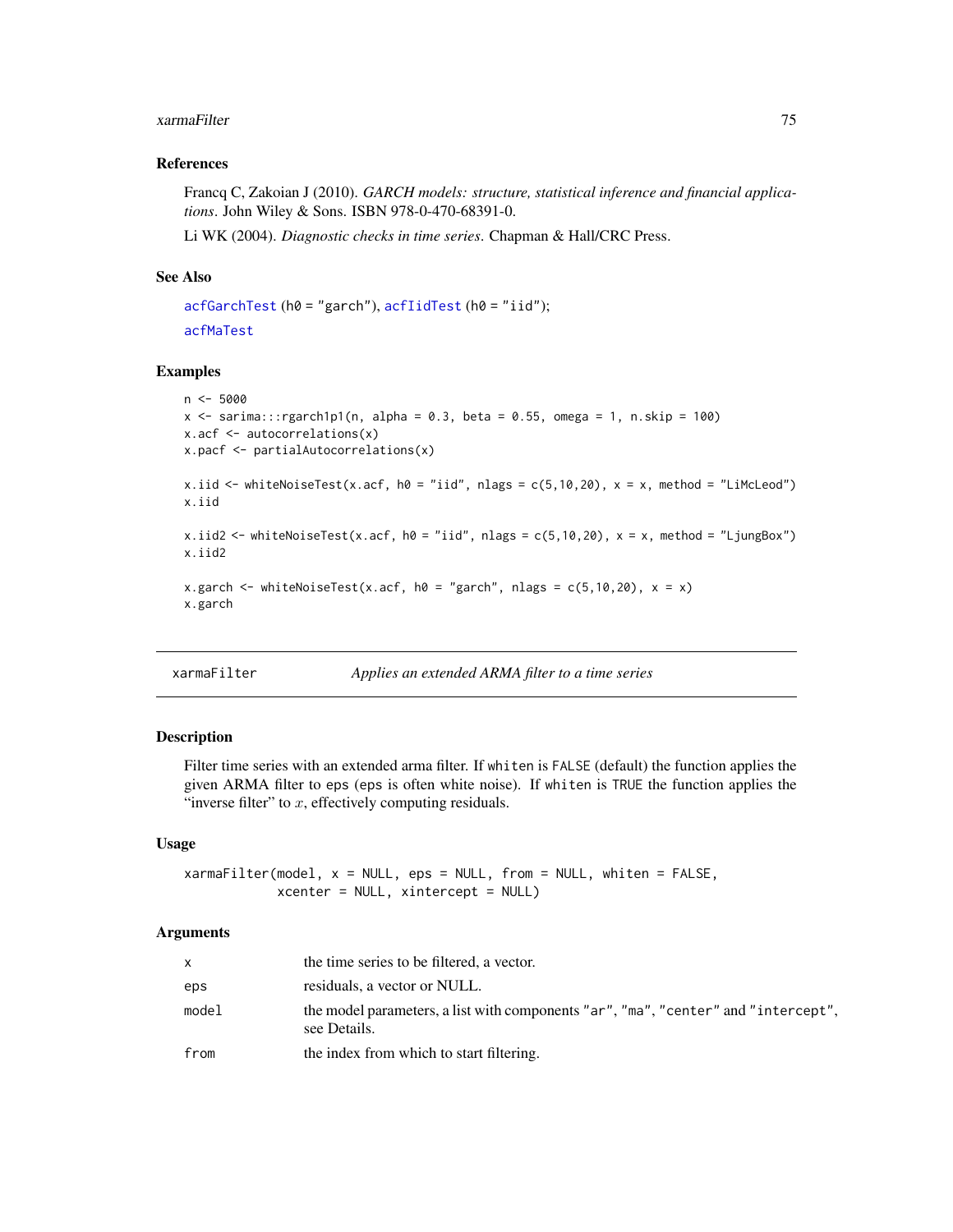### References

Francq C, Zakoian J (2010). *GARCH models: structure, statistical inference and financial applications*. John Wiley & Sons. ISBN 978-0-470-68391-0.

Li WK (2004). *Diagnostic checks in time series*. Chapman & Hall/CRC Press.

### See Also

acfGarchTest (h0 = "garch"), acfIidTest (h0 = "iid");

acfMaTest

### Examples

```
n <- 5000
x <- sarima:::rgarch1p1(n, alpha = 0.3, beta = 0.55, omega = 1, n.skip = 100)
x.acf <- autocorrelations(x)
x.pacf <- partialAutocorrelations(x)

x.iid <- whiteNoiseTest(x.acf, h0 = "iid", nlags = c(5,10,20), x = x, method = "LiMcLeod")
x.iid

x.iid2 <- whiteNoiseTest(x.acf, h0 = "iid", nlags = c(5,10,20), x = x, method = "LjungBox")
x.iid2

x.garch <- whiteNoiseTest(x.acf, h0 = "garch", nlags = c(5,10,20), x = x)
x.garch
```

---

## xarmaFilter — *Applies an extended ARMA filter to a time series*

### Description

Filter time series with an extended arma filter. If `whiten` is `FALSE` (default) the function applies the given ARMA filter to `eps` (`eps` is often white noise). If `whiten` is `TRUE` the function applies the "inverse filter" to $x$, effectively computing residuals.

### Usage

```
xarmaFilter(model, x = NULL, eps = NULL, from = NULL, whiten = FALSE,
            xcenter = NULL, xintercept = NULL)
```

### Arguments

| | |
|---|---|
| `x` | the time series to be filtered, a vector. |
| `eps` | residuals, a vector or NULL. |
| `model` | the model parameters, a list with components `"ar"`, `"ma"`, `"center"` and `"intercept"`, see Details. |
| `from` | the index from which to start filtering. |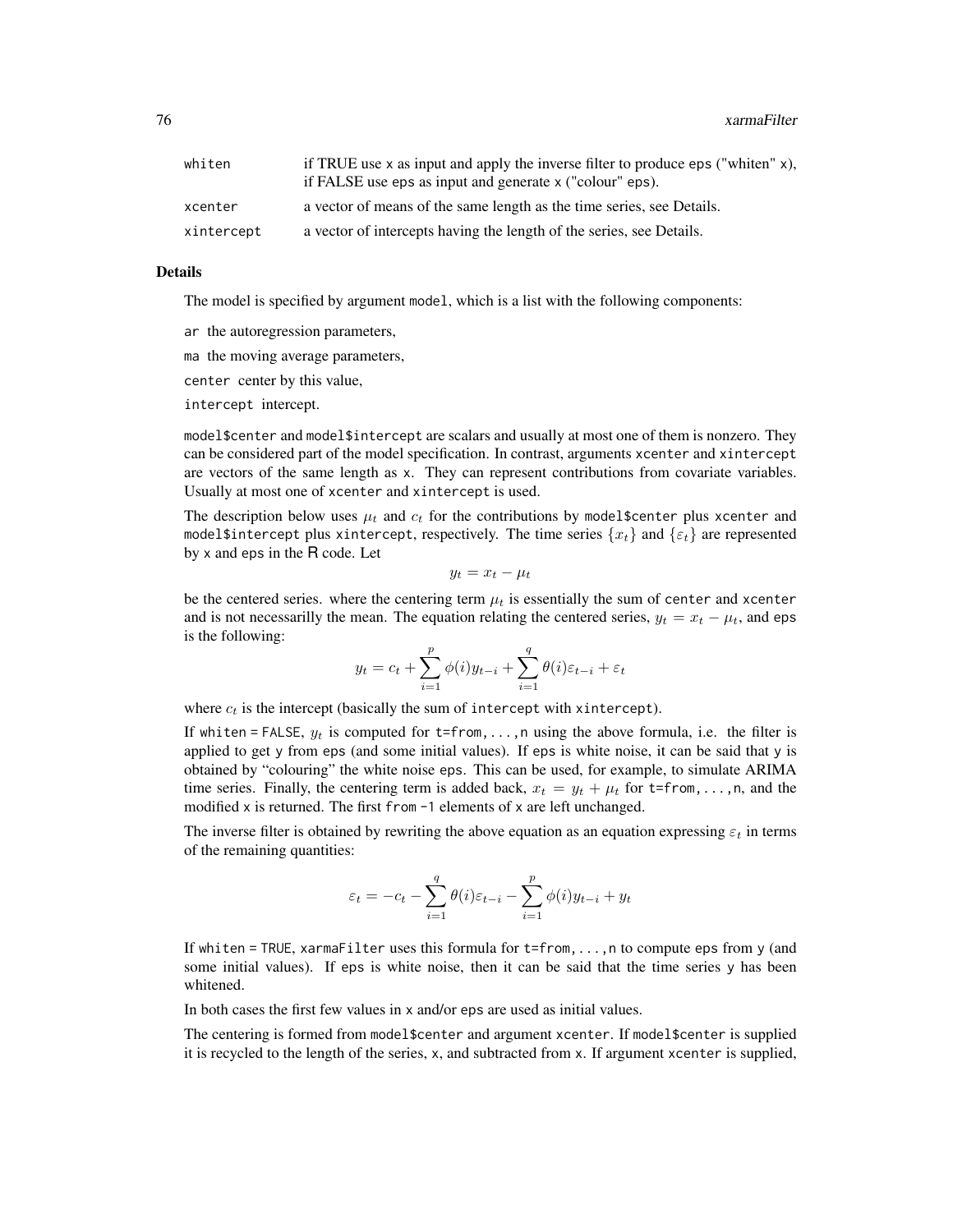| | |
|---|---|
| whiten | if TRUE use x as input and apply the inverse filter to produce eps ("whiten" x), if FALSE use eps as input and generate x ("colour" eps). |
| xcenter | a vector of means of the same length as the time series, see Details. |
| xintercept | a vector of intercepts having the length of the series, see Details. |

## Details

The model is specified by argument `model`, which is a list with the following components:

`ar` the autoregression parameters,

`ma` the moving average parameters,

`center` center by this value,

`intercept` intercept.

`model$center` and `model$intercept` are scalars and usually at most one of them is nonzero. They can be considered part of the model specification. In contrast, arguments `xcenter` and `xintercept` are vectors of the same length as `x`. They can represent contributions from covariate variables. Usually at most one of `xcenter` and `xintercept` is used.

The description below uses $\mu_t$ and $c_t$ for the contributions by `model$center` plus `xcenter` and `model$intercept` plus `xintercept`, respectively. The time series $\{x_t\}$ and $\{\varepsilon_t\}$ are represented by `x` and `eps` in the R code. Let

$$y_t = x_t - \mu_t$$

be the centered series. where the centering term $\mu_t$ is essentially the sum of `center` and `xcenter` and is not necessarilly the mean. The equation relating the centered series, $y_t = x_t - \mu_t$, and `eps` is the following:

$$y_t = c_t + \sum_{i=1}^{p} \phi(i) y_{t-i} + \sum_{i=1}^{q} \theta(i) \varepsilon_{t-i} + \varepsilon_t$$

where $c_t$ is the intercept (basically the sum of `intercept` with `xintercept`).

If `whiten = FALSE`, $y_t$ is computed for `t=from,...,n` using the above formula, i.e. the filter is applied to get `y` from `eps` (and some initial values). If `eps` is white noise, it can be said that `y` is obtained by "colouring" the white noise `eps`. This can be used, for example, to simulate ARIMA time series. Finally, the centering term is added back, $x_t = y_t + \mu_t$ for `t=from,...,n`, and the modified `x` is returned. The first `from -1` elements of `x` are left unchanged.

The inverse filter is obtained by rewriting the above equation as an equation expressing $\varepsilon_t$ in terms of the remaining quantities:

$$\varepsilon_t = -c_t - \sum_{i=1}^{q} \theta(i) \varepsilon_{t-i} - \sum_{i=1}^{p} \phi(i) y_{t-i} + y_t$$

If `whiten = TRUE`, `xarmaFilter` uses this formula for `t=from,...,n` to compute `eps` from `y` (and some initial values). If `eps` is white noise, then it can be said that the time series `y` has been whitened.

In both cases the first few values in `x` and/or `eps` are used as initial values.

The centering is formed from `model$center` and argument `xcenter`. If `model$center` is supplied it is recycled to the length of the series, `x`, and subtracted from `x`. If argument `xcenter` is supplied,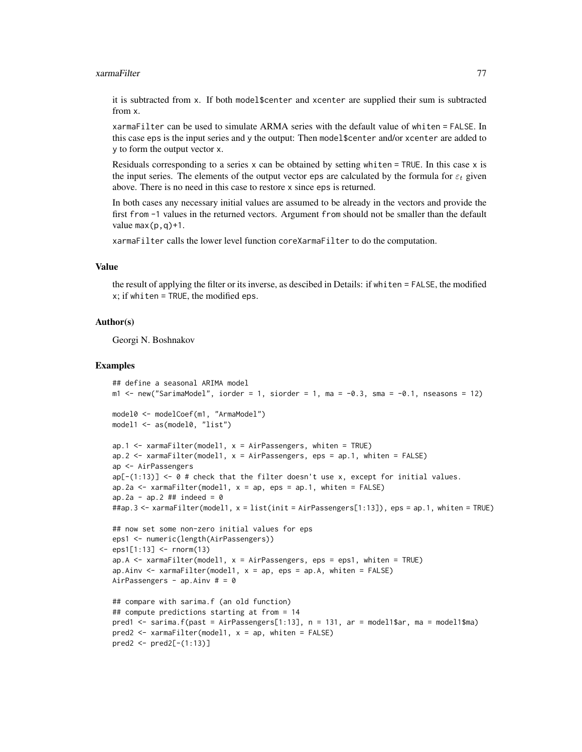it is subtracted from x. If both model$center and xcenter are supplied their sum is subtracted from x.

xarmaFilter can be used to simulate ARMA series with the default value of whiten = FALSE. In this case eps is the input series and y the output: Then model$center and/or xcenter are added to y to form the output vector x.

Residuals corresponding to a series x can be obtained by setting whiten = TRUE. In this case x is the input series. The elements of the output vector eps are calculated by the formula for $\varepsilon_t$ given above. There is no need in this case to restore x since eps is returned.

In both cases any necessary initial values are assumed to be already in the vectors and provide the first from -1 values in the returned vectors. Argument from should not be smaller than the default value max(p,q)+1.

xarmaFilter calls the lower level function coreXarmaFilter to do the computation.

## Value

the result of applying the filter or its inverse, as descibed in Details: if whiten = FALSE, the modified x; if whiten = TRUE, the modified eps.

## Author(s)

Georgi N. Boshnakov

## Examples

```
## define a seasonal ARIMA model
m1 <- new("SarimaModel", iorder = 1, siorder = 1, ma = -0.3, sma = -0.1, nseasons = 12)

model0 <- modelCoef(m1, "ArmaModel")
model1 <- as(model0, "list")

ap.1 <- xarmaFilter(model1, x = AirPassengers, whiten = TRUE)
ap.2 <- xarmaFilter(model1, x = AirPassengers, eps = ap.1, whiten = FALSE)
ap <- AirPassengers
ap[-(1:13)] <- 0 # check that the filter doesn't use x, except for initial values.
ap.2a <- xarmaFilter(model1, x = ap, eps = ap.1, whiten = FALSE)
ap.2a - ap.2 ## indeed = 0
##ap.3 <- xarmaFilter(model1, x = list(init = AirPassengers[1:13]), eps = ap.1, whiten = TRUE)

## now set some non-zero initial values for eps
eps1 <- numeric(length(AirPassengers))
eps1[1:13] <- rnorm(13)
ap.A <- xarmaFilter(model1, x = AirPassengers, eps = eps1, whiten = TRUE)
ap.Ainv <- xarmaFilter(model1, x = ap, eps = ap.A, whiten = FALSE)
AirPassengers - ap.Ainv # = 0

## compare with sarima.f (an old function)
## compute predictions starting at from = 14
pred1 <- sarima.f(past = AirPassengers[1:13], n = 131, ar = model1$ar, ma = model1$ma)
pred2 <- xarmaFilter(model1, x = ap, whiten = FALSE)
pred2 <- pred2[-(1:13)]
```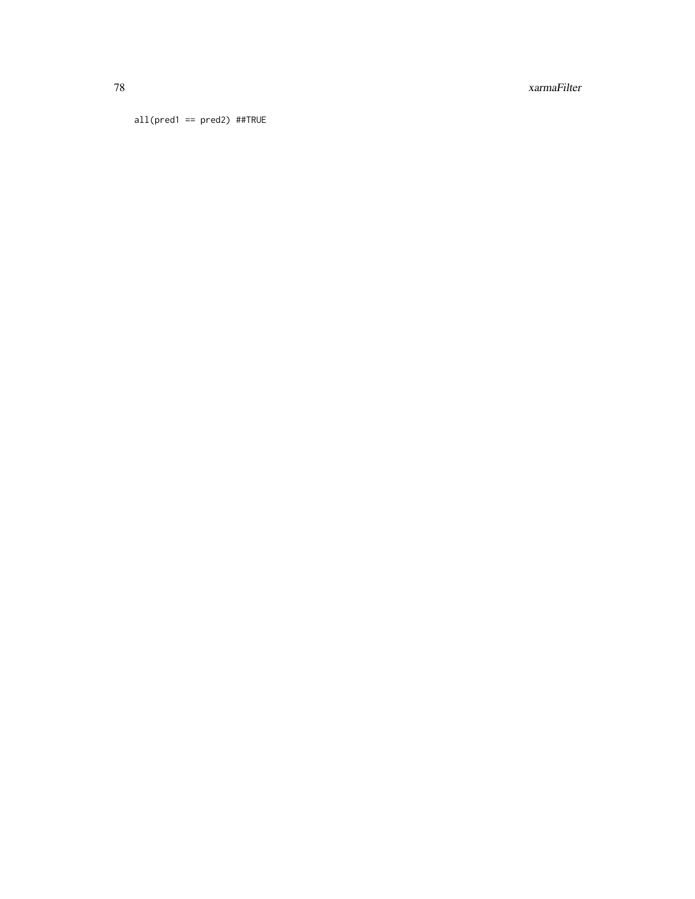```
all(pred1 == pred2) ##TRUE
```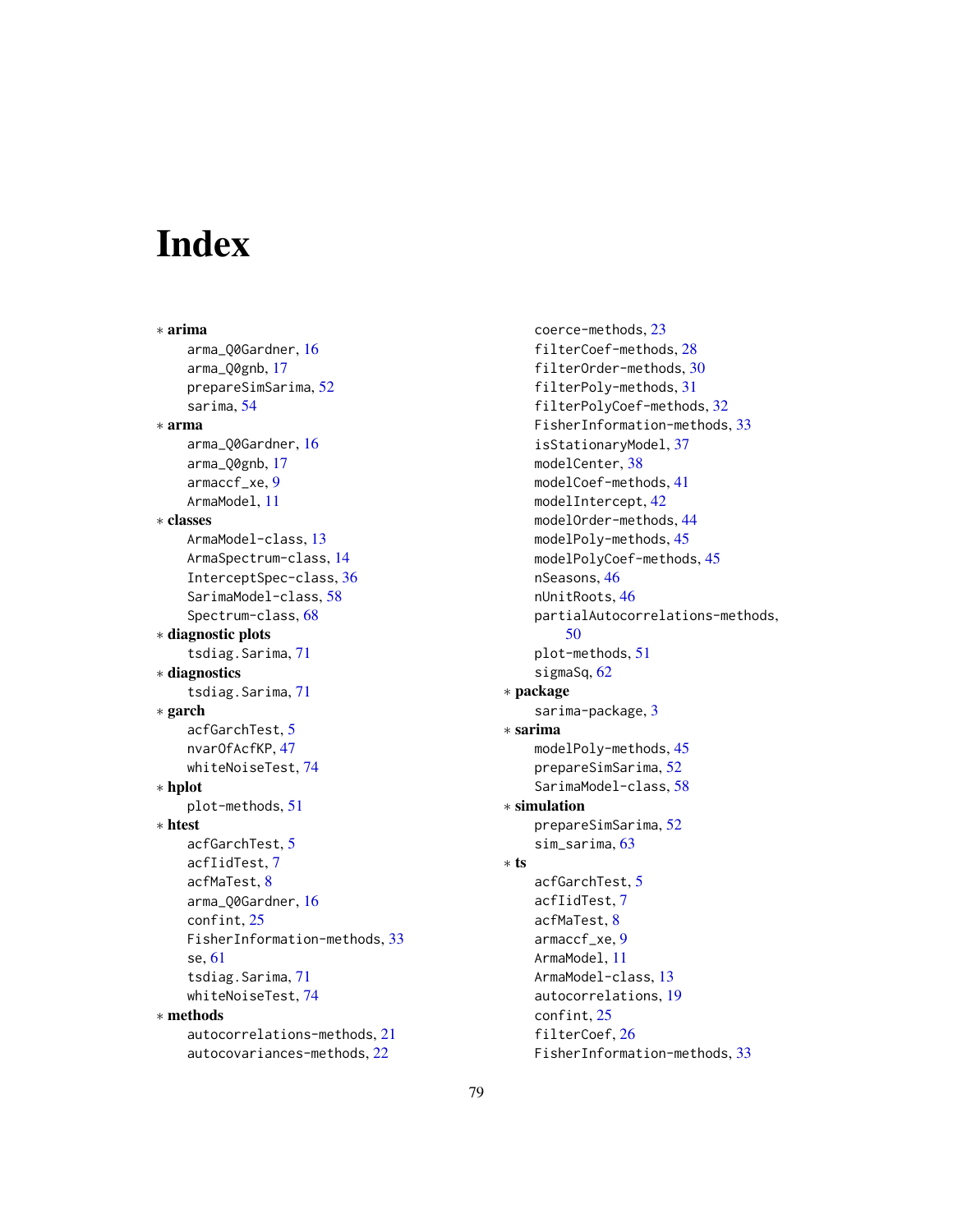# Index

∗ **arima**

- arma_Q0Gardner, 16
- arma_Q0gnb, 17
- prepareSimSarima, 52
- sarima, 54

∗ **arma**

- arma_Q0Gardner, 16
- arma_Q0gnb, 17
- armaccf_xe, 9
- ArmaModel, 11

∗ **classes**

- ArmaModel-class, 13
- ArmaSpectrum-class, 14
- InterceptSpec-class, 36
- SarimaModel-class, 58
- Spectrum-class, 68

∗ **diagnostic plots**

- tsdiag.Sarima, 71

∗ **diagnostics**

- tsdiag.Sarima, 71

∗ **garch**

- acfGarchTest, 5
- nvarOfAcfKP, 47
- whiteNoiseTest, 74

∗ **hplot**

- plot-methods, 51

∗ **htest**

- acfGarchTest, 5
- acfIidTest, 7
- acfMaTest, 8
- arma_Q0Gardner, 16
- confint, 25
- FisherInformation-methods, 33
- se, 61
- tsdiag.Sarima, 71
- whiteNoiseTest, 74

∗ **methods**

- autocorrelations-methods, 21
- autocovariances-methods, 22
- coerce-methods, 23
- filterCoef-methods, 28
- filterOrder-methods, 30
- filterPoly-methods, 31
- filterPolyCoef-methods, 32
- FisherInformation-methods, 33
- isStationaryModel, 37
- modelCenter, 38
- modelCoef-methods, 41
- modelIntercept, 42
- modelOrder-methods, 44
- modelPoly-methods, 45
- modelPolyCoef-methods, 45
- nSeasons, 46
- nUnitRoots, 46
- partialAutocorrelations-methods, 50
- plot-methods, 51
- sigmaSq, 62

∗ **package**

- sarima-package, 3

∗ **sarima**

- modelPoly-methods, 45
- prepareSimSarima, 52
- SarimaModel-class, 58

∗ **simulation**

- prepareSimSarima, 52
- sim_sarima, 63

∗ **ts**

- acfGarchTest, 5
- acfIidTest, 7
- acfMaTest, 8
- armaccf_xe, 9
- ArmaModel, 11
- ArmaModel-class, 13
- autocorrelations, 19
- confint, 25
- filterCoef, 26
- FisherInformation-methods, 33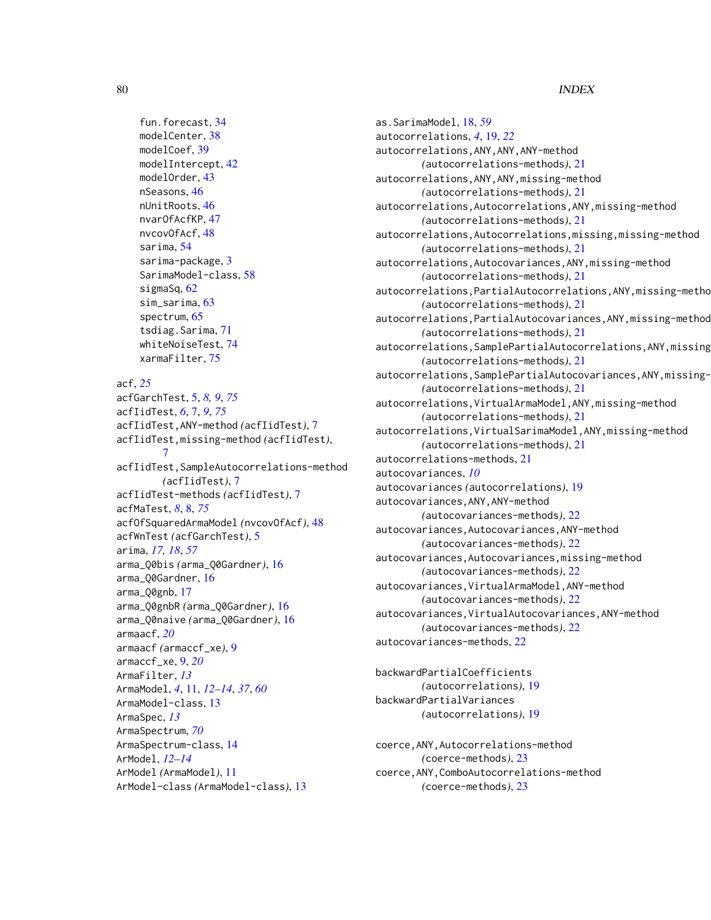fun.forecast, 34
modelCenter, 38
modelCoef, 39
modelIntercept, 42
modelOrder, 43
nSeasons, 46
nUnitRoots, 46
nvarOfAcfKP, 47
nvcovOfAcf, 48
sarima, 54
sarima-package, 3
SarimaModel-class, 58
sigmaSq, 62
sim_sarima, 63
spectrum, 65
tsdiag.Sarima, 71
whiteNoiseTest, 74
xarmaFilter, 75

acf, *25*
acfGarchTest, 5, *8, 9*, *75*
acfIidTest, *6*, 7, *9*, *75*
acfIidTest,ANY-method *(acfIidTest)*, 7
acfIidTest,missing-method *(acfIidTest)*, 7
acfIidTest,SampleAutocorrelations-method *(acfIidTest)*, 7
acfIidTest-methods *(acfIidTest)*, 7
acfMaTest, *8*, 8, *75*
acfOfSquaredArmaModel *(nvcovOfAcf)*, 48
acfWnTest *(acfGarchTest)*, 5
arima, *17, 18*, *57*
arma_Q0bis *(arma_Q0Gardner)*, 16
arma_Q0Gardner, 16
arma_Q0gnb, 17
arma_Q0gnbR *(arma_Q0Gardner)*, 16
arma_Q0naive *(arma_Q0Gardner)*, 16
armaacf, *20*
armaacf *(armaccf_xe)*, 9
armaccf_xe, 9, *20*
ArmaFilter, *13*
ArmaModel, *4*, 11, *12–14*, *37*, *60*
ArmaModel-class, 13
ArmaSpec, *13*
ArmaSpectrum, *70*
ArmaSpectrum-class, 14
ArModel, *12–14*
ArModel *(ArmaModel)*, 11
ArModel-class *(ArmaModel-class)*, 13

as.SarimaModel, 18, *59*
autocorrelations, *4*, 19, *22*
autocorrelations,ANY,ANY,ANY-method *(autocorrelations-methods)*, 21
autocorrelations,ANY,ANY,missing-method *(autocorrelations-methods)*, 21
autocorrelations,Autocorrelations,ANY,missing-method *(autocorrelations-methods)*, 21
autocorrelations,Autocorrelations,missing,missing-method *(autocorrelations-methods)*, 21
autocorrelations,Autocovariances,ANY,missing-method *(autocorrelations-methods)*, 21
autocorrelations,PartialAutocorrelations,ANY,missing-metho *(autocorrelations-methods)*, 21
autocorrelations,PartialAutocovariances,ANY,missing-method *(autocorrelations-methods)*, 21
autocorrelations,SamplePartialAutocorrelations,ANY,missing *(autocorrelations-methods)*, 21
autocorrelations,SamplePartialAutocovariances,ANY,missing- *(autocorrelations-methods)*, 21
autocorrelations,VirtualArmaModel,ANY,missing-method *(autocorrelations-methods)*, 21
autocorrelations,VirtualSarimaModel,ANY,missing-method *(autocorrelations-methods)*, 21
autocorrelations-methods, 21
autocovariances, *10*
autocovariances *(autocorrelations)*, 19
autocovariances,ANY,ANY-method *(autocovariances-methods)*, 22
autocovariances,Autocovariances,ANY-method *(autocovariances-methods)*, 22
autocovariances,Autocovariances,missing-method *(autocovariances-methods)*, 22
autocovariances,VirtualArmaModel,ANY-method *(autocovariances-methods)*, 22
autocovariances,VirtualAutocovariances,ANY-method *(autocovariances-methods)*, 22
autocovariances-methods, 22

backwardPartialCoefficients *(autocorrelations)*, 19
backwardPartialVariances *(autocorrelations)*, 19

coerce,ANY,Autocorrelations-method *(coerce-methods)*, 23
coerce,ANY,ComboAutocorrelations-method *(coerce-methods)*, 23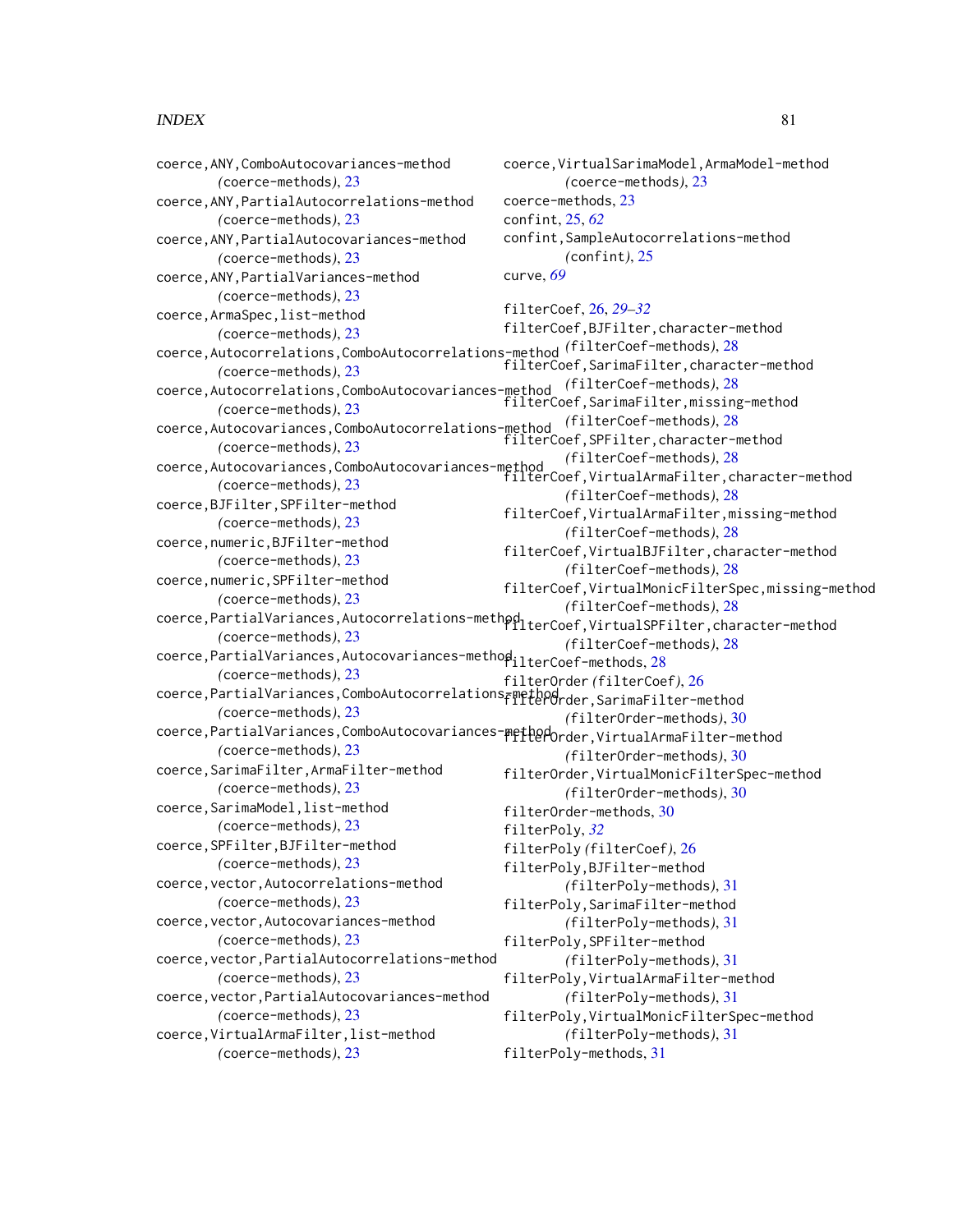coerce,ANY,ComboAutocovariances-method
(coerce-methods), 23
coerce,ANY,PartialAutocorrelations-method
(coerce-methods), 23
coerce,ANY,PartialAutocovariances-method
(coerce-methods), 23
coerce,ANY,PartialVariances-method
(coerce-methods), 23
coerce,ArmaSpec,list-method
(coerce-methods), 23
coerce,Autocorrelations,ComboAutocorrelations-method
(coerce-methods), 23
coerce,Autocorrelations,ComboAutocovariances-method
(coerce-methods), 23
coerce,Autocovariances,ComboAutocorrelations-method
(coerce-methods), 23
coerce,Autocovariances,ComboAutocovariances-method
(coerce-methods), 23
coerce,BJFilter,SPFilter-method
(coerce-methods), 23
coerce,numeric,BJFilter-method
(coerce-methods), 23
coerce,numeric,SPFilter-method
(coerce-methods), 23
coerce,PartialVariances,Autocorrelations-method
(coerce-methods), 23
coerce,PartialVariances,Autocovariances-method
(coerce-methods), 23
coerce,PartialVariances,ComboAutocorrelations-method
(coerce-methods), 23
coerce,PartialVariances,ComboAutocovariances-method
(coerce-methods), 23
coerce,SarimaFilter,ArmaFilter-method
(coerce-methods), 23
coerce,SarimaModel,list-method
(coerce-methods), 23
coerce,SPFilter,BJFilter-method
(coerce-methods), 23
coerce,vector,Autocorrelations-method
(coerce-methods), 23
coerce,vector,Autocovariances-method
(coerce-methods), 23
coerce,vector,PartialAutocorrelations-method
(coerce-methods), 23
coerce,vector,PartialAutocovariances-method
(coerce-methods), 23
coerce,VirtualArmaFilter,list-method
(coerce-methods), 23
coerce,VirtualSarimaModel,ArmaModel-method
(coerce-methods), 23
coerce-methods, 23
confint, 25, *62*
confint,SampleAutocorrelations-method
(confint), 25
curve, *69*

filterCoef, 26, *29–32*
filterCoef,BJFilter,character-method
(filterCoef-methods), 28
filterCoef,SarimaFilter,character-method
(filterCoef-methods), 28
filterCoef,SarimaFilter,missing-method
(filterCoef-methods), 28
filterCoef,SPFilter,character-method
(filterCoef-methods), 28
filterCoef,VirtualArmaFilter,character-method
(filterCoef-methods), 28
filterCoef,VirtualArmaFilter,missing-method
(filterCoef-methods), 28
filterCoef,VirtualBJFilter,character-method
(filterCoef-methods), 28
filterCoef,VirtualMonicFilterSpec,missing-method
(filterCoef-methods), 28
filterCoef,VirtualSPFilter,character-method
(filterCoef-methods), 28
filterCoef-methods, 28
filterOrder (filterCoef), 26
filterOrder,SarimaFilter-method
(filterOrder-methods), 30
filterOrder,VirtualArmaFilter-method
(filterOrder-methods), 30
filterOrder,VirtualMonicFilterSpec-method
(filterOrder-methods), 30
filterOrder-methods, 30
filterPoly, *32*
filterPoly (filterCoef), 26
filterPoly,BJFilter-method
(filterPoly-methods), 31
filterPoly,SarimaFilter-method
(filterPoly-methods), 31
filterPoly,SPFilter-method
(filterPoly-methods), 31
filterPoly,VirtualArmaFilter-method
(filterPoly-methods), 31
filterPoly,VirtualMonicFilterSpec-method
(filterPoly-methods), 31
filterPoly-methods, 31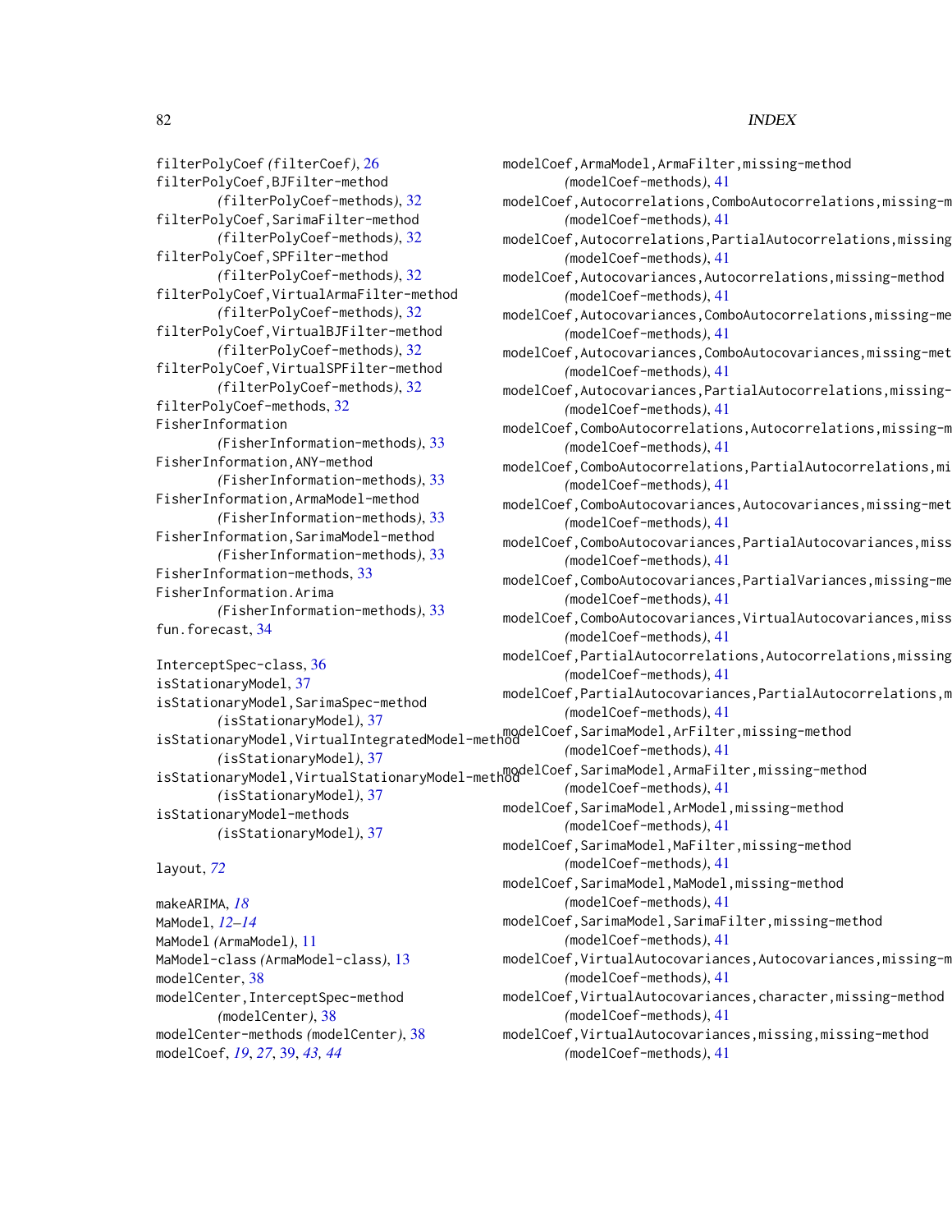filterPolyCoef *(filterCoef)*, 26
filterPolyCoef,BJFilter-method
*(filterPolyCoef-methods)*, 32
filterPolyCoef,SarimaFilter-method
*(filterPolyCoef-methods)*, 32
filterPolyCoef,SPFilter-method
*(filterPolyCoef-methods)*, 32
filterPolyCoef,VirtualArmaFilter-method
*(filterPolyCoef-methods)*, 32
filterPolyCoef,VirtualBJFilter-method
*(filterPolyCoef-methods)*, 32
filterPolyCoef,VirtualSPFilter-method
*(filterPolyCoef-methods)*, 32
filterPolyCoef-methods, 32
FisherInformation
*(FisherInformation-methods)*, 33
FisherInformation,ANY-method
*(FisherInformation-methods)*, 33
FisherInformation,ArmaModel-method
*(FisherInformation-methods)*, 33
FisherInformation,SarimaModel-method
*(FisherInformation-methods)*, 33
FisherInformation-methods, 33
FisherInformation.Arima
*(FisherInformation-methods)*, 33
fun.forecast, 34

InterceptSpec-class, 36
isStationaryModel, 37
isStationaryModel,SarimaSpec-method
*(isStationaryModel)*, 37
isStationaryModel,VirtualIntegratedModel-method
*(isStationaryModel)*, 37
isStationaryModel,VirtualStationaryModel-method
*(isStationaryModel)*, 37
isStationaryModel-methods
*(isStationaryModel)*, 37

layout, *72*

makeARIMA, *18*
MaModel, *12–14*
MaModel *(ArmaModel)*, 11
MaModel-class *(ArmaModel-class)*, 13
modelCenter, 38
modelCenter,InterceptSpec-method
*(modelCenter)*, 38
modelCenter-methods *(modelCenter)*, 38
modelCoef, *19*, *27*, 39, *43*, *44*

modelCoef,ArmaModel,ArmaFilter,missing-method
*(modelCoef-methods)*, 41
modelCoef,Autocorrelations,ComboAutocorrelations,missing-m
*(modelCoef-methods)*, 41
modelCoef,Autocorrelations,PartialAutocorrelations,missing
*(modelCoef-methods)*, 41
modelCoef,Autocovariances,Autocorrelations,missing-method
*(modelCoef-methods)*, 41
modelCoef,Autocovariances,ComboAutocorrelations,missing-me
*(modelCoef-methods)*, 41
modelCoef,Autocovariances,ComboAutocovariances,missing-met
*(modelCoef-methods)*, 41
modelCoef,Autocovariances,PartialAutocorrelations,missing-
*(modelCoef-methods)*, 41
modelCoef,ComboAutocorrelations,Autocorrelations,missing-m
*(modelCoef-methods)*, 41
modelCoef,ComboAutocorrelations,PartialAutocorrelations,mi
*(modelCoef-methods)*, 41
modelCoef,ComboAutocovariances,Autocovariances,missing-met
*(modelCoef-methods)*, 41
modelCoef,ComboAutocovariances,PartialAutocovariances,miss
*(modelCoef-methods)*, 41
modelCoef,ComboAutocovariances,PartialVariances,missing-me
*(modelCoef-methods)*, 41
modelCoef,ComboAutocovariances,VirtualAutocovariances,miss
*(modelCoef-methods)*, 41
modelCoef,PartialAutocorrelations,Autocorrelations,missing
*(modelCoef-methods)*, 41
modelCoef,PartialAutocovariances,PartialAutocorrelations,m
*(modelCoef-methods)*, 41
modelCoef,SarimaModel,ArFilter,missing-method
*(modelCoef-methods)*, 41
modelCoef,SarimaModel,ArmaFilter,missing-method
*(modelCoef-methods)*, 41
modelCoef,SarimaModel,ArModel,missing-method
*(modelCoef-methods)*, 41
modelCoef,SarimaModel,MaFilter,missing-method
*(modelCoef-methods)*, 41
modelCoef,SarimaModel,MaModel,missing-method
*(modelCoef-methods)*, 41
modelCoef,SarimaModel,SarimaFilter,missing-method
*(modelCoef-methods)*, 41
modelCoef,VirtualAutocovariances,Autocovariances,missing-m
*(modelCoef-methods)*, 41
modelCoef,VirtualAutocovariances,character,missing-method
*(modelCoef-methods)*, 41
modelCoef,VirtualAutocovariances,missing,missing-method
*(modelCoef-methods)*, 41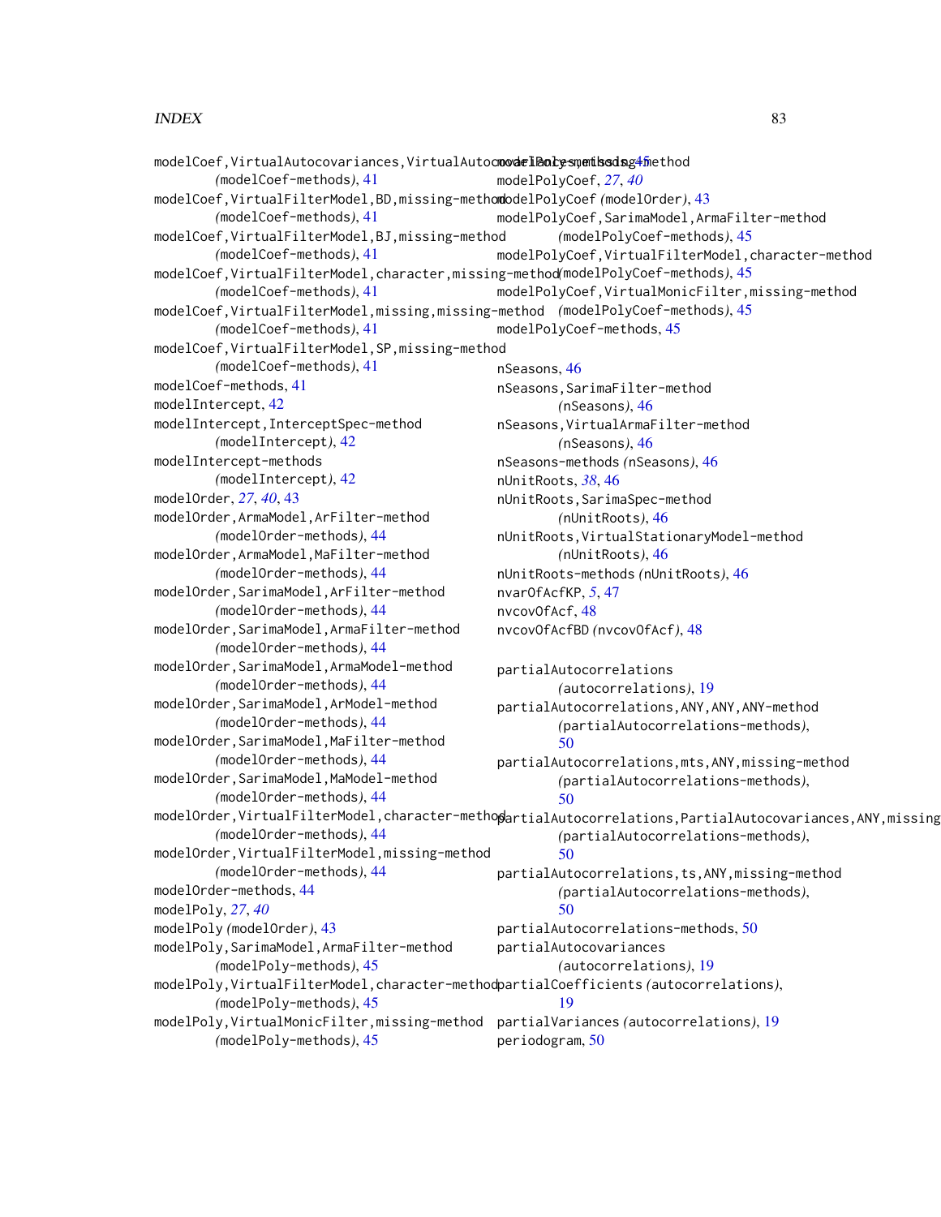modelCoef,VirtualAutocovariances,VirtualAutocovariances,missing-method
*(modelCoef-methods)*, 41
modelCoef,VirtualFilterModel,BD,missing-method
*(modelCoef-methods)*, 41
modelCoef,VirtualFilterModel,BJ,missing-method
*(modelCoef-methods)*, 41
modelCoef,VirtualFilterModel,character,missing-method
*(modelCoef-methods)*, 41
modelCoef,VirtualFilterModel,missing,missing-method
*(modelCoef-methods)*, 41
modelCoef,VirtualFilterModel,SP,missing-method
*(modelCoef-methods)*, 41
modelCoef-methods, 41
modelIntercept, 42
modelIntercept,InterceptSpec-method
*(modelIntercept)*, 42
modelIntercept-methods
*(modelIntercept)*, 42
modelOrder, *27*, *40*, 43
modelOrder,ArmaModel,ArFilter-method
*(modelOrder-methods)*, 44
modelOrder,ArmaModel,MaFilter-method
*(modelOrder-methods)*, 44
modelOrder,SarimaModel,ArFilter-method
*(modelOrder-methods)*, 44
modelOrder,SarimaModel,ArmaFilter-method
*(modelOrder-methods)*, 44
modelOrder,SarimaModel,ArmaModel-method
*(modelOrder-methods)*, 44
modelOrder,SarimaModel,ArModel-method
*(modelOrder-methods)*, 44
modelOrder,SarimaModel,MaFilter-method
*(modelOrder-methods)*, 44
modelOrder,SarimaModel,MaModel-method
*(modelOrder-methods)*, 44
modelOrder,VirtualFilterModel,character-method
*(modelOrder-methods)*, 44
modelOrder,VirtualFilterModel,missing-method
*(modelOrder-methods)*, 44
modelOrder-methods, 44
modelPoly, *27*, *40*
modelPoly *(modelOrder)*, 43
modelPoly,SarimaModel,ArmaFilter-method
*(modelPoly-methods)*, 45
modelPoly,VirtualFilterModel,character-method
*(modelPoly-methods)*, 45
modelPoly,VirtualMonicFilter,missing-method
*(modelPoly-methods)*, 45
modelPoly-methods, 45
modelPolyCoef, *27*, *40*
modelPolyCoef *(modelOrder)*, 43
modelPolyCoef,SarimaModel,ArmaFilter-method
*(modelPolyCoef-methods)*, 45
modelPolyCoef,VirtualFilterModel,character-method
*(modelPolyCoef-methods)*, 45
modelPolyCoef,VirtualMonicFilter,missing-method
*(modelPolyCoef-methods)*, 45
modelPolyCoef-methods, 45

nSeasons, 46
nSeasons,SarimaFilter-method
*(nSeasons)*, 46
nSeasons,VirtualArmaFilter-method
*(nSeasons)*, 46
nSeasons-methods *(nSeasons)*, 46
nUnitRoots, *38*, 46
nUnitRoots,SarimaSpec-method
*(nUnitRoots)*, 46
nUnitRoots,VirtualStationaryModel-method
*(nUnitRoots)*, 46
nUnitRoots-methods *(nUnitRoots)*, 46
nvarOfAcfKP, *5*, 47
nvcovOfAcf, 48
nvcovOfAcfBD *(nvcovOfAcf)*, 48

partialAutocorrelations
*(autocorrelations)*, 19
partialAutocorrelations,ANY,ANY,ANY-method
*(partialAutocorrelations-methods)*, 50
partialAutocorrelations,mts,ANY,missing-method
*(partialAutocorrelations-methods)*, 50
partialAutocorrelations,PartialAutocovariances,ANY,missing
*(partialAutocorrelations-methods)*, 50
partialAutocorrelations,ts,ANY,missing-method
*(partialAutocorrelations-methods)*, 50
partialAutocorrelations-methods, 50
partialAutocovariances
*(autocorrelations)*, 19
partialCoefficients *(autocorrelations)*, 19
partialVariances *(autocorrelations)*, 19
periodogram, 50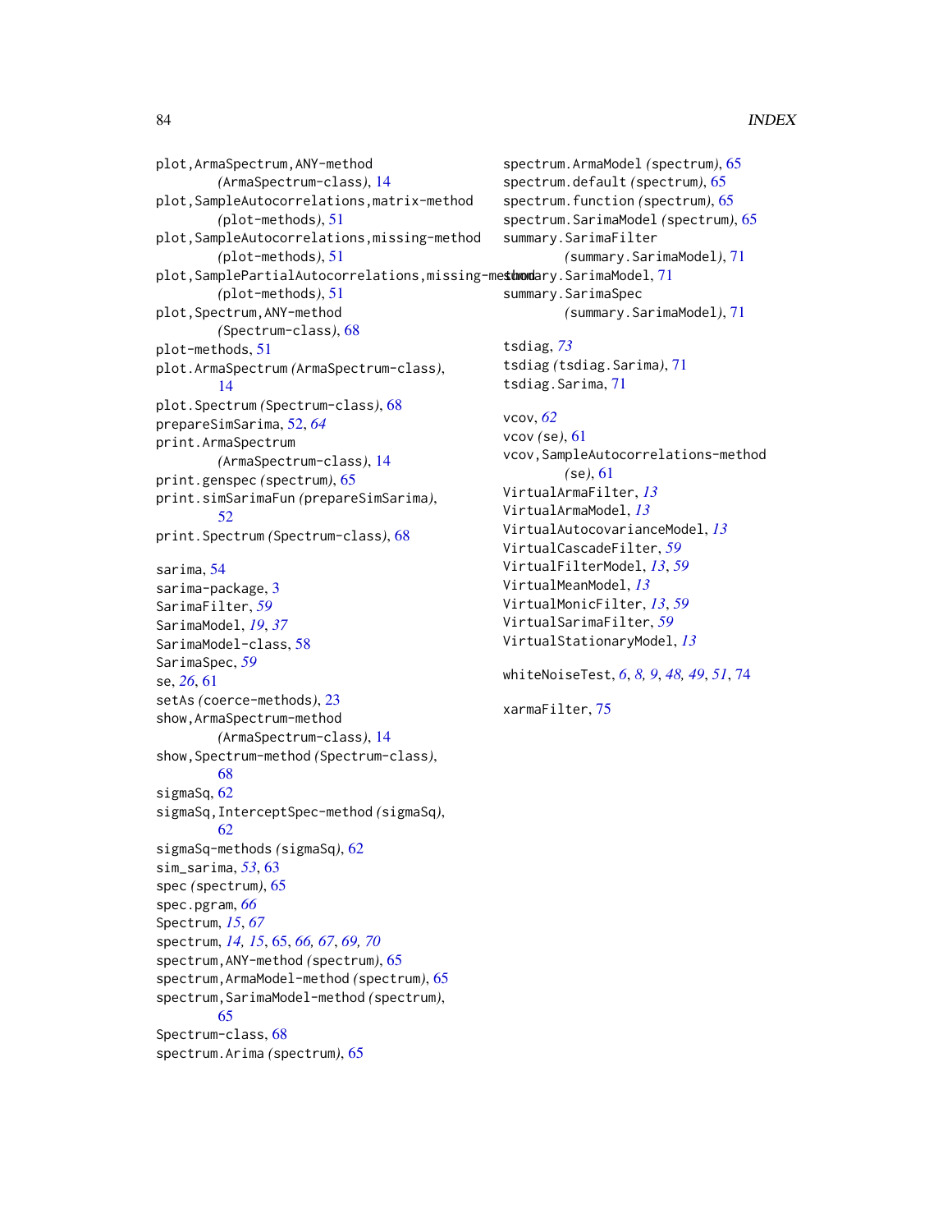plot,ArmaSpectrum,ANY-method
  *(ArmaSpectrum-class)*, 14
plot,SampleAutocorrelations,matrix-method
  *(plot-methods)*, 51
plot,SampleAutocorrelations,missing-method
  *(plot-methods)*, 51
plot,SamplePartialAutocorrelations,missing-method
  *(plot-methods)*, 51
plot,Spectrum,ANY-method
  *(Spectrum-class)*, 68
plot-methods, 51
plot.ArmaSpectrum *(ArmaSpectrum-class)*,
  14
plot.Spectrum *(Spectrum-class)*, 68
prepareSimSarima, 52, *64*
print.ArmaSpectrum
  *(ArmaSpectrum-class)*, 14
print.genspec *(spectrum)*, 65
print.simSarimaFun *(prepareSimSarima)*,
  52
print.Spectrum *(Spectrum-class)*, 68

sarima, 54
sarima-package, 3
SarimaFilter, *59*
SarimaModel, *19*, *37*
SarimaModel-class, 58
SarimaSpec, *59*
se, *26*, 61
setAs *(coerce-methods)*, 23
show,ArmaSpectrum-method
  *(ArmaSpectrum-class)*, 14
show,Spectrum-method *(Spectrum-class)*,
  68
sigmaSq, 62
sigmaSq,InterceptSpec-method *(sigmaSq)*,
  62
sigmaSq-methods *(sigmaSq)*, 62
sim_sarima, *53*, 63
spec *(spectrum)*, 65
spec.pgram, *66*
Spectrum, *15*, *67*
spectrum, *14, 15*, 65, *66, 67*, *69, 70*
spectrum,ANY-method *(spectrum)*, 65
spectrum,ArmaModel-method *(spectrum)*, 65
spectrum,SarimaModel-method *(spectrum)*,
  65
Spectrum-class, 68
spectrum.Arima *(spectrum)*, 65
spectrum.ArmaModel *(spectrum)*, 65
spectrum.default *(spectrum)*, 65
spectrum.function *(spectrum)*, 65
spectrum.SarimaModel *(spectrum)*, 65
summary.SarimaFilter
  *(summary.SarimaModel)*, 71
summary.SarimaModel, 71
summary.SarimaSpec
  *(summary.SarimaModel)*, 71

tsdiag, *73*
tsdiag *(tsdiag.Sarima)*, 71
tsdiag.Sarima, 71

vcov, *62*
vcov *(se)*, 61
vcov,SampleAutocorrelations-method
  *(se)*, 61
VirtualArmaFilter, *13*
VirtualArmaModel, *13*
VirtualAutocovarianceModel, *13*
VirtualCascadeFilter, *59*
VirtualFilterModel, *13*, *59*
VirtualMeanModel, *13*
VirtualMonicFilter, *13*, *59*
VirtualSarimaFilter, *59*
VirtualStationaryModel, *13*

whiteNoiseTest, *6*, *8, 9*, *48, 49*, *51*, 74

xarmaFilter, 75